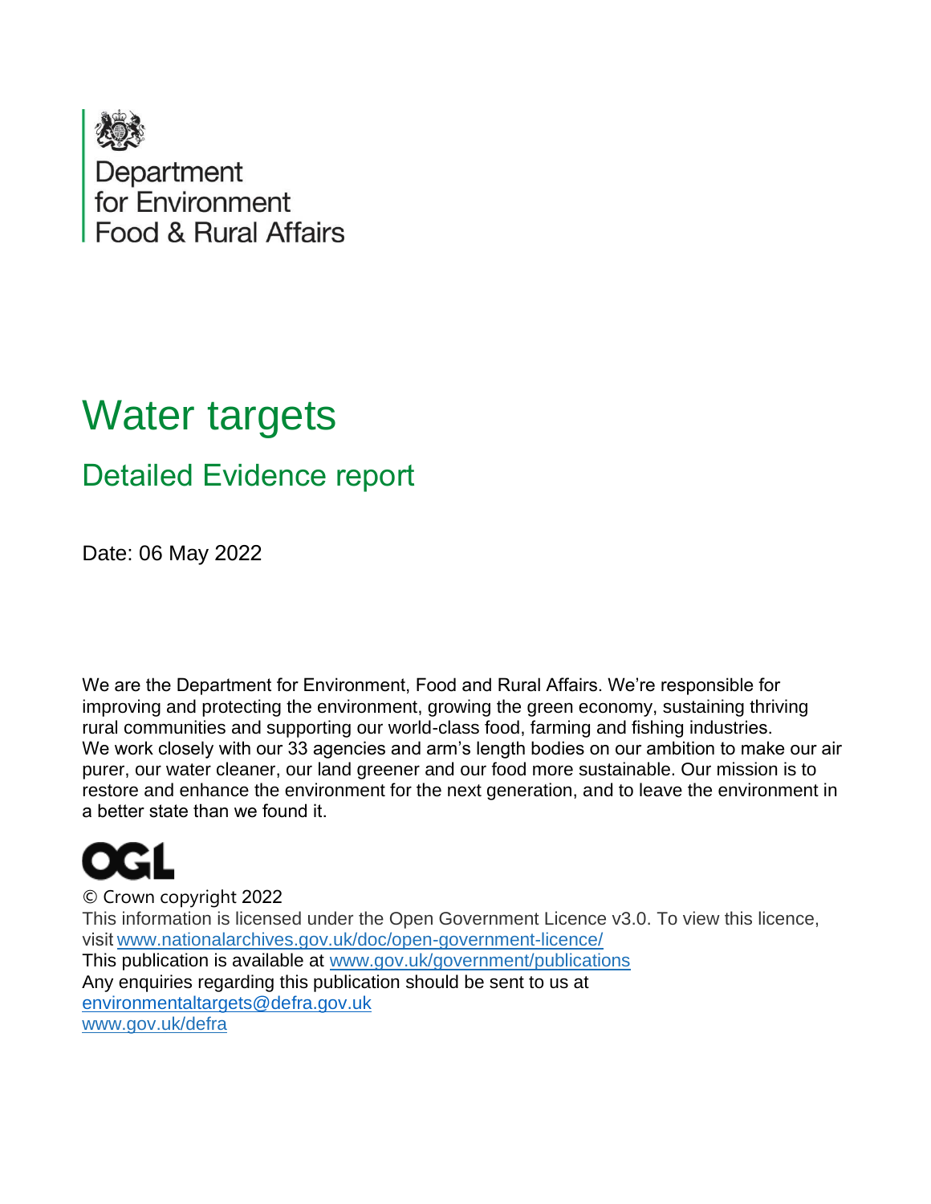Department
for Environment
Food & Rural Affairs

# Water targets

## Detailed Evidence report

Date: 06 May 2022

We are the Department for Environment, Food and Rural Affairs. We're responsible for improving and protecting the environment, growing the green economy, sustaining thriving rural communities and supporting our world-class food, farming and fishing industries. We work closely with our 33 agencies and arm's length bodies on our ambition to make our air purer, our water cleaner, our land greener and our food more sustainable. Our mission is to restore and enhance the environment for the next generation, and to leave the environment in a better state than we found it.

OGL

© Crown copyright 2022

This information is licensed under the Open Government Licence v3.0. To view this licence, visit www.nationalarchives.gov.uk/doc/open-government-licence/

This publication is available at www.gov.uk/government/publications

Any enquiries regarding this publication should be sent to us at environmentaltargets@defra.gov.uk

www.gov.uk/defra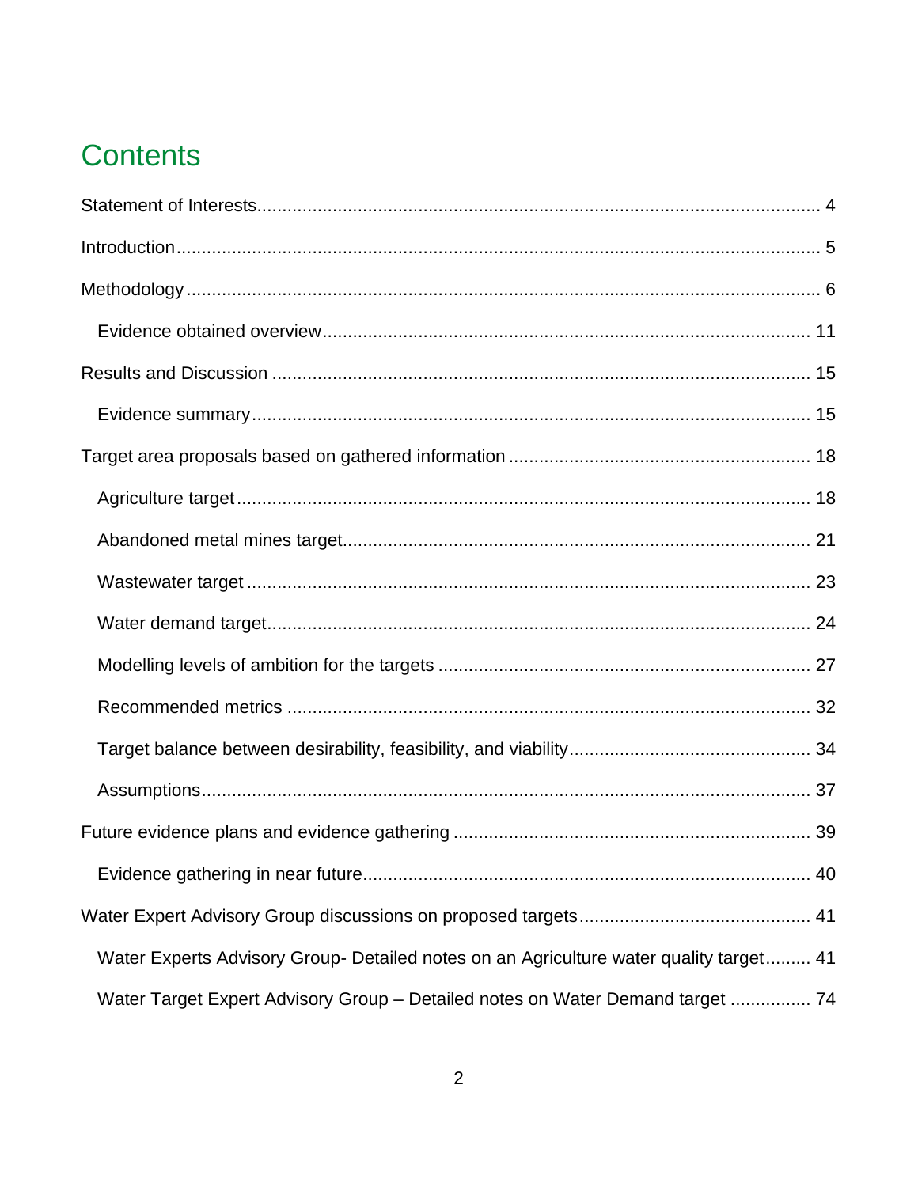# Contents

Statement of Interests ... 4

Introduction ... 5

Methodology ... 6

- Evidence obtained overview ... 11

Results and Discussion ... 15

- Evidence summary ... 15

Target area proposals based on gathered information ... 18

- Agriculture target ... 18
- Abandoned metal mines target ... 21
- Wastewater target ... 23
- Water demand target ... 24
- Modelling levels of ambition for the targets ... 27
- Recommended metrics ... 32
- Target balance between desirability, feasibility, and viability ... 34
- Assumptions ... 37

Future evidence plans and evidence gathering ... 39

- Evidence gathering in near future ... 40

Water Expert Advisory Group discussions on proposed targets ... 41

- Water Experts Advisory Group- Detailed notes on an Agriculture water quality target ... 41
- Water Target Expert Advisory Group – Detailed notes on Water Demand target ... 74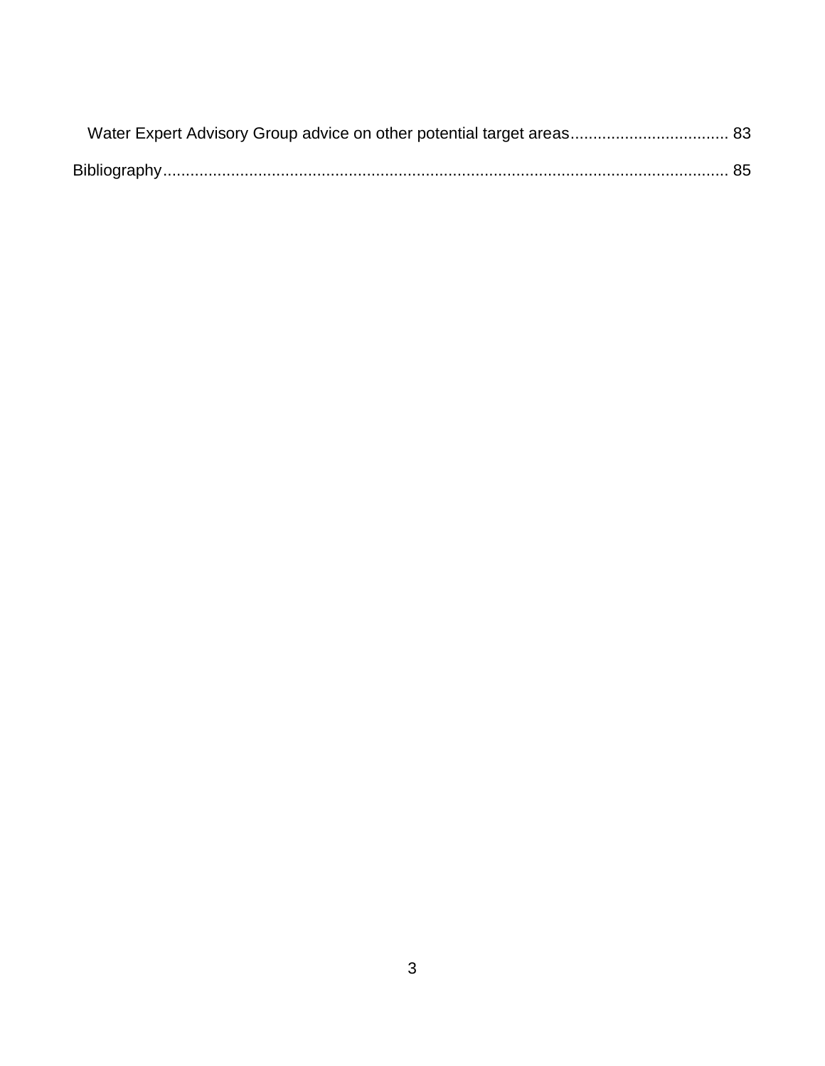Water Expert Advisory Group advice on other potential target areas.................................. 83

Bibliography............................................................................................................................. 85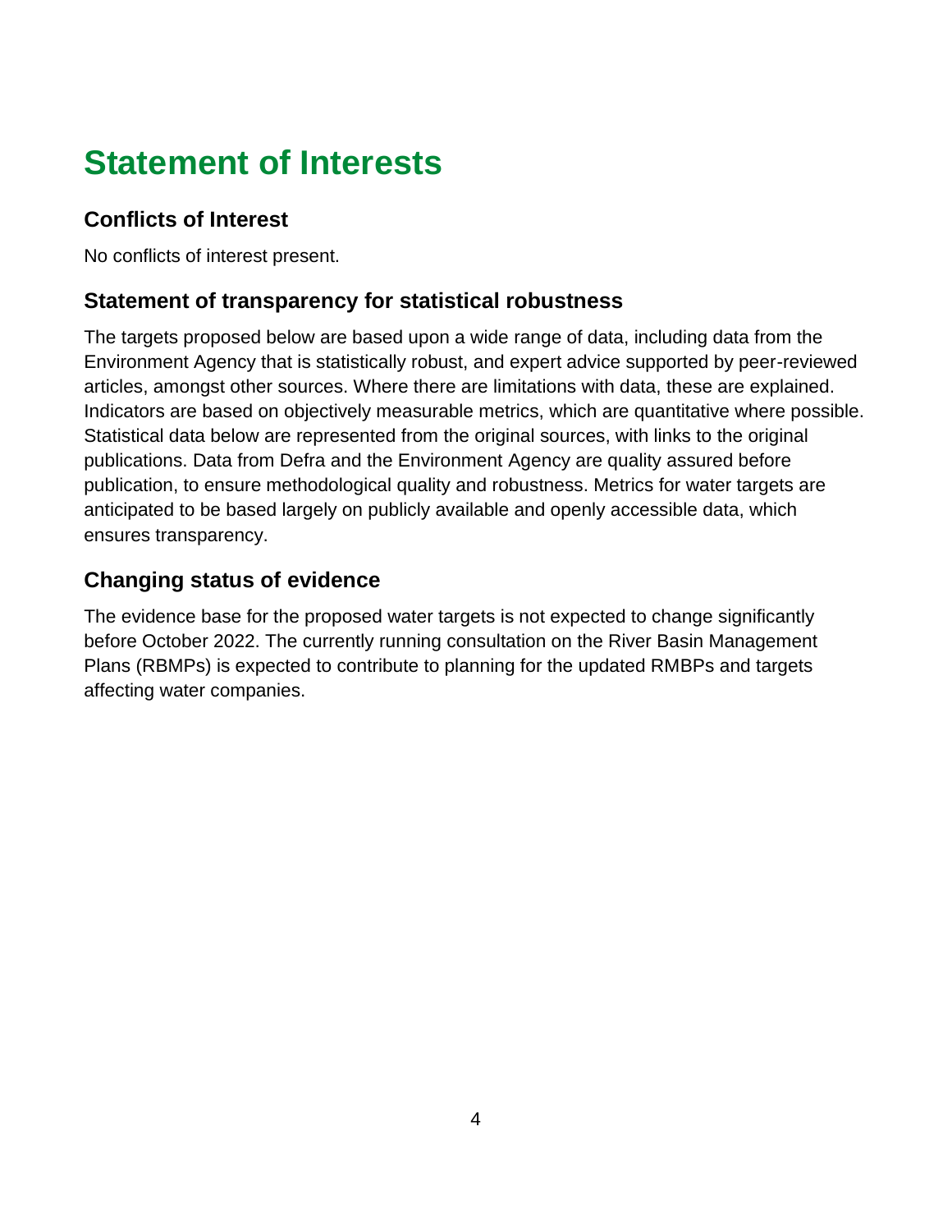# Statement of Interests

## Conflicts of Interest

No conflicts of interest present.

## Statement of transparency for statistical robustness

The targets proposed below are based upon a wide range of data, including data from the Environment Agency that is statistically robust, and expert advice supported by peer-reviewed articles, amongst other sources. Where there are limitations with data, these are explained. Indicators are based on objectively measurable metrics, which are quantitative where possible. Statistical data below are represented from the original sources, with links to the original publications. Data from Defra and the Environment Agency are quality assured before publication, to ensure methodological quality and robustness. Metrics for water targets are anticipated to be based largely on publicly available and openly accessible data, which ensures transparency.

## Changing status of evidence

The evidence base for the proposed water targets is not expected to change significantly before October 2022. The currently running consultation on the River Basin Management Plans (RBMPs) is expected to contribute to planning for the updated RMBPs and targets affecting water companies.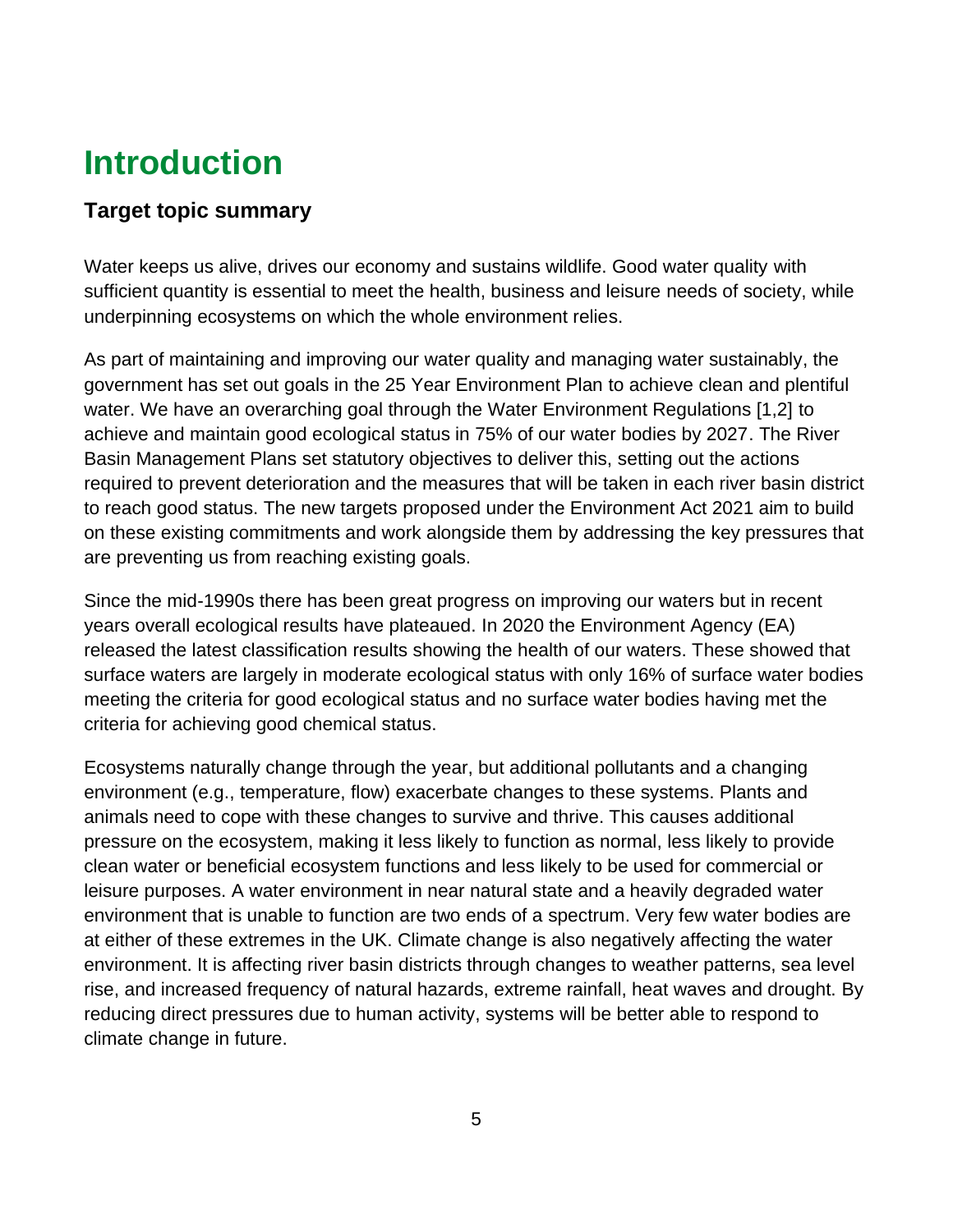# Introduction

## Target topic summary

Water keeps us alive, drives our economy and sustains wildlife. Good water quality with sufficient quantity is essential to meet the health, business and leisure needs of society, while underpinning ecosystems on which the whole environment relies.

As part of maintaining and improving our water quality and managing water sustainably, the government has set out goals in the 25 Year Environment Plan to achieve clean and plentiful water. We have an overarching goal through the Water Environment Regulations [1,2] to achieve and maintain good ecological status in 75% of our water bodies by 2027. The River Basin Management Plans set statutory objectives to deliver this, setting out the actions required to prevent deterioration and the measures that will be taken in each river basin district to reach good status. The new targets proposed under the Environment Act 2021 aim to build on these existing commitments and work alongside them by addressing the key pressures that are preventing us from reaching existing goals.

Since the mid-1990s there has been great progress on improving our waters but in recent years overall ecological results have plateaued. In 2020 the Environment Agency (EA) released the latest classification results showing the health of our waters. These showed that surface waters are largely in moderate ecological status with only 16% of surface water bodies meeting the criteria for good ecological status and no surface water bodies having met the criteria for achieving good chemical status.

Ecosystems naturally change through the year, but additional pollutants and a changing environment (e.g., temperature, flow) exacerbate changes to these systems. Plants and animals need to cope with these changes to survive and thrive. This causes additional pressure on the ecosystem, making it less likely to function as normal, less likely to provide clean water or beneficial ecosystem functions and less likely to be used for commercial or leisure purposes. A water environment in near natural state and a heavily degraded water environment that is unable to function are two ends of a spectrum. Very few water bodies are at either of these extremes in the UK. Climate change is also negatively affecting the water environment. It is affecting river basin districts through changes to weather patterns, sea level rise, and increased frequency of natural hazards, extreme rainfall, heat waves and drought. By reducing direct pressures due to human activity, systems will be better able to respond to climate change in future.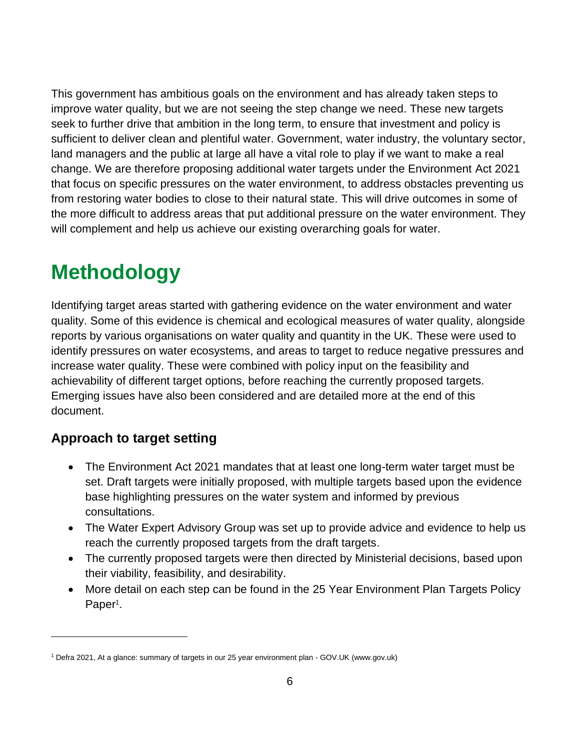This government has ambitious goals on the environment and has already taken steps to improve water quality, but we are not seeing the step change we need. These new targets seek to further drive that ambition in the long term, to ensure that investment and policy is sufficient to deliver clean and plentiful water. Government, water industry, the voluntary sector, land managers and the public at large all have a vital role to play if we want to make a real change. We are therefore proposing additional water targets under the Environment Act 2021 that focus on specific pressures on the water environment, to address obstacles preventing us from restoring water bodies to close to their natural state. This will drive outcomes in some of the more difficult to address areas that put additional pressure on the water environment. They will complement and help us achieve our existing overarching goals for water.

# Methodology

Identifying target areas started with gathering evidence on the water environment and water quality. Some of this evidence is chemical and ecological measures of water quality, alongside reports by various organisations on water quality and quantity in the UK. These were used to identify pressures on water ecosystems, and areas to target to reduce negative pressures and increase water quality. These were combined with policy input on the feasibility and achievability of different target options, before reaching the currently proposed targets. Emerging issues have also been considered and are detailed more at the end of this document.

## Approach to target setting

- The Environment Act 2021 mandates that at least one long-term water target must be set. Draft targets were initially proposed, with multiple targets based upon the evidence base highlighting pressures on the water system and informed by previous consultations.
- The Water Expert Advisory Group was set up to provide advice and evidence to help us reach the currently proposed targets from the draft targets.
- The currently proposed targets were then directed by Ministerial decisions, based upon their viability, feasibility, and desirability.
- More detail on each step can be found in the 25 Year Environment Plan Targets Policy Paper[1].

[1] Defra 2021, At a glance: summary of targets in our 25 year environment plan - GOV.UK (www.gov.uk)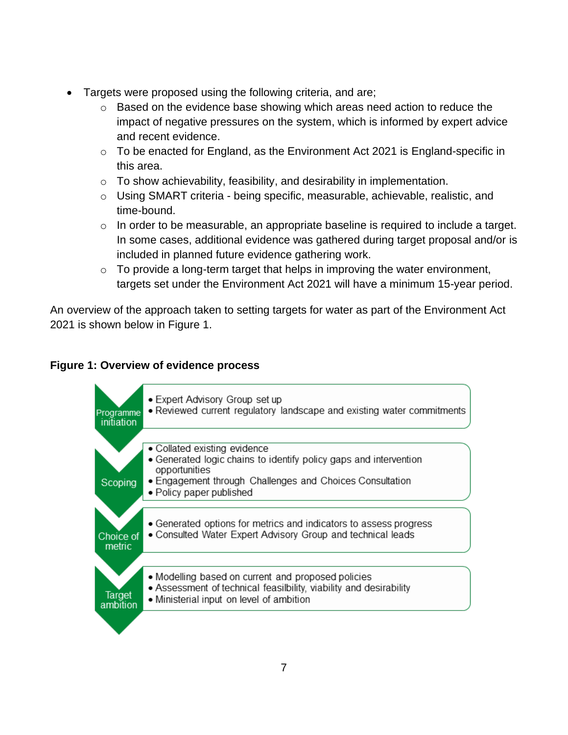- Targets were proposed using the following criteria, and are;
  - Based on the evidence base showing which areas need action to reduce the impact of negative pressures on the system, which is informed by expert advice and recent evidence.
  - To be enacted for England, as the Environment Act 2021 is England-specific in this area.
  - To show achievability, feasibility, and desirability in implementation.
  - Using SMART criteria - being specific, measurable, achievable, realistic, and time-bound.
  - In order to be measurable, an appropriate baseline is required to include a target. In some cases, additional evidence was gathered during target proposal and/or is included in planned future evidence gathering work.
  - To provide a long-term target that helps in improving the water environment, targets set under the Environment Act 2021 will have a minimum 15-year period.

An overview of the approach taken to setting targets for water as part of the Environment Act 2021 is shown below in Figure 1.

**Figure 1: Overview of evidence process**

| Stage | Activities |
| --- | --- |
| Programme initiation | • Expert Advisory Group set up<br>• Reviewed current regulatory landscape and existing water commitments |
| Scoping | • Collated existing evidence<br>• Generated logic chains to identify policy gaps and intervention opportunities<br>• Engagement through Challenges and Choices Consultation<br>• Policy paper published |
| Choice of metric | • Generated options for metrics and indicators to assess progress<br>• Consulted Water Expert Advisory Group and technical leads |
| Target ambition | • Modelling based on current and proposed policies<br>• Assessment of technical feasilbility, viability and desirability<br>• Ministerial input on level of ambition |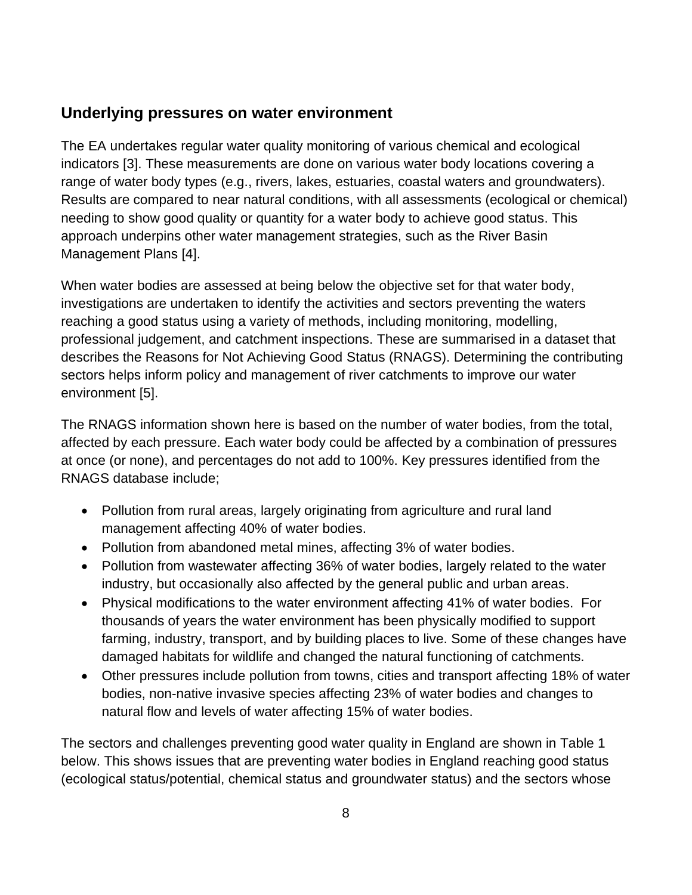## Underlying pressures on water environment

The EA undertakes regular water quality monitoring of various chemical and ecological indicators [3]. These measurements are done on various water body locations covering a range of water body types (e.g., rivers, lakes, estuaries, coastal waters and groundwaters). Results are compared to near natural conditions, with all assessments (ecological or chemical) needing to show good quality or quantity for a water body to achieve good status. This approach underpins other water management strategies, such as the River Basin Management Plans [4].

When water bodies are assessed at being below the objective set for that water body, investigations are undertaken to identify the activities and sectors preventing the waters reaching a good status using a variety of methods, including monitoring, modelling, professional judgement, and catchment inspections. These are summarised in a dataset that describes the Reasons for Not Achieving Good Status (RNAGS). Determining the contributing sectors helps inform policy and management of river catchments to improve our water environment [5].

The RNAGS information shown here is based on the number of water bodies, from the total, affected by each pressure. Each water body could be affected by a combination of pressures at once (or none), and percentages do not add to 100%. Key pressures identified from the RNAGS database include;

- Pollution from rural areas, largely originating from agriculture and rural land management affecting 40% of water bodies.
- Pollution from abandoned metal mines, affecting 3% of water bodies.
- Pollution from wastewater affecting 36% of water bodies, largely related to the water industry, but occasionally also affected by the general public and urban areas.
- Physical modifications to the water environment affecting 41% of water bodies. For thousands of years the water environment has been physically modified to support farming, industry, transport, and by building places to live. Some of these changes have damaged habitats for wildlife and changed the natural functioning of catchments.
- Other pressures include pollution from towns, cities and transport affecting 18% of water bodies, non-native invasive species affecting 23% of water bodies and changes to natural flow and levels of water affecting 15% of water bodies.

The sectors and challenges preventing good water quality in England are shown in Table 1 below. This shows issues that are preventing water bodies in England reaching good status (ecological status/potential, chemical status and groundwater status) and the sectors whose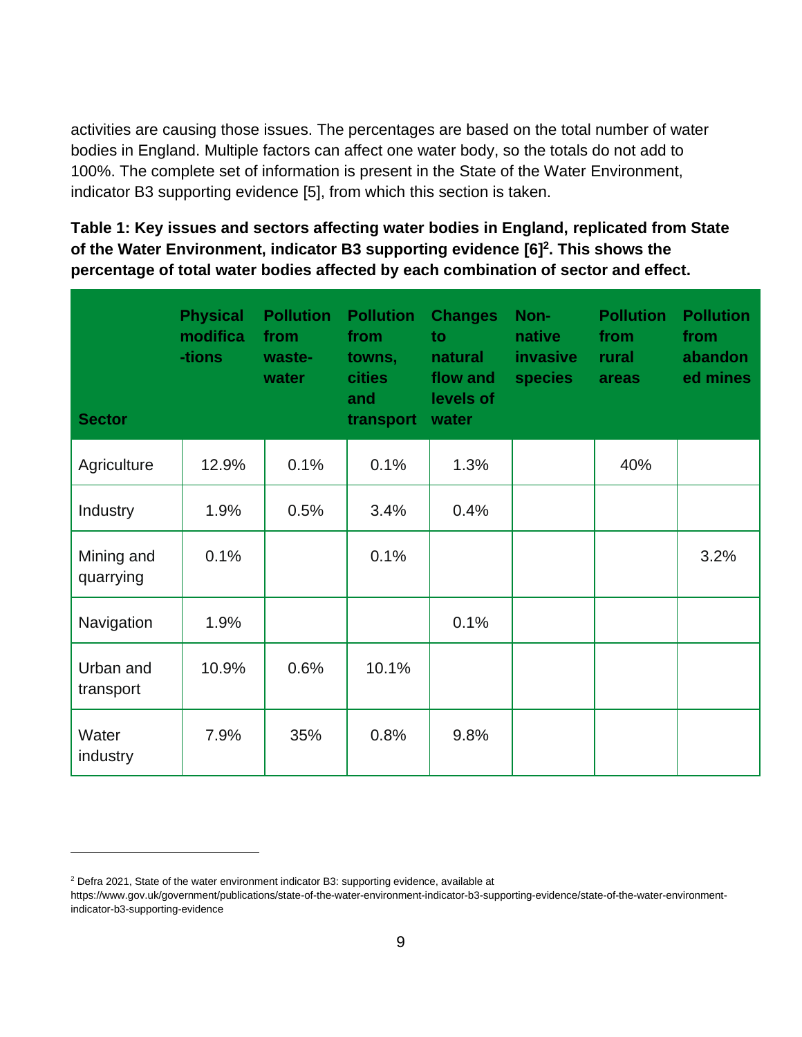activities are causing those issues. The percentages are based on the total number of water bodies in England. Multiple factors can affect one water body, so the totals do not add to 100%. The complete set of information is present in the State of the Water Environment, indicator B3 supporting evidence [5], from which this section is taken.

**Table 1: Key issues and sectors affecting water bodies in England, replicated from State of the Water Environment, indicator B3 supporting evidence [6][2]. This shows the percentage of total water bodies affected by each combination of sector and effect.**

| Sector | Physical modifica-tions | Pollution from waste-water | Pollution from towns, cities and transport | Changes to natural flow and levels of water | Non-native invasive species | Pollution from rural areas | Pollution from abandoned mines |
|---|---|---|---|---|---|---|---|
| Agriculture | 12.9% | 0.1% | 0.1% | 1.3% | | 40% | |
| Industry | 1.9% | 0.5% | 3.4% | 0.4% | | | |
| Mining and quarrying | 0.1% | | 0.1% | | | | 3.2% |
| Navigation | 1.9% | | | 0.1% | | | |
| Urban and transport | 10.9% | 0.6% | 10.1% | | | | |
| Water industry | 7.9% | 35% | 0.8% | 9.8% | | | |

[2] Defra 2021, State of the water environment indicator B3: supporting evidence, available at https://www.gov.uk/government/publications/state-of-the-water-environment-indicator-b3-supporting-evidence/state-of-the-water-environment-indicator-b3-supporting-evidence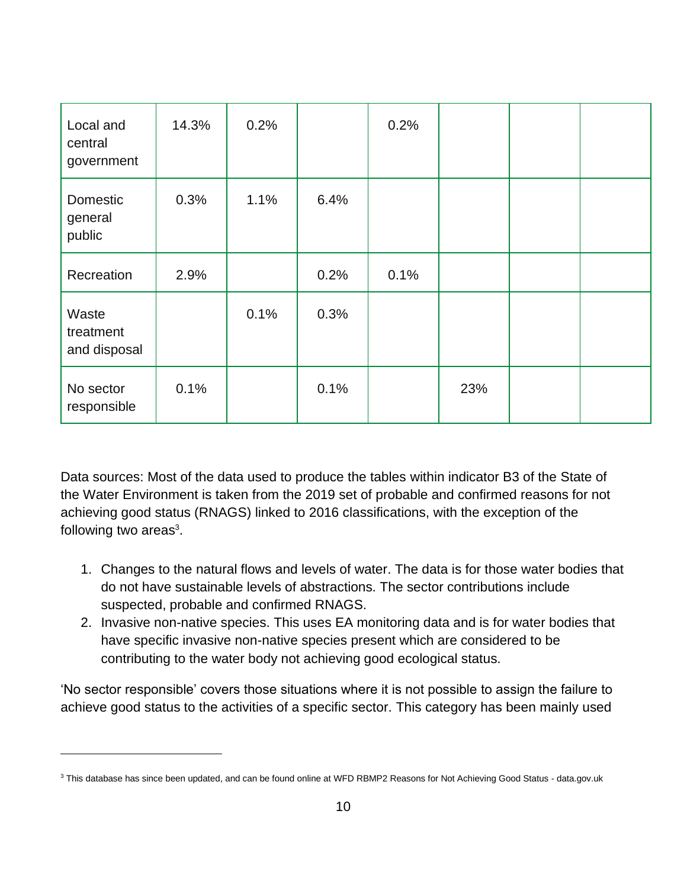| | | | | | | | |
|---|---|---|---|---|---|---|---|
| Local and central government | 14.3% | 0.2% | | 0.2% | | | |
| Domestic general public | 0.3% | 1.1% | 6.4% | | | | |
| Recreation | 2.9% | | 0.2% | 0.1% | | | |
| Waste treatment and disposal | | 0.1% | 0.3% | | | | |
| No sector responsible | 0.1% | | 0.1% | | 23% | | |

Data sources: Most of the data used to produce the tables within indicator B3 of the State of the Water Environment is taken from the 2019 set of probable and confirmed reasons for not achieving good status (RNAGS) linked to 2016 classifications, with the exception of the following two areas[3].

1. Changes to the natural flows and levels of water. The data is for those water bodies that do not have sustainable levels of abstractions. The sector contributions include suspected, probable and confirmed RNAGS.
2. Invasive non-native species. This uses EA monitoring data and is for water bodies that have specific invasive non-native species present which are considered to be contributing to the water body not achieving good ecological status.

'No sector responsible' covers those situations where it is not possible to assign the failure to achieve good status to the activities of a specific sector. This category has been mainly used

[3] This database has since been updated, and can be found online at WFD RBMP2 Reasons for Not Achieving Good Status - data.gov.uk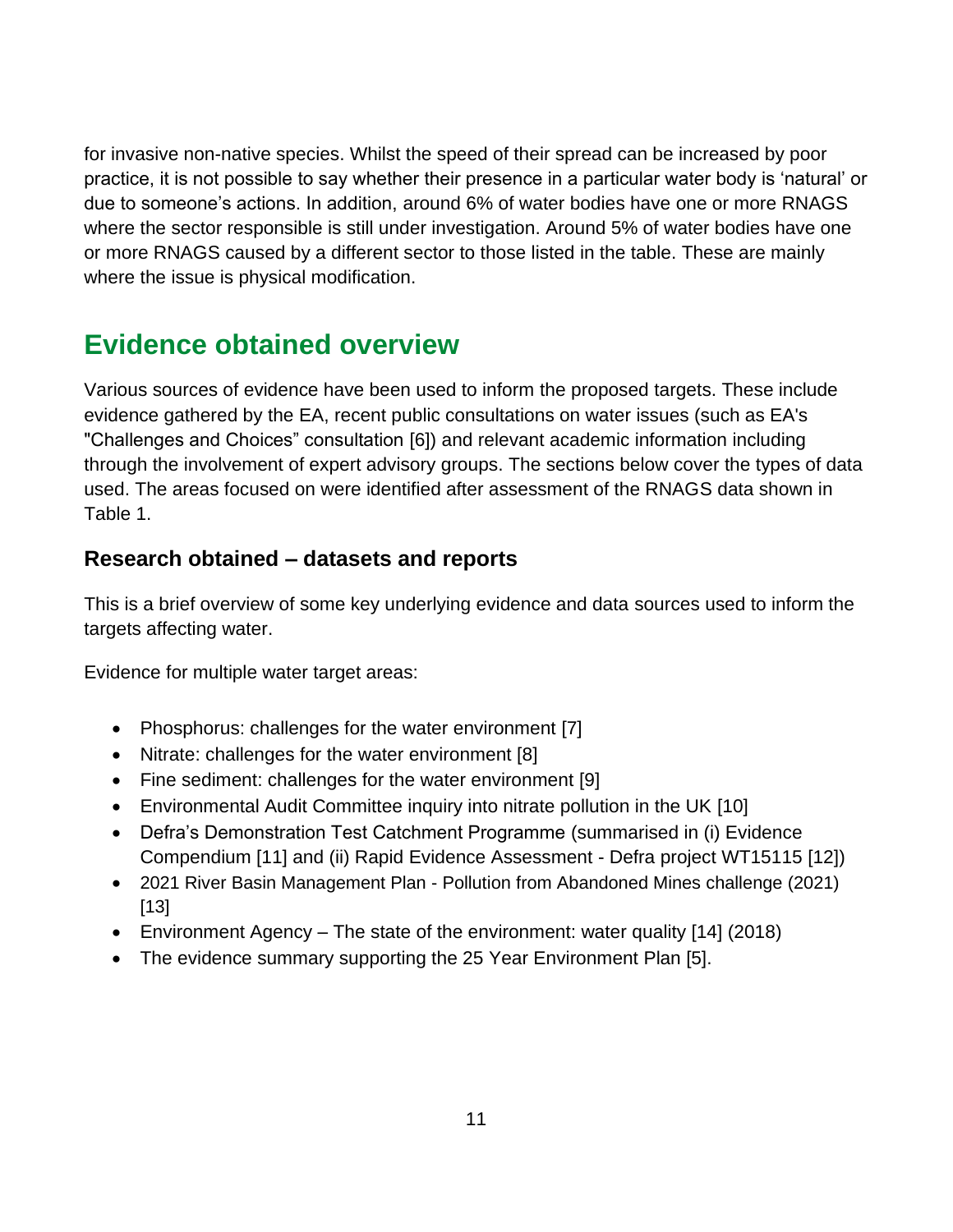for invasive non-native species. Whilst the speed of their spread can be increased by poor practice, it is not possible to say whether their presence in a particular water body is 'natural' or due to someone's actions. In addition, around 6% of water bodies have one or more RNAGS where the sector responsible is still under investigation. Around 5% of water bodies have one or more RNAGS caused by a different sector to those listed in the table. These are mainly where the issue is physical modification.

## Evidence obtained overview

Various sources of evidence have been used to inform the proposed targets. These include evidence gathered by the EA, recent public consultations on water issues (such as EA's "Challenges and Choices" consultation [6]) and relevant academic information including through the involvement of expert advisory groups. The sections below cover the types of data used. The areas focused on were identified after assessment of the RNAGS data shown in Table 1.

### Research obtained – datasets and reports

This is a brief overview of some key underlying evidence and data sources used to inform the targets affecting water.

Evidence for multiple water target areas:

- Phosphorus: challenges for the water environment [7]
- Nitrate: challenges for the water environment [8]
- Fine sediment: challenges for the water environment [9]
- Environmental Audit Committee inquiry into nitrate pollution in the UK [10]
- Defra's Demonstration Test Catchment Programme (summarised in (i) Evidence Compendium [11] and (ii) Rapid Evidence Assessment - Defra project WT15115 [12])
- 2021 River Basin Management Plan - Pollution from Abandoned Mines challenge (2021) [13]
- Environment Agency – The state of the environment: water quality [14] (2018)
- The evidence summary supporting the 25 Year Environment Plan [5].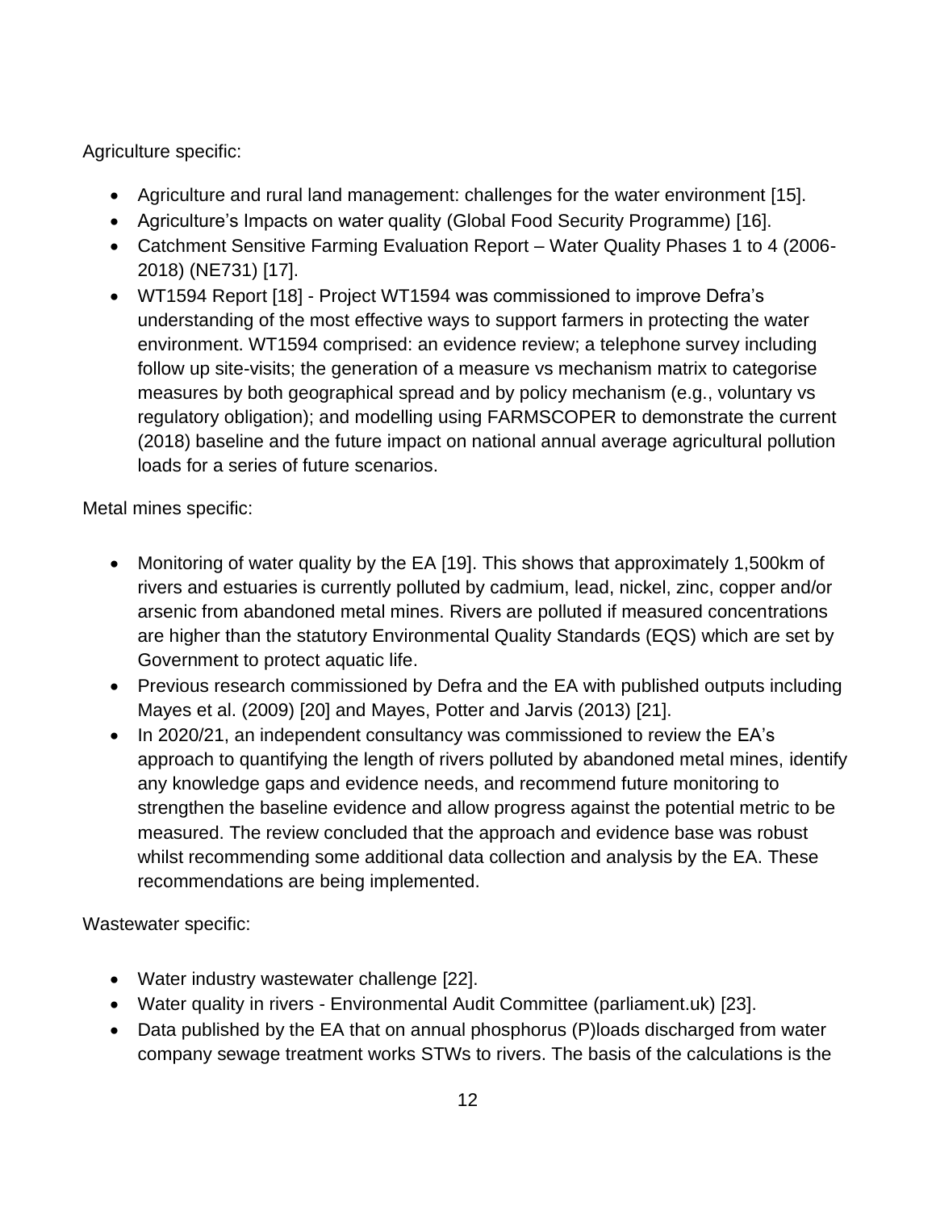Agriculture specific:

- Agriculture and rural land management: challenges for the water environment [15].
- Agriculture's Impacts on water quality (Global Food Security Programme) [16].
- Catchment Sensitive Farming Evaluation Report – Water Quality Phases 1 to 4 (2006-2018) (NE731) [17].
- WT1594 Report [18] - Project WT1594 was commissioned to improve Defra's understanding of the most effective ways to support farmers in protecting the water environment. WT1594 comprised: an evidence review; a telephone survey including follow up site-visits; the generation of a measure vs mechanism matrix to categorise measures by both geographical spread and by policy mechanism (e.g., voluntary vs regulatory obligation); and modelling using FARMSCOPER to demonstrate the current (2018) baseline and the future impact on national annual average agricultural pollution loads for a series of future scenarios.

Metal mines specific:

- Monitoring of water quality by the EA [19]. This shows that approximately 1,500km of rivers and estuaries is currently polluted by cadmium, lead, nickel, zinc, copper and/or arsenic from abandoned metal mines. Rivers are polluted if measured concentrations are higher than the statutory Environmental Quality Standards (EQS) which are set by Government to protect aquatic life.
- Previous research commissioned by Defra and the EA with published outputs including Mayes et al. (2009) [20] and Mayes, Potter and Jarvis (2013) [21].
- In 2020/21, an independent consultancy was commissioned to review the EA's approach to quantifying the length of rivers polluted by abandoned metal mines, identify any knowledge gaps and evidence needs, and recommend future monitoring to strengthen the baseline evidence and allow progress against the potential metric to be measured. The review concluded that the approach and evidence base was robust whilst recommending some additional data collection and analysis by the EA. These recommendations are being implemented.

Wastewater specific:

- Water industry wastewater challenge [22].
- Water quality in rivers - Environmental Audit Committee (parliament.uk) [23].
- Data published by the EA that on annual phosphorus (P)loads discharged from water company sewage treatment works STWs to rivers. The basis of the calculations is the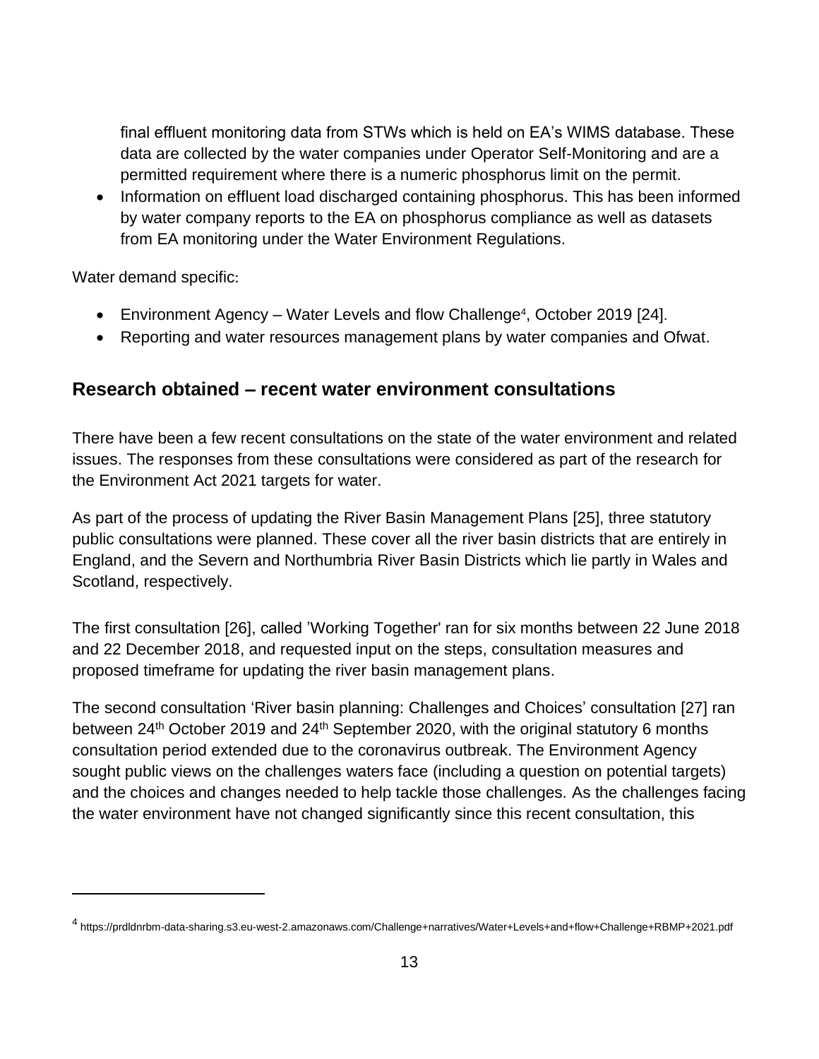final effluent monitoring data from STWs which is held on EA's WIMS database. These data are collected by the water companies under Operator Self-Monitoring and are a permitted requirement where there is a numeric phosphorus limit on the permit.

- Information on effluent load discharged containing phosphorus. This has been informed by water company reports to the EA on phosphorus compliance as well as datasets from EA monitoring under the Water Environment Regulations.

Water demand specific:

- Environment Agency – Water Levels and flow Challenge[4], October 2019 [24].
- Reporting and water resources management plans by water companies and Ofwat.

## Research obtained – recent water environment consultations

There have been a few recent consultations on the state of the water environment and related issues. The responses from these consultations were considered as part of the research for the Environment Act 2021 targets for water.

As part of the process of updating the River Basin Management Plans [25], three statutory public consultations were planned. These cover all the river basin districts that are entirely in England, and the Severn and Northumbria River Basin Districts which lie partly in Wales and Scotland, respectively.

The first consultation [26], called 'Working Together' ran for six months between 22 June 2018 and 22 December 2018, and requested input on the steps, consultation measures and proposed timeframe for updating the river basin management plans.

The second consultation 'River basin planning: Challenges and Choices' consultation [27] ran between 24th October 2019 and 24th September 2020, with the original statutory 6 months consultation period extended due to the coronavirus outbreak. The Environment Agency sought public views on the challenges waters face (including a question on potential targets) and the choices and changes needed to help tackle those challenges. As the challenges facing the water environment have not changed significantly since this recent consultation, this

[4] https://prdldnrbm-data-sharing.s3.eu-west-2.amazonaws.com/Challenge+narratives/Water+Levels+and+flow+Challenge+RBMP+2021.pdf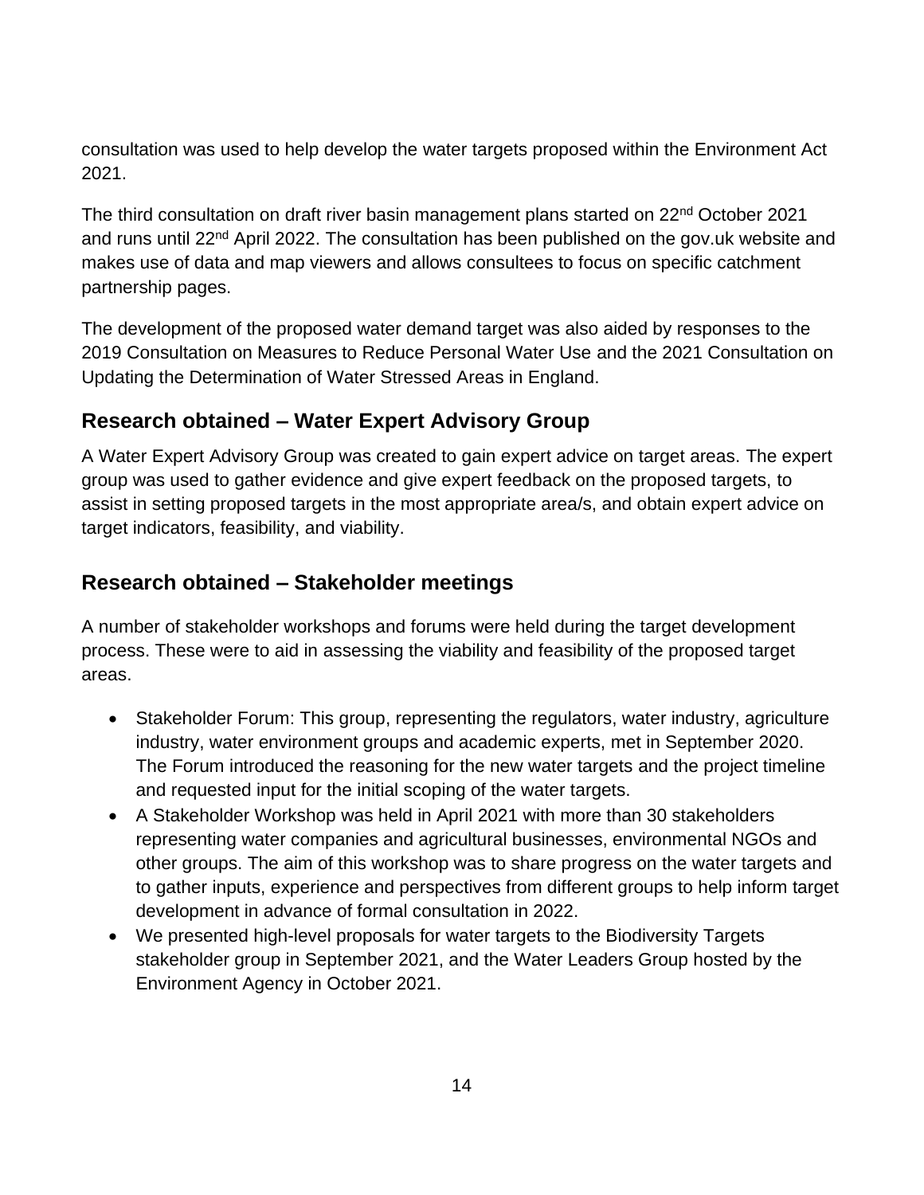consultation was used to help develop the water targets proposed within the Environment Act 2021.

The third consultation on draft river basin management plans started on 22nd October 2021 and runs until 22nd April 2022. The consultation has been published on the gov.uk website and makes use of data and map viewers and allows consultees to focus on specific catchment partnership pages.

The development of the proposed water demand target was also aided by responses to the 2019 Consultation on Measures to Reduce Personal Water Use and the 2021 Consultation on Updating the Determination of Water Stressed Areas in England.

## Research obtained – Water Expert Advisory Group

A Water Expert Advisory Group was created to gain expert advice on target areas. The expert group was used to gather evidence and give expert feedback on the proposed targets, to assist in setting proposed targets in the most appropriate area/s, and obtain expert advice on target indicators, feasibility, and viability.

## Research obtained – Stakeholder meetings

A number of stakeholder workshops and forums were held during the target development process. These were to aid in assessing the viability and feasibility of the proposed target areas.

- Stakeholder Forum: This group, representing the regulators, water industry, agriculture industry, water environment groups and academic experts, met in September 2020. The Forum introduced the reasoning for the new water targets and the project timeline and requested input for the initial scoping of the water targets.
- A Stakeholder Workshop was held in April 2021 with more than 30 stakeholders representing water companies and agricultural businesses, environmental NGOs and other groups. The aim of this workshop was to share progress on the water targets and to gather inputs, experience and perspectives from different groups to help inform target development in advance of formal consultation in 2022.
- We presented high-level proposals for water targets to the Biodiversity Targets stakeholder group in September 2021, and the Water Leaders Group hosted by the Environment Agency in October 2021.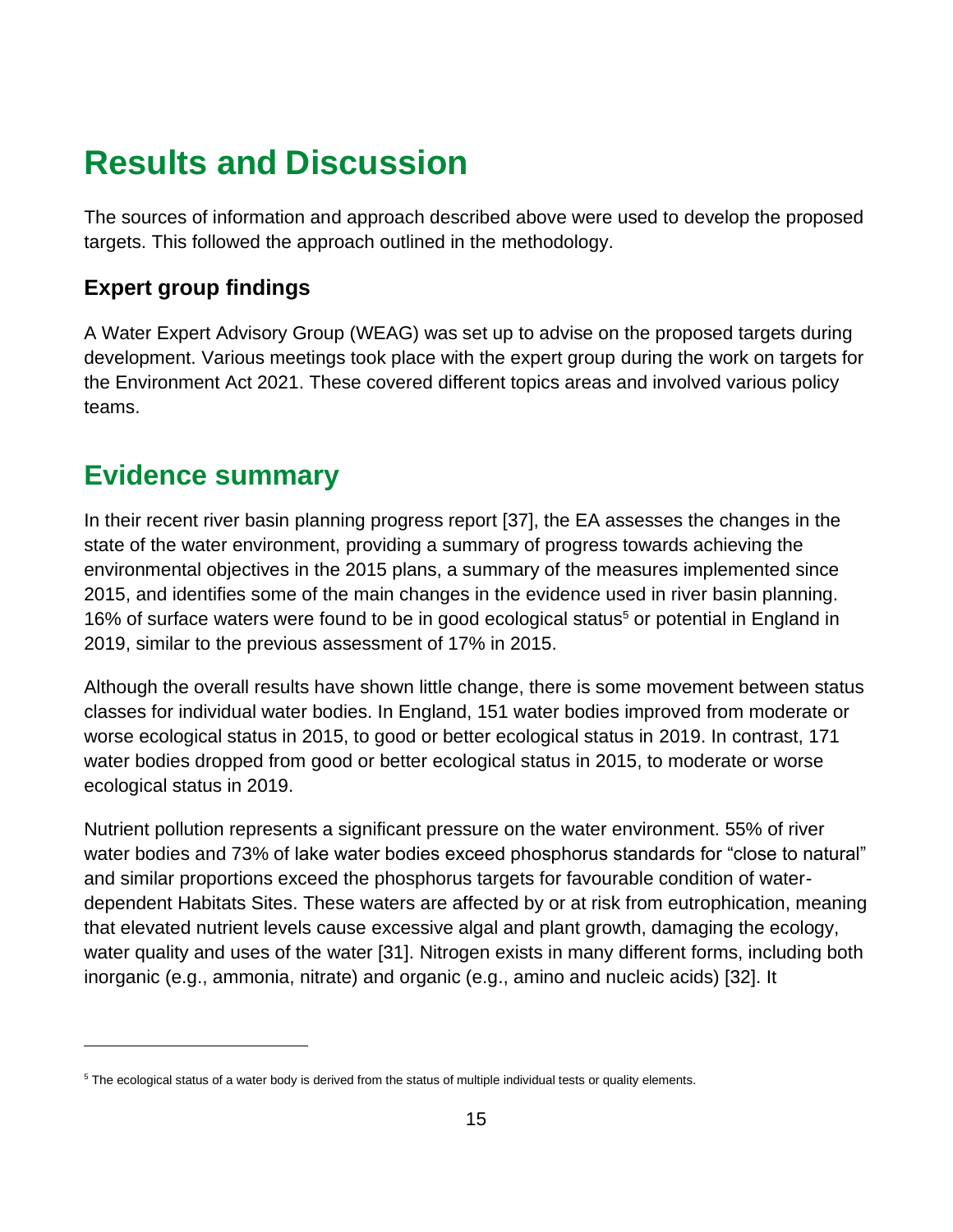# Results and Discussion

The sources of information and approach described above were used to develop the proposed targets. This followed the approach outlined in the methodology.

### Expert group findings

A Water Expert Advisory Group (WEAG) was set up to advise on the proposed targets during development. Various meetings took place with the expert group during the work on targets for the Environment Act 2021. These covered different topics areas and involved various policy teams.

## Evidence summary

In their recent river basin planning progress report [37], the EA assesses the changes in the state of the water environment, providing a summary of progress towards achieving the environmental objectives in the 2015 plans, a summary of the measures implemented since 2015, and identifies some of the main changes in the evidence used in river basin planning. 16% of surface waters were found to be in good ecological status[5] or potential in England in 2019, similar to the previous assessment of 17% in 2015.

Although the overall results have shown little change, there is some movement between status classes for individual water bodies. In England, 151 water bodies improved from moderate or worse ecological status in 2015, to good or better ecological status in 2019. In contrast, 171 water bodies dropped from good or better ecological status in 2015, to moderate or worse ecological status in 2019.

Nutrient pollution represents a significant pressure on the water environment. 55% of river water bodies and 73% of lake water bodies exceed phosphorus standards for "close to natural" and similar proportions exceed the phosphorus targets for favourable condition of water-dependent Habitats Sites. These waters are affected by or at risk from eutrophication, meaning that elevated nutrient levels cause excessive algal and plant growth, damaging the ecology, water quality and uses of the water [31]. Nitrogen exists in many different forms, including both inorganic (e.g., ammonia, nitrate) and organic (e.g., amino and nucleic acids) [32]. It

[5] The ecological status of a water body is derived from the status of multiple individual tests or quality elements.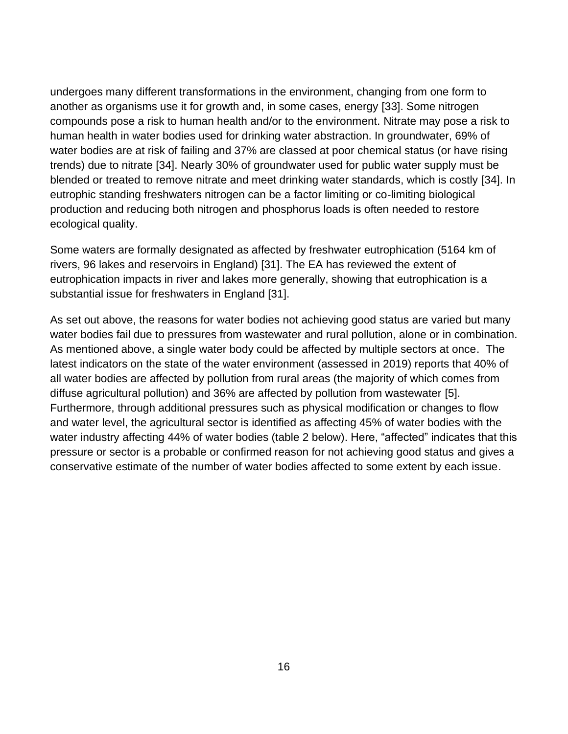undergoes many different transformations in the environment, changing from one form to another as organisms use it for growth and, in some cases, energy [33]. Some nitrogen compounds pose a risk to human health and/or to the environment. Nitrate may pose a risk to human health in water bodies used for drinking water abstraction. In groundwater, 69% of water bodies are at risk of failing and 37% are classed at poor chemical status (or have rising trends) due to nitrate [34]. Nearly 30% of groundwater used for public water supply must be blended or treated to remove nitrate and meet drinking water standards, which is costly [34]. In eutrophic standing freshwaters nitrogen can be a factor limiting or co-limiting biological production and reducing both nitrogen and phosphorus loads is often needed to restore ecological quality.

Some waters are formally designated as affected by freshwater eutrophication (5164 km of rivers, 96 lakes and reservoirs in England) [31]. The EA has reviewed the extent of eutrophication impacts in river and lakes more generally, showing that eutrophication is a substantial issue for freshwaters in England [31].

As set out above, the reasons for water bodies not achieving good status are varied but many water bodies fail due to pressures from wastewater and rural pollution, alone or in combination. As mentioned above, a single water body could be affected by multiple sectors at once. The latest indicators on the state of the water environment (assessed in 2019) reports that 40% of all water bodies are affected by pollution from rural areas (the majority of which comes from diffuse agricultural pollution) and 36% are affected by pollution from wastewater [5]. Furthermore, through additional pressures such as physical modification or changes to flow and water level, the agricultural sector is identified as affecting 45% of water bodies with the water industry affecting 44% of water bodies (table 2 below). Here, "affected" indicates that this pressure or sector is a probable or confirmed reason for not achieving good status and gives a conservative estimate of the number of water bodies affected to some extent by each issue.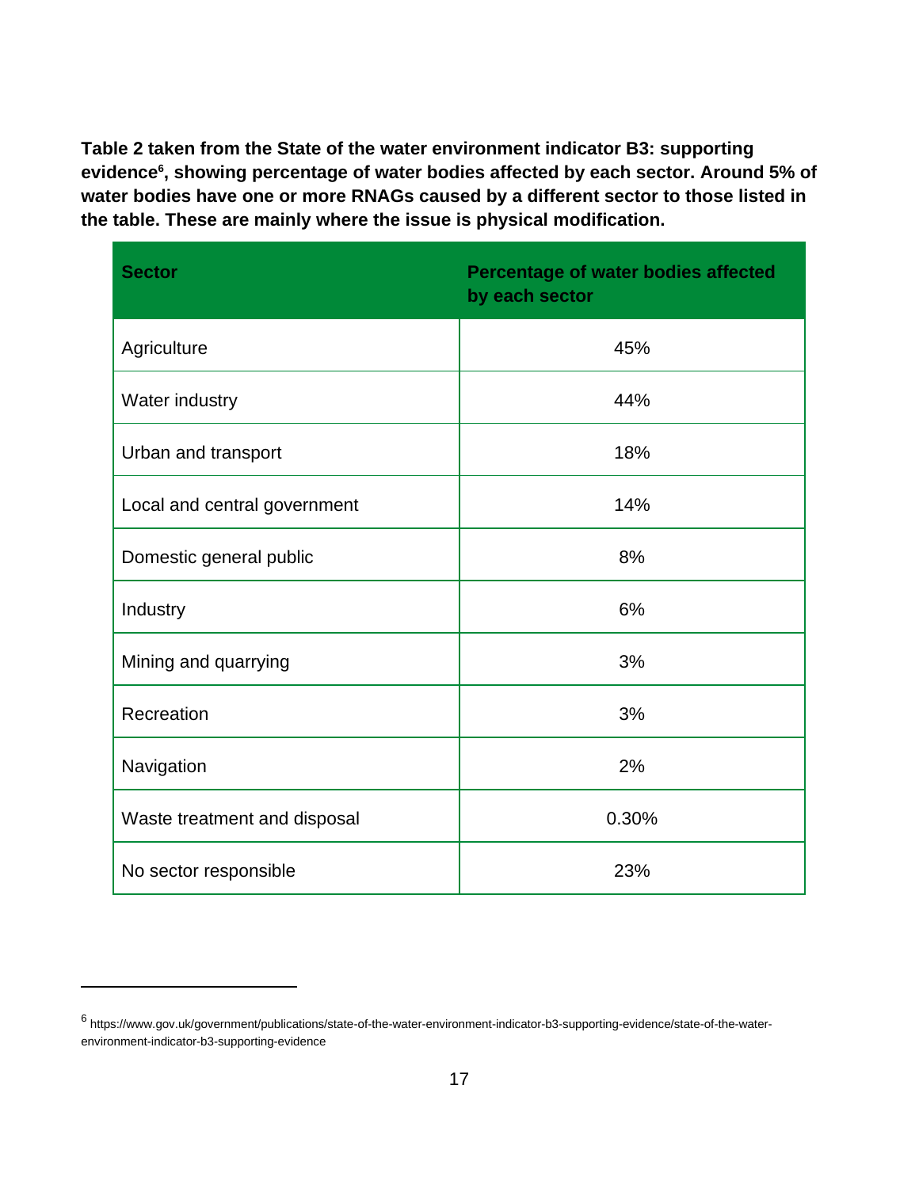**Table 2 taken from the State of the water environment indicator B3: supporting evidence[6], showing percentage of water bodies affected by each sector. Around 5% of water bodies have one or more RNAGs caused by a different sector to those listed in the table. These are mainly where the issue is physical modification.**

| Sector | Percentage of water bodies affected by each sector |
|---|---|
| Agriculture | 45% |
| Water industry | 44% |
| Urban and transport | 18% |
| Local and central government | 14% |
| Domestic general public | 8% |
| Industry | 6% |
| Mining and quarrying | 3% |
| Recreation | 3% |
| Navigation | 2% |
| Waste treatment and disposal | 0.30% |
| No sector responsible | 23% |

[6] https://www.gov.uk/government/publications/state-of-the-water-environment-indicator-b3-supporting-evidence/state-of-the-water-environment-indicator-b3-supporting-evidence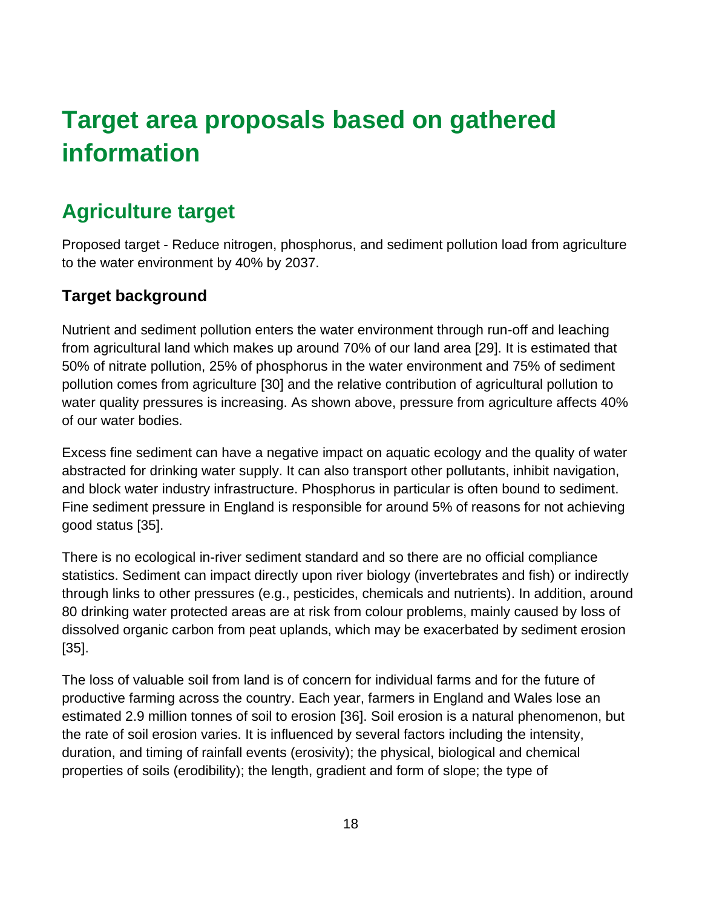# Target area proposals based on gathered information

## Agriculture target

Proposed target - Reduce nitrogen, phosphorus, and sediment pollution load from agriculture to the water environment by 40% by 2037.

### Target background

Nutrient and sediment pollution enters the water environment through run-off and leaching from agricultural land which makes up around 70% of our land area [29]. It is estimated that 50% of nitrate pollution, 25% of phosphorus in the water environment and 75% of sediment pollution comes from agriculture [30] and the relative contribution of agricultural pollution to water quality pressures is increasing. As shown above, pressure from agriculture affects 40% of our water bodies.

Excess fine sediment can have a negative impact on aquatic ecology and the quality of water abstracted for drinking water supply. It can also transport other pollutants, inhibit navigation, and block water industry infrastructure. Phosphorus in particular is often bound to sediment. Fine sediment pressure in England is responsible for around 5% of reasons for not achieving good status [35].

There is no ecological in-river sediment standard and so there are no official compliance statistics. Sediment can impact directly upon river biology (invertebrates and fish) or indirectly through links to other pressures (e.g., pesticides, chemicals and nutrients). In addition, around 80 drinking water protected areas are at risk from colour problems, mainly caused by loss of dissolved organic carbon from peat uplands, which may be exacerbated by sediment erosion [35].

The loss of valuable soil from land is of concern for individual farms and for the future of productive farming across the country. Each year, farmers in England and Wales lose an estimated 2.9 million tonnes of soil to erosion [36]. Soil erosion is a natural phenomenon, but the rate of soil erosion varies. It is influenced by several factors including the intensity, duration, and timing of rainfall events (erosivity); the physical, biological and chemical properties of soils (erodibility); the length, gradient and form of slope; the type of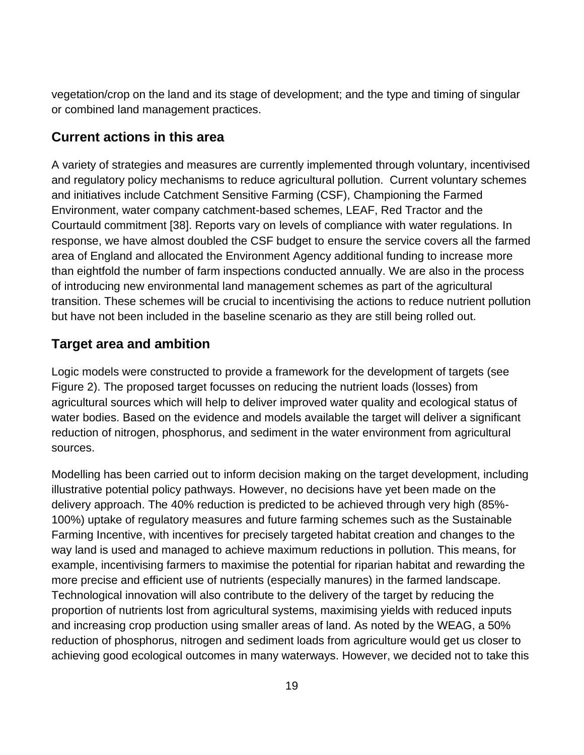vegetation/crop on the land and its stage of development; and the type and timing of singular or combined land management practices.

## Current actions in this area

A variety of strategies and measures are currently implemented through voluntary, incentivised and regulatory policy mechanisms to reduce agricultural pollution. Current voluntary schemes and initiatives include Catchment Sensitive Farming (CSF), Championing the Farmed Environment, water company catchment-based schemes, LEAF, Red Tractor and the Courtauld commitment [38]. Reports vary on levels of compliance with water regulations. In response, we have almost doubled the CSF budget to ensure the service covers all the farmed area of England and allocated the Environment Agency additional funding to increase more than eightfold the number of farm inspections conducted annually. We are also in the process of introducing new environmental land management schemes as part of the agricultural transition. These schemes will be crucial to incentivising the actions to reduce nutrient pollution but have not been included in the baseline scenario as they are still being rolled out.

## Target area and ambition

Logic models were constructed to provide a framework for the development of targets (see Figure 2). The proposed target focusses on reducing the nutrient loads (losses) from agricultural sources which will help to deliver improved water quality and ecological status of water bodies. Based on the evidence and models available the target will deliver a significant reduction of nitrogen, phosphorus, and sediment in the water environment from agricultural sources.

Modelling has been carried out to inform decision making on the target development, including illustrative potential policy pathways. However, no decisions have yet been made on the delivery approach. The 40% reduction is predicted to be achieved through very high (85%-100%) uptake of regulatory measures and future farming schemes such as the Sustainable Farming Incentive, with incentives for precisely targeted habitat creation and changes to the way land is used and managed to achieve maximum reductions in pollution. This means, for example, incentivising farmers to maximise the potential for riparian habitat and rewarding the more precise and efficient use of nutrients (especially manures) in the farmed landscape. Technological innovation will also contribute to the delivery of the target by reducing the proportion of nutrients lost from agricultural systems, maximising yields with reduced inputs and increasing crop production using smaller areas of land. As noted by the WEAG, a 50% reduction of phosphorus, nitrogen and sediment loads from agriculture would get us closer to achieving good ecological outcomes in many waterways. However, we decided not to take this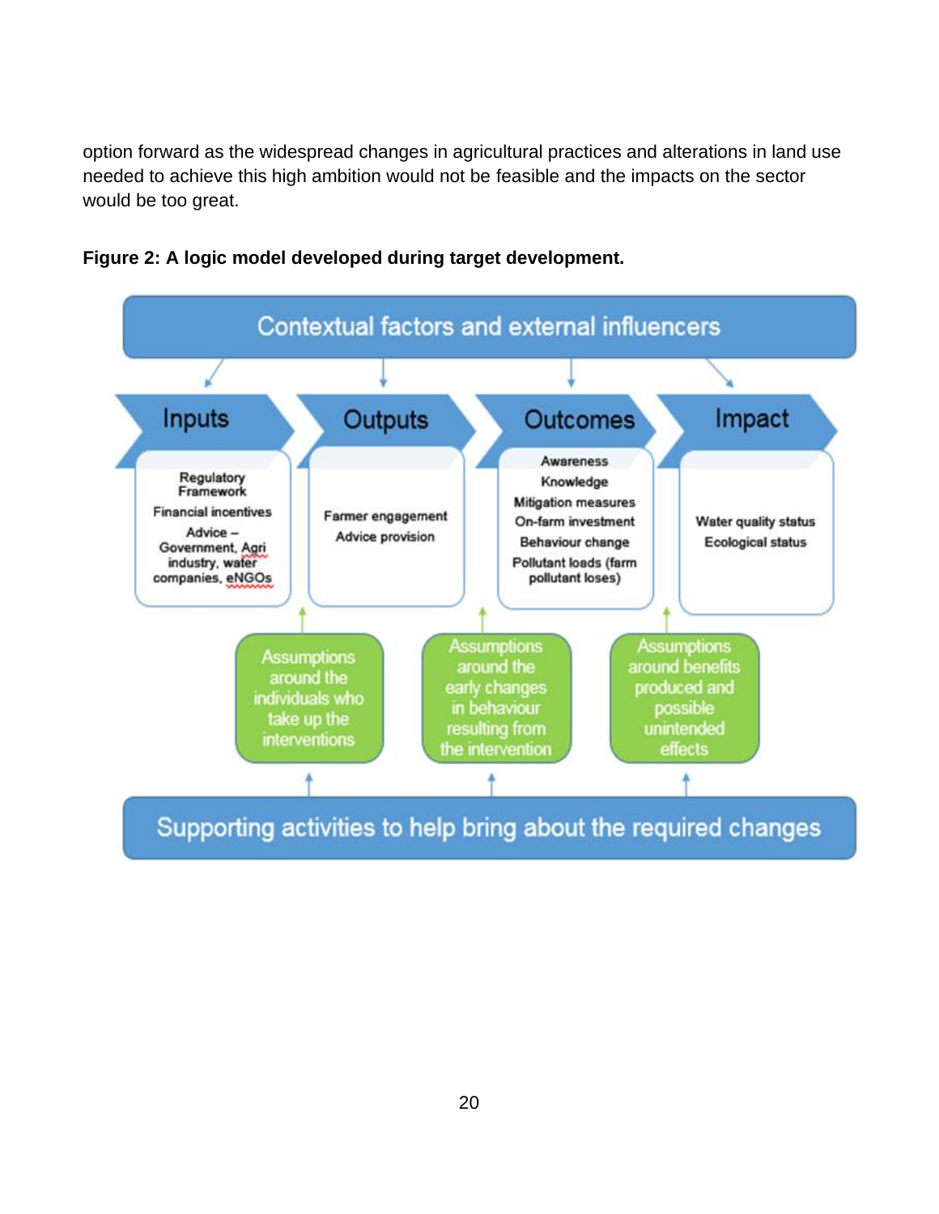option forward as the widespread changes in agricultural practices and alterations in land use needed to achieve this high ambition would not be feasible and the impacts on the sector would be too great.

**Figure 2: A logic model developed during target development.**

Contextual factors and external influencers

| Inputs | Outputs | Outcomes | Impact |
|---|---|---|---|
| Regulatory Framework<br>Financial incentives<br>Advice – Government, Agri industry, water companies, eNGOs | Farmer engagement<br>Advice provision | Awareness<br>Knowledge<br>Mitigation measures<br>On-farm investment<br>Behaviour change<br>Pollutant loads (farm pollutant loses) | Water quality status<br>Ecological status |

- Assumptions around the individuals who take up the interventions
- Assumptions around the early changes in behaviour resulting from the intervention
- Assumptions around benefits produced and possible unintended effects

Supporting activities to help bring about the required changes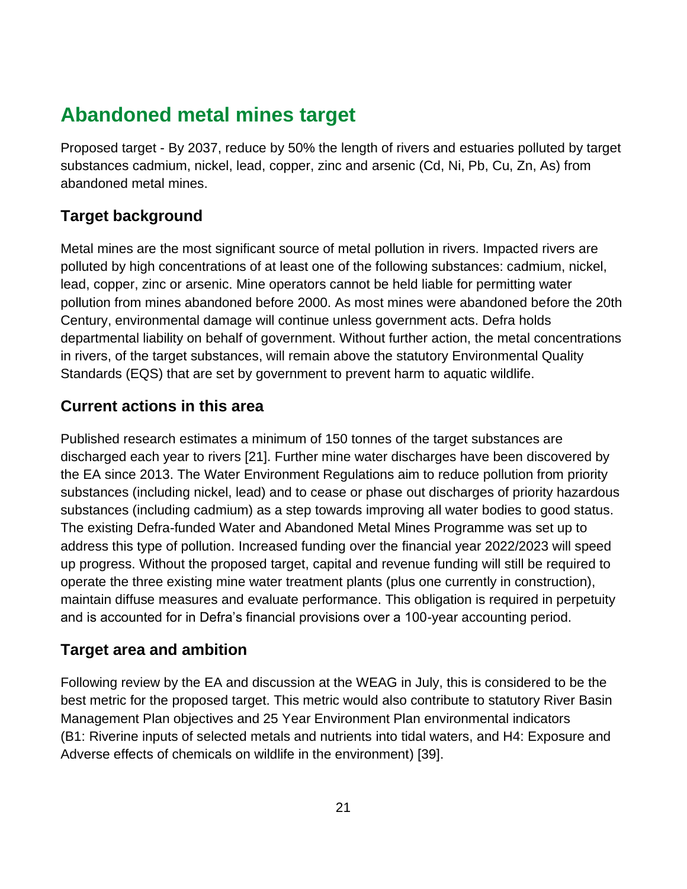# Abandoned metal mines target

Proposed target - By 2037, reduce by 50% the length of rivers and estuaries polluted by target substances cadmium, nickel, lead, copper, zinc and arsenic (Cd, Ni, Pb, Cu, Zn, As) from abandoned metal mines.

## Target background

Metal mines are the most significant source of metal pollution in rivers. Impacted rivers are polluted by high concentrations of at least one of the following substances: cadmium, nickel, lead, copper, zinc or arsenic. Mine operators cannot be held liable for permitting water pollution from mines abandoned before 2000. As most mines were abandoned before the 20th Century, environmental damage will continue unless government acts. Defra holds departmental liability on behalf of government. Without further action, the metal concentrations in rivers, of the target substances, will remain above the statutory Environmental Quality Standards (EQS) that are set by government to prevent harm to aquatic wildlife.

## Current actions in this area

Published research estimates a minimum of 150 tonnes of the target substances are discharged each year to rivers [21]. Further mine water discharges have been discovered by the EA since 2013. The Water Environment Regulations aim to reduce pollution from priority substances (including nickel, lead) and to cease or phase out discharges of priority hazardous substances (including cadmium) as a step towards improving all water bodies to good status. The existing Defra-funded Water and Abandoned Metal Mines Programme was set up to address this type of pollution. Increased funding over the financial year 2022/2023 will speed up progress. Without the proposed target, capital and revenue funding will still be required to operate the three existing mine water treatment plants (plus one currently in construction), maintain diffuse measures and evaluate performance. This obligation is required in perpetuity and is accounted for in Defra's financial provisions over a 100-year accounting period.

## Target area and ambition

Following review by the EA and discussion at the WEAG in July, this is considered to be the best metric for the proposed target. This metric would also contribute to statutory River Basin Management Plan objectives and 25 Year Environment Plan environmental indicators (B1: Riverine inputs of selected metals and nutrients into tidal waters, and H4: Exposure and Adverse effects of chemicals on wildlife in the environment) [39].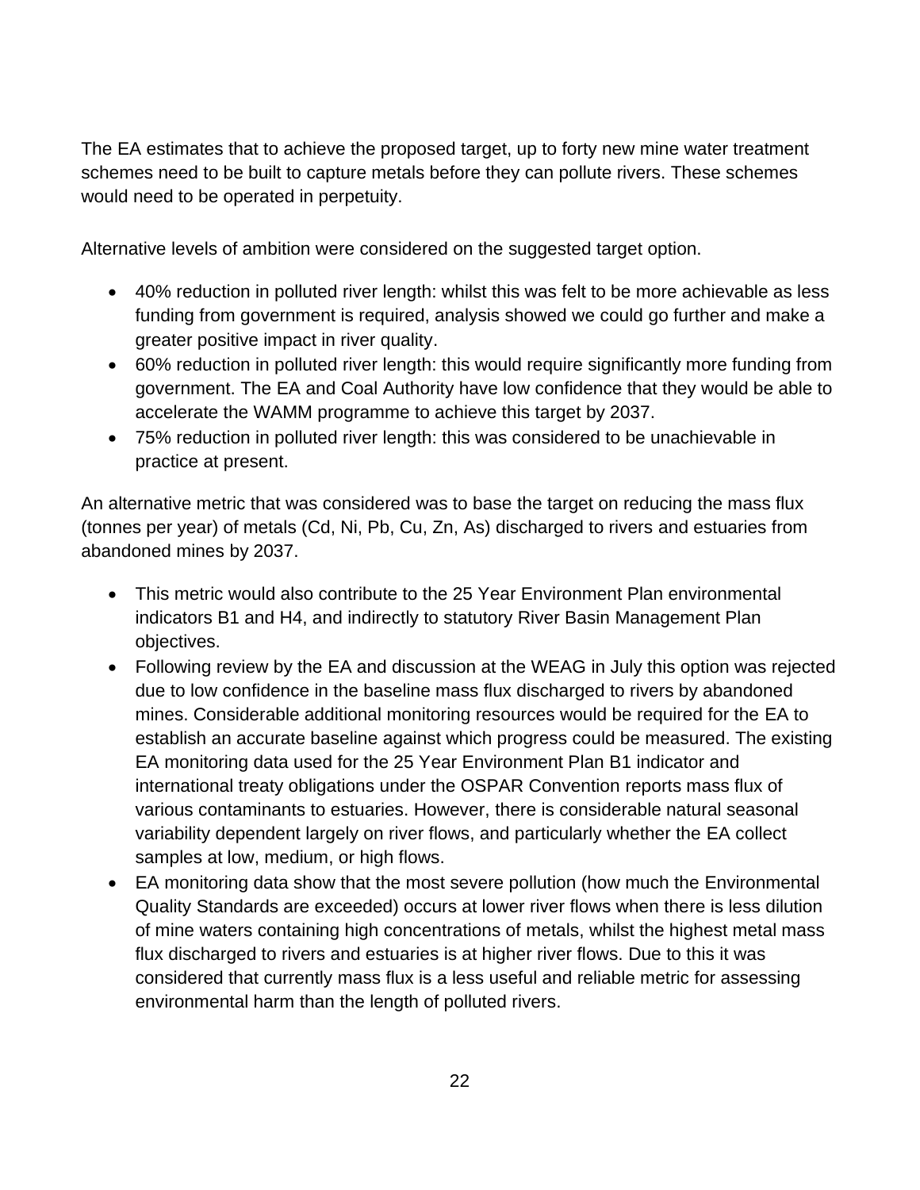The EA estimates that to achieve the proposed target, up to forty new mine water treatment schemes need to be built to capture metals before they can pollute rivers. These schemes would need to be operated in perpetuity.

Alternative levels of ambition were considered on the suggested target option.

- 40% reduction in polluted river length: whilst this was felt to be more achievable as less funding from government is required, analysis showed we could go further and make a greater positive impact in river quality.
- 60% reduction in polluted river length: this would require significantly more funding from government. The EA and Coal Authority have low confidence that they would be able to accelerate the WAMM programme to achieve this target by 2037.
- 75% reduction in polluted river length: this was considered to be unachievable in practice at present.

An alternative metric that was considered was to base the target on reducing the mass flux (tonnes per year) of metals (Cd, Ni, Pb, Cu, Zn, As) discharged to rivers and estuaries from abandoned mines by 2037.

- This metric would also contribute to the 25 Year Environment Plan environmental indicators B1 and H4, and indirectly to statutory River Basin Management Plan objectives.
- Following review by the EA and discussion at the WEAG in July this option was rejected due to low confidence in the baseline mass flux discharged to rivers by abandoned mines. Considerable additional monitoring resources would be required for the EA to establish an accurate baseline against which progress could be measured. The existing EA monitoring data used for the 25 Year Environment Plan B1 indicator and international treaty obligations under the OSPAR Convention reports mass flux of various contaminants to estuaries. However, there is considerable natural seasonal variability dependent largely on river flows, and particularly whether the EA collect samples at low, medium, or high flows.
- EA monitoring data show that the most severe pollution (how much the Environmental Quality Standards are exceeded) occurs at lower river flows when there is less dilution of mine waters containing high concentrations of metals, whilst the highest metal mass flux discharged to rivers and estuaries is at higher river flows. Due to this it was considered that currently mass flux is a less useful and reliable metric for assessing environmental harm than the length of polluted rivers.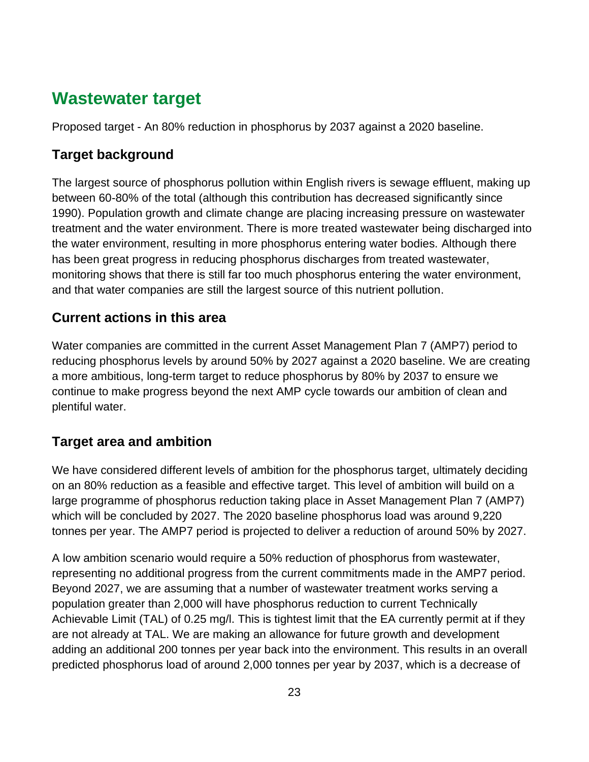## Wastewater target

Proposed target - An 80% reduction in phosphorus by 2037 against a 2020 baseline.

### Target background

The largest source of phosphorus pollution within English rivers is sewage effluent, making up between 60-80% of the total (although this contribution has decreased significantly since 1990). Population growth and climate change are placing increasing pressure on wastewater treatment and the water environment. There is more treated wastewater being discharged into the water environment, resulting in more phosphorus entering water bodies. Although there has been great progress in reducing phosphorus discharges from treated wastewater, monitoring shows that there is still far too much phosphorus entering the water environment, and that water companies are still the largest source of this nutrient pollution.

### Current actions in this area

Water companies are committed in the current Asset Management Plan 7 (AMP7) period to reducing phosphorus levels by around 50% by 2027 against a 2020 baseline. We are creating a more ambitious, long-term target to reduce phosphorus by 80% by 2037 to ensure we continue to make progress beyond the next AMP cycle towards our ambition of clean and plentiful water.

### Target area and ambition

We have considered different levels of ambition for the phosphorus target, ultimately deciding on an 80% reduction as a feasible and effective target. This level of ambition will build on a large programme of phosphorus reduction taking place in Asset Management Plan 7 (AMP7) which will be concluded by 2027. The 2020 baseline phosphorus load was around 9,220 tonnes per year. The AMP7 period is projected to deliver a reduction of around 50% by 2027.

A low ambition scenario would require a 50% reduction of phosphorus from wastewater, representing no additional progress from the current commitments made in the AMP7 period. Beyond 2027, we are assuming that a number of wastewater treatment works serving a population greater than 2,000 will have phosphorus reduction to current Technically Achievable Limit (TAL) of 0.25 mg/l. This is tightest limit that the EA currently permit at if they are not already at TAL. We are making an allowance for future growth and development adding an additional 200 tonnes per year back into the environment. This results in an overall predicted phosphorus load of around 2,000 tonnes per year by 2037, which is a decrease of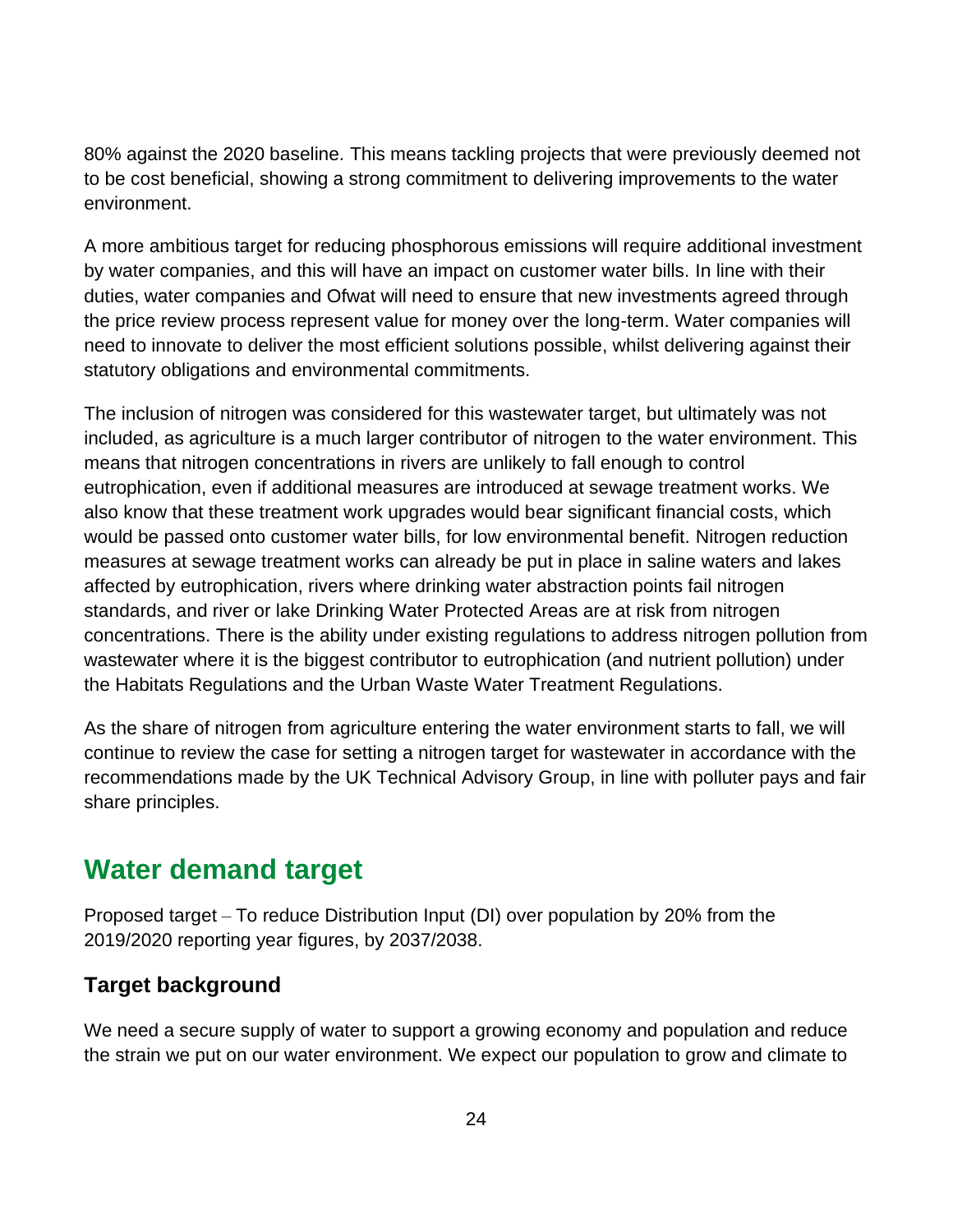80% against the 2020 baseline. This means tackling projects that were previously deemed not to be cost beneficial, showing a strong commitment to delivering improvements to the water environment.

A more ambitious target for reducing phosphorous emissions will require additional investment by water companies, and this will have an impact on customer water bills. In line with their duties, water companies and Ofwat will need to ensure that new investments agreed through the price review process represent value for money over the long-term. Water companies will need to innovate to deliver the most efficient solutions possible, whilst delivering against their statutory obligations and environmental commitments.

The inclusion of nitrogen was considered for this wastewater target, but ultimately was not included, as agriculture is a much larger contributor of nitrogen to the water environment. This means that nitrogen concentrations in rivers are unlikely to fall enough to control eutrophication, even if additional measures are introduced at sewage treatment works. We also know that these treatment work upgrades would bear significant financial costs, which would be passed onto customer water bills, for low environmental benefit. Nitrogen reduction measures at sewage treatment works can already be put in place in saline waters and lakes affected by eutrophication, rivers where drinking water abstraction points fail nitrogen standards, and river or lake Drinking Water Protected Areas are at risk from nitrogen concentrations. There is the ability under existing regulations to address nitrogen pollution from wastewater where it is the biggest contributor to eutrophication (and nutrient pollution) under the Habitats Regulations and the Urban Waste Water Treatment Regulations.

As the share of nitrogen from agriculture entering the water environment starts to fall, we will continue to review the case for setting a nitrogen target for wastewater in accordance with the recommendations made by the UK Technical Advisory Group, in line with polluter pays and fair share principles.

## Water demand target

Proposed target – To reduce Distribution Input (DI) over population by 20% from the 2019/2020 reporting year figures, by 2037/2038.

### Target background

We need a secure supply of water to support a growing economy and population and reduce the strain we put on our water environment. We expect our population to grow and climate to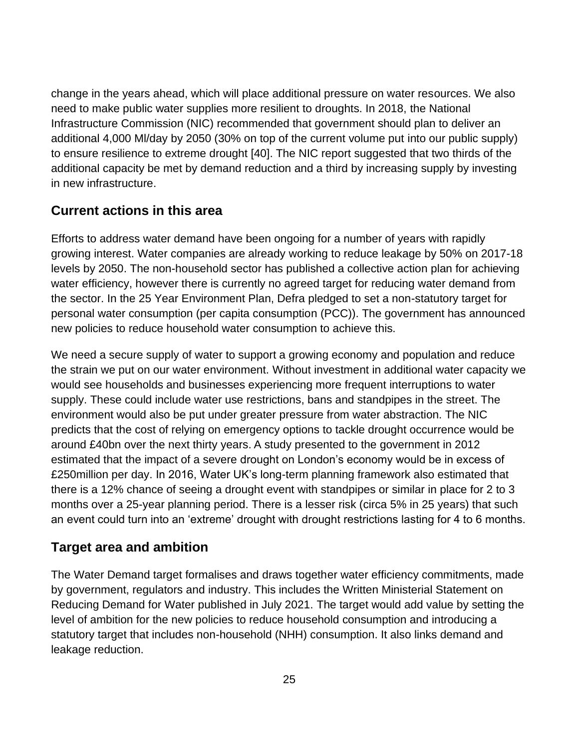change in the years ahead, which will place additional pressure on water resources. We also need to make public water supplies more resilient to droughts. In 2018, the National Infrastructure Commission (NIC) recommended that government should plan to deliver an additional 4,000 Ml/day by 2050 (30% on top of the current volume put into our public supply) to ensure resilience to extreme drought [40]. The NIC report suggested that two thirds of the additional capacity be met by demand reduction and a third by increasing supply by investing in new infrastructure.

## Current actions in this area

Efforts to address water demand have been ongoing for a number of years with rapidly growing interest. Water companies are already working to reduce leakage by 50% on 2017-18 levels by 2050. The non-household sector has published a collective action plan for achieving water efficiency, however there is currently no agreed target for reducing water demand from the sector. In the 25 Year Environment Plan, Defra pledged to set a non-statutory target for personal water consumption (per capita consumption (PCC)). The government has announced new policies to reduce household water consumption to achieve this.

We need a secure supply of water to support a growing economy and population and reduce the strain we put on our water environment. Without investment in additional water capacity we would see households and businesses experiencing more frequent interruptions to water supply. These could include water use restrictions, bans and standpipes in the street. The environment would also be put under greater pressure from water abstraction. The NIC predicts that the cost of relying on emergency options to tackle drought occurrence would be around £40bn over the next thirty years. A study presented to the government in 2012 estimated that the impact of a severe drought on London's economy would be in excess of £250million per day. In 2016, Water UK's long-term planning framework also estimated that there is a 12% chance of seeing a drought event with standpipes or similar in place for 2 to 3 months over a 25-year planning period. There is a lesser risk (circa 5% in 25 years) that such an event could turn into an 'extreme' drought with drought restrictions lasting for 4 to 6 months.

## Target area and ambition

The Water Demand target formalises and draws together water efficiency commitments, made by government, regulators and industry. This includes the Written Ministerial Statement on Reducing Demand for Water published in July 2021. The target would add value by setting the level of ambition for the new policies to reduce household consumption and introducing a statutory target that includes non-household (NHH) consumption. It also links demand and leakage reduction.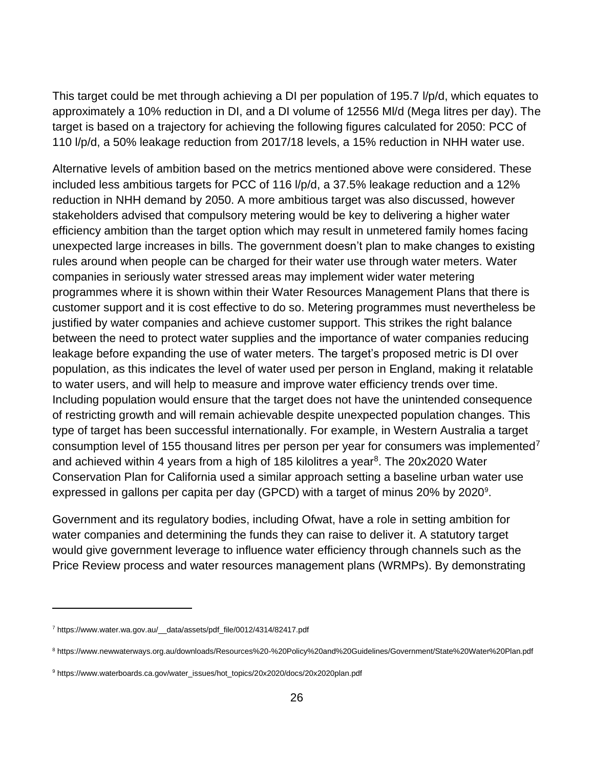This target could be met through achieving a DI per population of 195.7 l/p/d, which equates to approximately a 10% reduction in DI, and a DI volume of 12556 Ml/d (Mega litres per day). The target is based on a trajectory for achieving the following figures calculated for 2050: PCC of 110 l/p/d, a 50% leakage reduction from 2017/18 levels, a 15% reduction in NHH water use.

Alternative levels of ambition based on the metrics mentioned above were considered. These included less ambitious targets for PCC of 116 l/p/d, a 37.5% leakage reduction and a 12% reduction in NHH demand by 2050. A more ambitious target was also discussed, however stakeholders advised that compulsory metering would be key to delivering a higher water efficiency ambition than the target option which may result in unmetered family homes facing unexpected large increases in bills. The government doesn't plan to make changes to existing rules around when people can be charged for their water use through water meters. Water companies in seriously water stressed areas may implement wider water metering programmes where it is shown within their Water Resources Management Plans that there is customer support and it is cost effective to do so. Metering programmes must nevertheless be justified by water companies and achieve customer support. This strikes the right balance between the need to protect water supplies and the importance of water companies reducing leakage before expanding the use of water meters. The target's proposed metric is DI over population, as this indicates the level of water used per person in England, making it relatable to water users, and will help to measure and improve water efficiency trends over time. Including population would ensure that the target does not have the unintended consequence of restricting growth and will remain achievable despite unexpected population changes. This type of target has been successful internationally. For example, in Western Australia a target consumption level of 155 thousand litres per person per year for consumers was implemented[7] and achieved within 4 years from a high of 185 kilolitres a year[8]. The 20x2020 Water Conservation Plan for California used a similar approach setting a baseline urban water use expressed in gallons per capita per day (GPCD) with a target of minus 20% by 2020[9].

Government and its regulatory bodies, including Ofwat, have a role in setting ambition for water companies and determining the funds they can raise to deliver it. A statutory target would give government leverage to influence water efficiency through channels such as the Price Review process and water resources management plans (WRMPs). By demonstrating

---

[7] https://www.water.wa.gov.au/__data/assets/pdf_file/0012/4314/82417.pdf

[8] https://www.newwaterways.org.au/downloads/Resources%20-%20Policy%20and%20Guidelines/Government/State%20Water%20Plan.pdf

[9] https://www.waterboards.ca.gov/water_issues/hot_topics/20x2020/docs/20x2020plan.pdf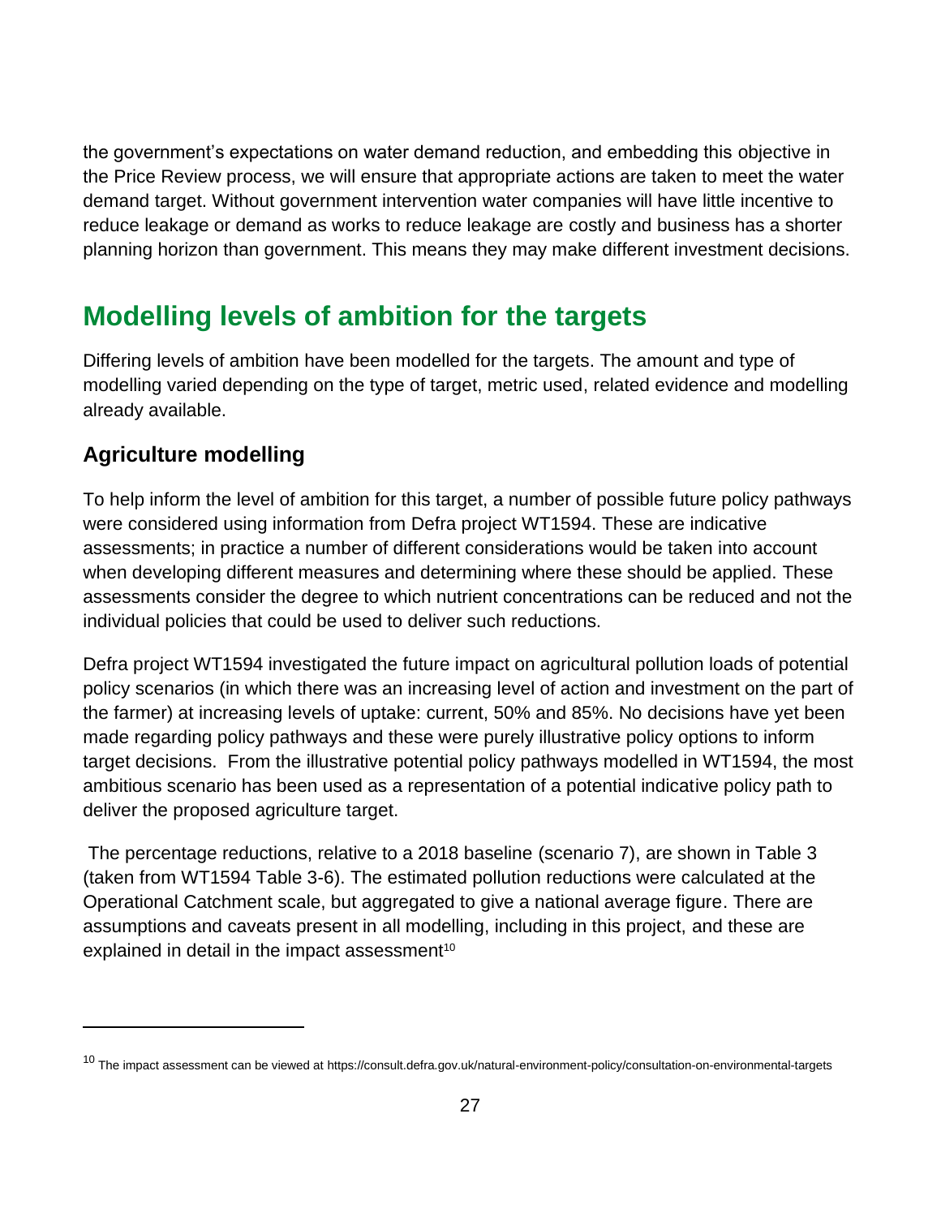the government's expectations on water demand reduction, and embedding this objective in the Price Review process, we will ensure that appropriate actions are taken to meet the water demand target. Without government intervention water companies will have little incentive to reduce leakage or demand as works to reduce leakage are costly and business has a shorter planning horizon than government. This means they may make different investment decisions.

## Modelling levels of ambition for the targets

Differing levels of ambition have been modelled for the targets. The amount and type of modelling varied depending on the type of target, metric used, related evidence and modelling already available.

### Agriculture modelling

To help inform the level of ambition for this target, a number of possible future policy pathways were considered using information from Defra project WT1594. These are indicative assessments; in practice a number of different considerations would be taken into account when developing different measures and determining where these should be applied. These assessments consider the degree to which nutrient concentrations can be reduced and not the individual policies that could be used to deliver such reductions.

Defra project WT1594 investigated the future impact on agricultural pollution loads of potential policy scenarios (in which there was an increasing level of action and investment on the part of the farmer) at increasing levels of uptake: current, 50% and 85%. No decisions have yet been made regarding policy pathways and these were purely illustrative policy options to inform target decisions. From the illustrative potential policy pathways modelled in WT1594, the most ambitious scenario has been used as a representation of a potential indicative policy path to deliver the proposed agriculture target.

The percentage reductions, relative to a 2018 baseline (scenario 7), are shown in Table 3 (taken from WT1594 Table 3-6). The estimated pollution reductions were calculated at the Operational Catchment scale, but aggregated to give a national average figure. There are assumptions and caveats present in all modelling, including in this project, and these are explained in detail in the impact assessment[10]

[10] The impact assessment can be viewed at https://consult.defra.gov.uk/natural-environment-policy/consultation-on-environmental-targets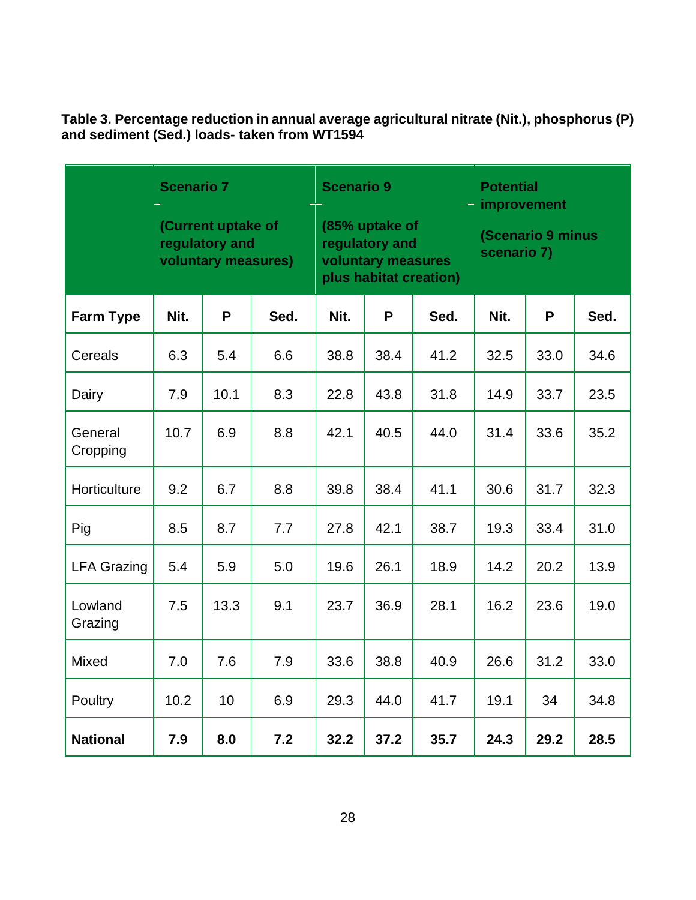**Table 3. Percentage reduction in annual average agricultural nitrate (Nit.), phosphorus (P) and sediment (Sed.) loads- taken from WT1594**

| | Scenario 7 (Current uptake of regulatory and voluntary measures) | | | Scenario 9 (85% uptake of regulatory and voluntary measures plus habitat creation) | | | Potential improvement (Scenario 9 minus scenario 7) | | |
|---|---|---|---|---|---|---|---|---|---|
| **Farm Type** | **Nit.** | **P** | **Sed.** | **Nit.** | **P** | **Sed.** | **Nit.** | **P** | **Sed.** |
| Cereals | 6.3 | 5.4 | 6.6 | 38.8 | 38.4 | 41.2 | 32.5 | 33.0 | 34.6 |
| Dairy | 7.9 | 10.1 | 8.3 | 22.8 | 43.8 | 31.8 | 14.9 | 33.7 | 23.5 |
| General Cropping | 10.7 | 6.9 | 8.8 | 42.1 | 40.5 | 44.0 | 31.4 | 33.6 | 35.2 |
| Horticulture | 9.2 | 6.7 | 8.8 | 39.8 | 38.4 | 41.1 | 30.6 | 31.7 | 32.3 |
| Pig | 8.5 | 8.7 | 7.7 | 27.8 | 42.1 | 38.7 | 19.3 | 33.4 | 31.0 |
| LFA Grazing | 5.4 | 5.9 | 5.0 | 19.6 | 26.1 | 18.9 | 14.2 | 20.2 | 13.9 |
| Lowland Grazing | 7.5 | 13.3 | 9.1 | 23.7 | 36.9 | 28.1 | 16.2 | 23.6 | 19.0 |
| Mixed | 7.0 | 7.6 | 7.9 | 33.6 | 38.8 | 40.9 | 26.6 | 31.2 | 33.0 |
| Poultry | 10.2 | 10 | 6.9 | 29.3 | 44.0 | 41.7 | 19.1 | 34 | 34.8 |
| **National** | **7.9** | **8.0** | **7.2** | **32.2** | **37.2** | **35.7** | **24.3** | **29.2** | **28.5** |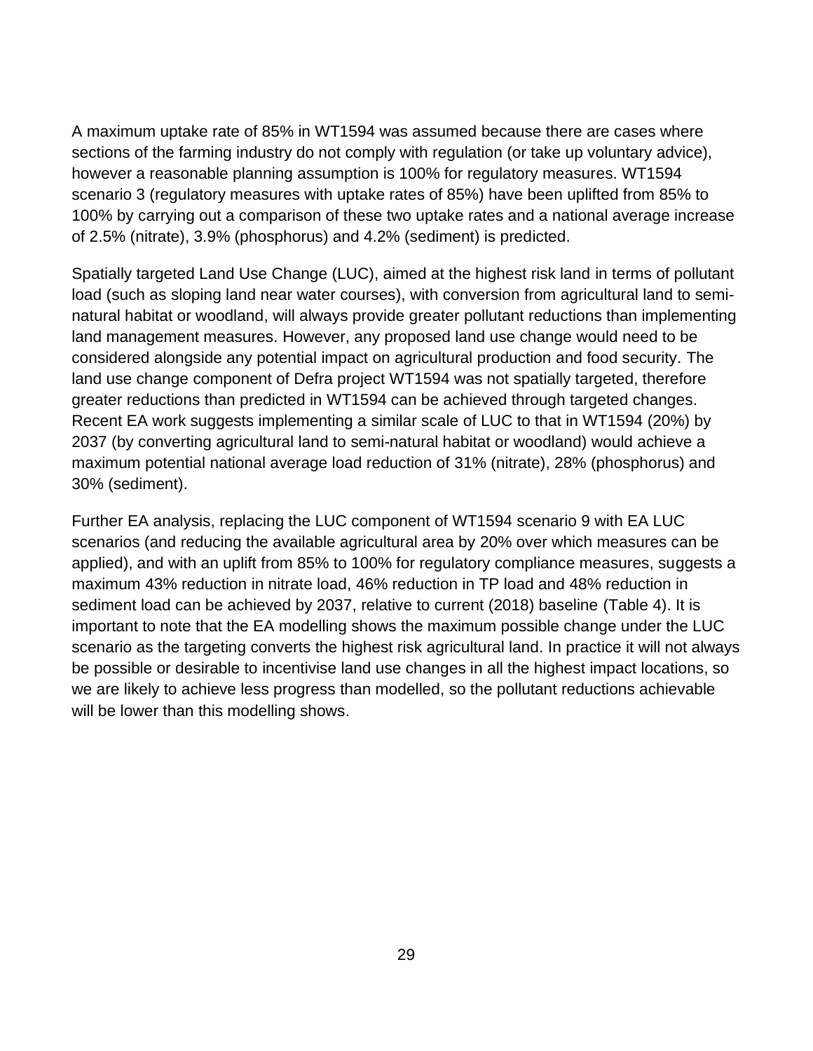A maximum uptake rate of 85% in WT1594 was assumed because there are cases where sections of the farming industry do not comply with regulation (or take up voluntary advice), however a reasonable planning assumption is 100% for regulatory measures. WT1594 scenario 3 (regulatory measures with uptake rates of 85%) have been uplifted from 85% to 100% by carrying out a comparison of these two uptake rates and a national average increase of 2.5% (nitrate), 3.9% (phosphorus) and 4.2% (sediment) is predicted.

Spatially targeted Land Use Change (LUC), aimed at the highest risk land in terms of pollutant load (such as sloping land near water courses), with conversion from agricultural land to semi-natural habitat or woodland, will always provide greater pollutant reductions than implementing land management measures. However, any proposed land use change would need to be considered alongside any potential impact on agricultural production and food security. The land use change component of Defra project WT1594 was not spatially targeted, therefore greater reductions than predicted in WT1594 can be achieved through targeted changes. Recent EA work suggests implementing a similar scale of LUC to that in WT1594 (20%) by 2037 (by converting agricultural land to semi-natural habitat or woodland) would achieve a maximum potential national average load reduction of 31% (nitrate), 28% (phosphorus) and 30% (sediment).

Further EA analysis, replacing the LUC component of WT1594 scenario 9 with EA LUC scenarios (and reducing the available agricultural area by 20% over which measures can be applied), and with an uplift from 85% to 100% for regulatory compliance measures, suggests a maximum 43% reduction in nitrate load, 46% reduction in TP load and 48% reduction in sediment load can be achieved by 2037, relative to current (2018) baseline (Table 4). It is important to note that the EA modelling shows the maximum possible change under the LUC scenario as the targeting converts the highest risk agricultural land. In practice it will not always be possible or desirable to incentivise land use changes in all the highest impact locations, so we are likely to achieve less progress than modelled, so the pollutant reductions achievable will be lower than this modelling shows.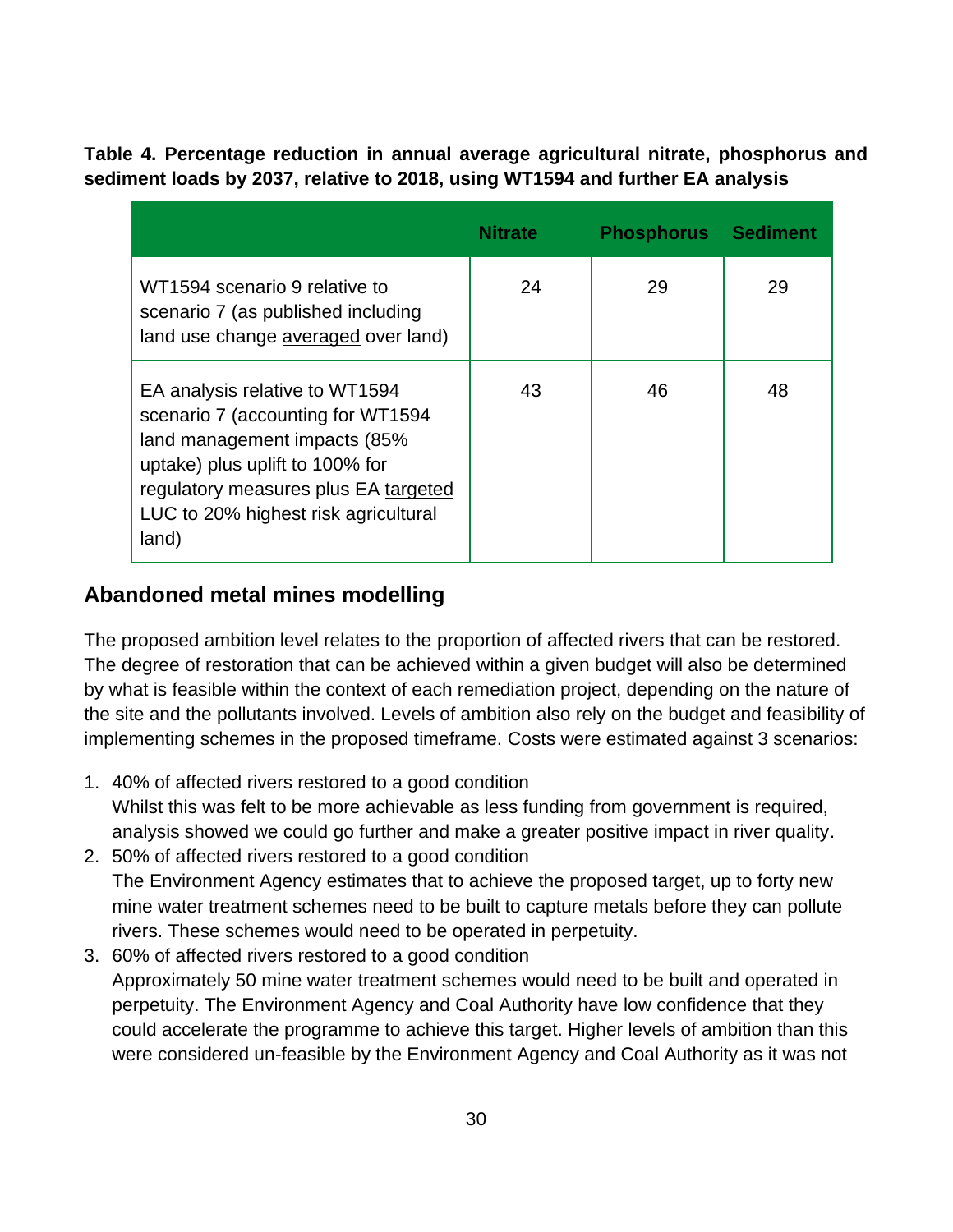**Table 4. Percentage reduction in annual average agricultural nitrate, phosphorus and sediment loads by 2037, relative to 2018, using WT1594 and further EA analysis**

| | Nitrate | Phosphorus | Sediment |
|---|---|---|---|
| WT1594 scenario 9 relative to scenario 7 (as published including land use change averaged over land) | 24 | 29 | 29 |
| EA analysis relative to WT1594 scenario 7 (accounting for WT1594 land management impacts (85% uptake) plus uplift to 100% for regulatory measures plus EA targeted LUC to 20% highest risk agricultural land) | 43 | 46 | 48 |

## Abandoned metal mines modelling

The proposed ambition level relates to the proportion of affected rivers that can be restored. The degree of restoration that can be achieved within a given budget will also be determined by what is feasible within the context of each remediation project, depending on the nature of the site and the pollutants involved. Levels of ambition also rely on the budget and feasibility of implementing schemes in the proposed timeframe. Costs were estimated against 3 scenarios:

1. 40% of affected rivers restored to a good condition
   Whilst this was felt to be more achievable as less funding from government is required, analysis showed we could go further and make a greater positive impact in river quality.
2. 50% of affected rivers restored to a good condition
   The Environment Agency estimates that to achieve the proposed target, up to forty new mine water treatment schemes need to be built to capture metals before they can pollute rivers. These schemes would need to be operated in perpetuity.
3. 60% of affected rivers restored to a good condition
   Approximately 50 mine water treatment schemes would need to be built and operated in perpetuity. The Environment Agency and Coal Authority have low confidence that they could accelerate the programme to achieve this target. Higher levels of ambition than this were considered un-feasible by the Environment Agency and Coal Authority as it was not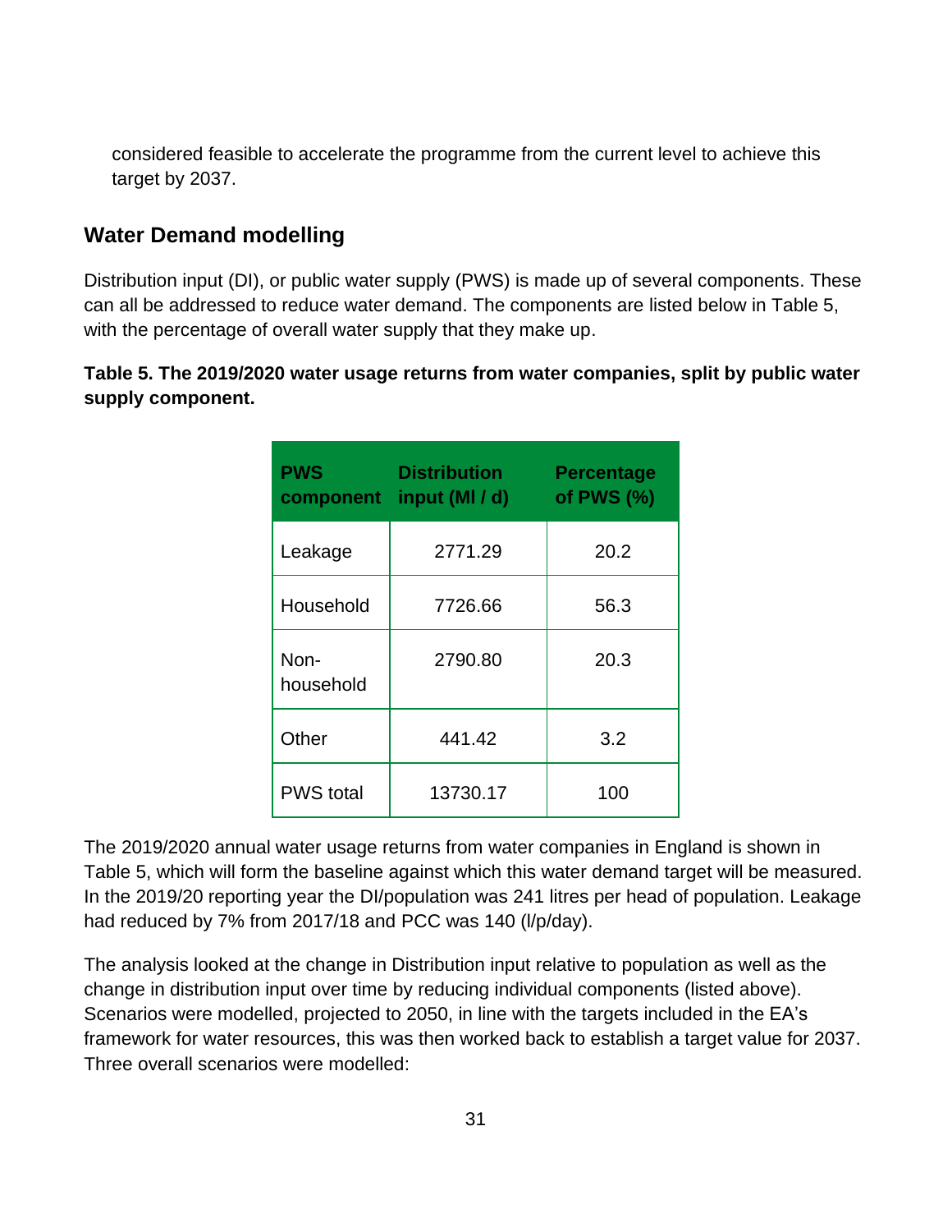considered feasible to accelerate the programme from the current level to achieve this target by 2037.

## Water Demand modelling

Distribution input (DI), or public water supply (PWS) is made up of several components. These can all be addressed to reduce water demand. The components are listed below in Table 5, with the percentage of overall water supply that they make up.

**Table 5. The 2019/2020 water usage returns from water companies, split by public water supply component.**

| PWS component | Distribution input (Ml / d) | Percentage of PWS (%) |
| --- | --- | --- |
| Leakage | 2771.29 | 20.2 |
| Household | 7726.66 | 56.3 |
| Non-household | 2790.80 | 20.3 |
| Other | 441.42 | 3.2 |
| PWS total | 13730.17 | 100 |

The 2019/2020 annual water usage returns from water companies in England is shown in Table 5, which will form the baseline against which this water demand target will be measured. In the 2019/20 reporting year the DI/population was 241 litres per head of population. Leakage had reduced by 7% from 2017/18 and PCC was 140 (l/p/day).

The analysis looked at the change in Distribution input relative to population as well as the change in distribution input over time by reducing individual components (listed above). Scenarios were modelled, projected to 2050, in line with the targets included in the EA's framework for water resources, this was then worked back to establish a target value for 2037. Three overall scenarios were modelled: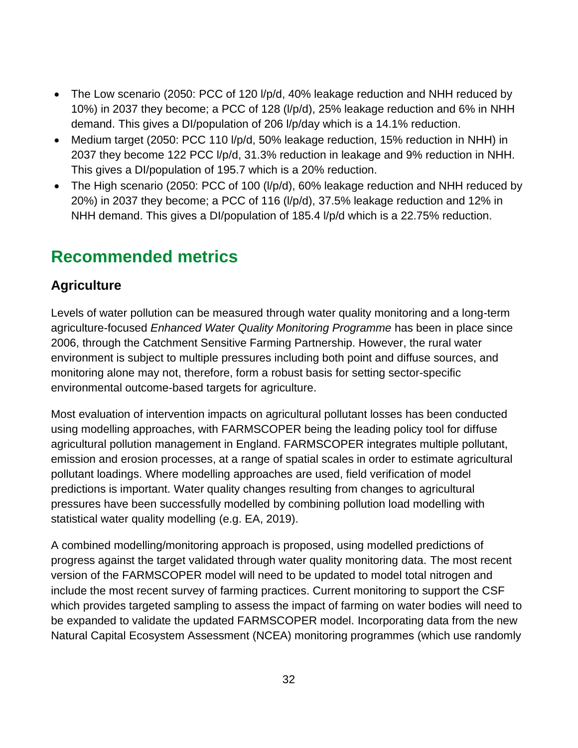- The Low scenario (2050: PCC of 120 l/p/d, 40% leakage reduction and NHH reduced by 10%) in 2037 they become; a PCC of 128 (l/p/d), 25% leakage reduction and 6% in NHH demand. This gives a DI/population of 206 l/p/day which is a 14.1% reduction.
- Medium target (2050: PCC 110 l/p/d, 50% leakage reduction, 15% reduction in NHH) in 2037 they become 122 PCC l/p/d, 31.3% reduction in leakage and 9% reduction in NHH. This gives a DI/population of 195.7 which is a 20% reduction.
- The High scenario (2050: PCC of 100 (l/p/d), 60% leakage reduction and NHH reduced by 20%) in 2037 they become; a PCC of 116 (l/p/d), 37.5% leakage reduction and 12% in NHH demand. This gives a DI/population of 185.4 l/p/d which is a 22.75% reduction.

## Recommended metrics

### Agriculture

Levels of water pollution can be measured through water quality monitoring and a long-term agriculture-focused *Enhanced Water Quality Monitoring Programme* has been in place since 2006, through the Catchment Sensitive Farming Partnership. However, the rural water environment is subject to multiple pressures including both point and diffuse sources, and monitoring alone may not, therefore, form a robust basis for setting sector-specific environmental outcome-based targets for agriculture.

Most evaluation of intervention impacts on agricultural pollutant losses has been conducted using modelling approaches, with FARMSCOPER being the leading policy tool for diffuse agricultural pollution management in England. FARMSCOPER integrates multiple pollutant, emission and erosion processes, at a range of spatial scales in order to estimate agricultural pollutant loadings. Where modelling approaches are used, field verification of model predictions is important. Water quality changes resulting from changes to agricultural pressures have been successfully modelled by combining pollution load modelling with statistical water quality modelling (e.g. EA, 2019).

A combined modelling/monitoring approach is proposed, using modelled predictions of progress against the target validated through water quality monitoring data. The most recent version of the FARMSCOPER model will need to be updated to model total nitrogen and include the most recent survey of farming practices. Current monitoring to support the CSF which provides targeted sampling to assess the impact of farming on water bodies will need to be expanded to validate the updated FARMSCOPER model. Incorporating data from the new Natural Capital Ecosystem Assessment (NCEA) monitoring programmes (which use randomly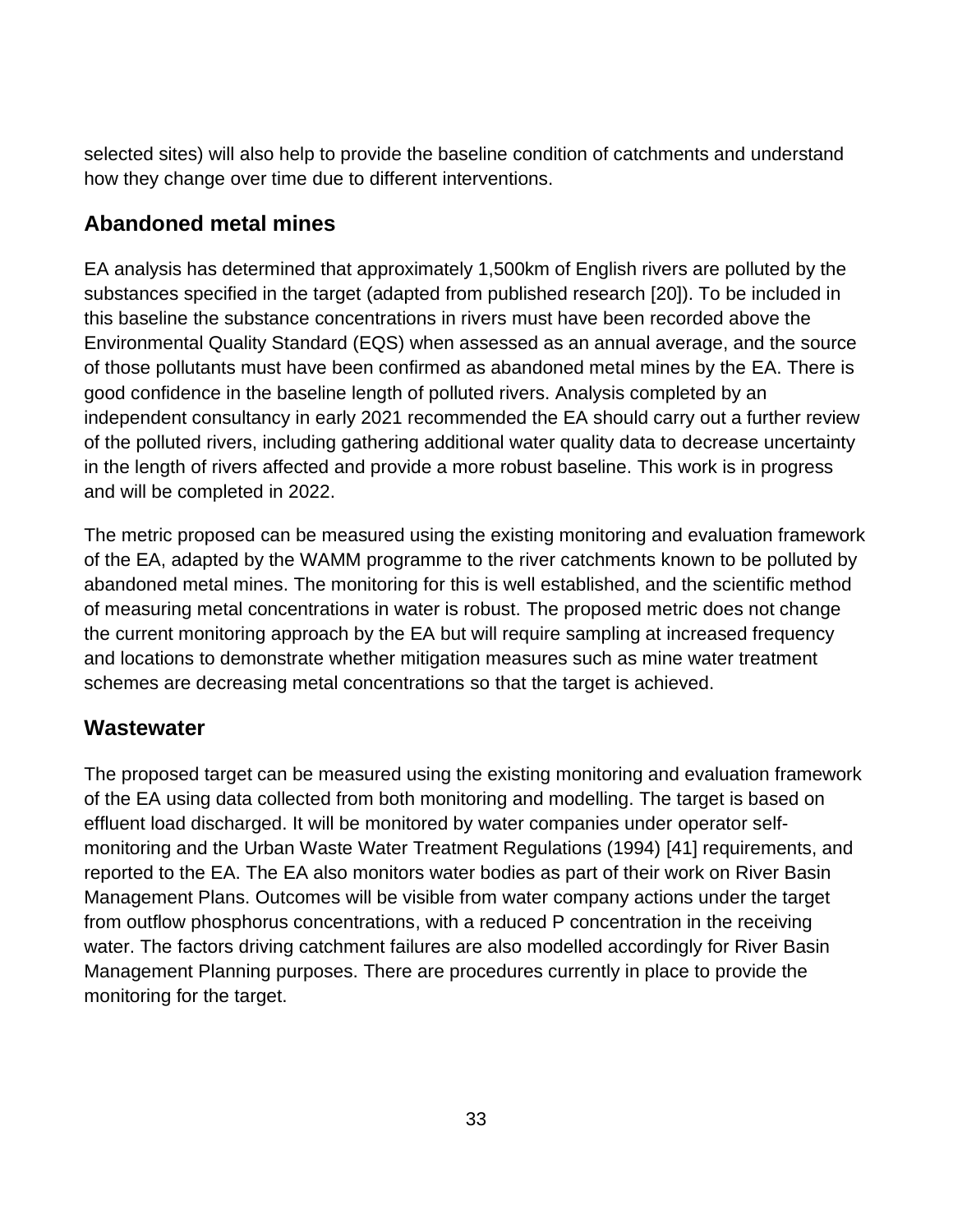selected sites) will also help to provide the baseline condition of catchments and understand how they change over time due to different interventions.

## Abandoned metal mines

EA analysis has determined that approximately 1,500km of English rivers are polluted by the substances specified in the target (adapted from published research [20]). To be included in this baseline the substance concentrations in rivers must have been recorded above the Environmental Quality Standard (EQS) when assessed as an annual average, and the source of those pollutants must have been confirmed as abandoned metal mines by the EA. There is good confidence in the baseline length of polluted rivers. Analysis completed by an independent consultancy in early 2021 recommended the EA should carry out a further review of the polluted rivers, including gathering additional water quality data to decrease uncertainty in the length of rivers affected and provide a more robust baseline. This work is in progress and will be completed in 2022.

The metric proposed can be measured using the existing monitoring and evaluation framework of the EA, adapted by the WAMM programme to the river catchments known to be polluted by abandoned metal mines. The monitoring for this is well established, and the scientific method of measuring metal concentrations in water is robust. The proposed metric does not change the current monitoring approach by the EA but will require sampling at increased frequency and locations to demonstrate whether mitigation measures such as mine water treatment schemes are decreasing metal concentrations so that the target is achieved.

## Wastewater

The proposed target can be measured using the existing monitoring and evaluation framework of the EA using data collected from both monitoring and modelling. The target is based on effluent load discharged. It will be monitored by water companies under operator self-monitoring and the Urban Waste Water Treatment Regulations (1994) [41] requirements, and reported to the EA. The EA also monitors water bodies as part of their work on River Basin Management Plans. Outcomes will be visible from water company actions under the target from outflow phosphorus concentrations, with a reduced P concentration in the receiving water. The factors driving catchment failures are also modelled accordingly for River Basin Management Planning purposes. There are procedures currently in place to provide the monitoring for the target.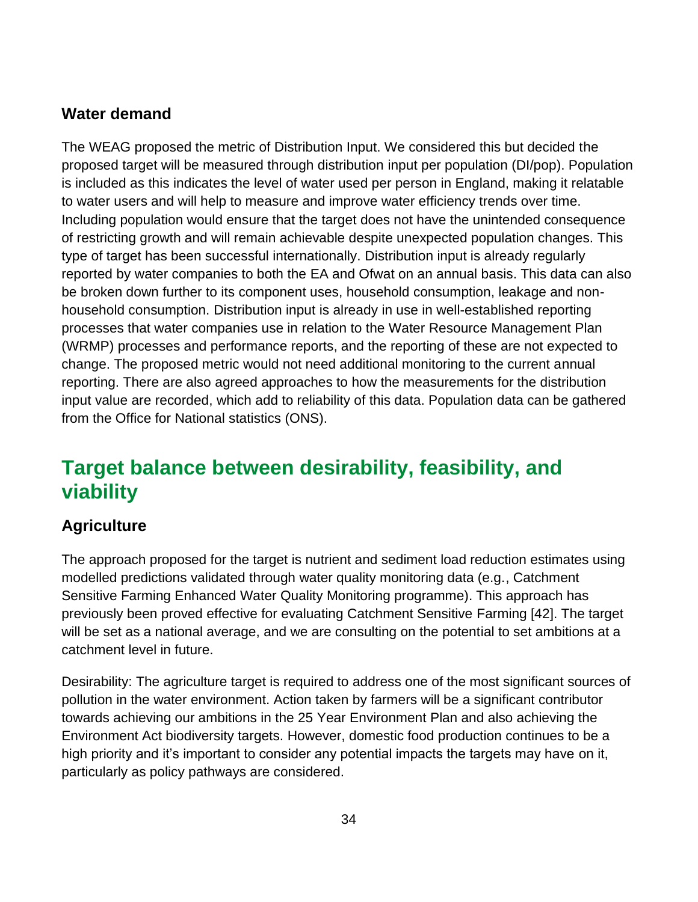### Water demand

The WEAG proposed the metric of Distribution Input. We considered this but decided the proposed target will be measured through distribution input per population (DI/pop). Population is included as this indicates the level of water used per person in England, making it relatable to water users and will help to measure and improve water efficiency trends over time. Including population would ensure that the target does not have the unintended consequence of restricting growth and will remain achievable despite unexpected population changes. This type of target has been successful internationally. Distribution input is already regularly reported by water companies to both the EA and Ofwat on an annual basis. This data can also be broken down further to its component uses, household consumption, leakage and non-household consumption. Distribution input is already in use in well-established reporting processes that water companies use in relation to the Water Resource Management Plan (WRMP) processes and performance reports, and the reporting of these are not expected to change. The proposed metric would not need additional monitoring to the current annual reporting. There are also agreed approaches to how the measurements for the distribution input value are recorded, which add to reliability of this data. Population data can be gathered from the Office for National statistics (ONS).

## Target balance between desirability, feasibility, and viability

### Agriculture

The approach proposed for the target is nutrient and sediment load reduction estimates using modelled predictions validated through water quality monitoring data (e.g., Catchment Sensitive Farming Enhanced Water Quality Monitoring programme). This approach has previously been proved effective for evaluating Catchment Sensitive Farming [42]. The target will be set as a national average, and we are consulting on the potential to set ambitions at a catchment level in future.

Desirability: The agriculture target is required to address one of the most significant sources of pollution in the water environment. Action taken by farmers will be a significant contributor towards achieving our ambitions in the 25 Year Environment Plan and also achieving the Environment Act biodiversity targets. However, domestic food production continues to be a high priority and it's important to consider any potential impacts the targets may have on it, particularly as policy pathways are considered.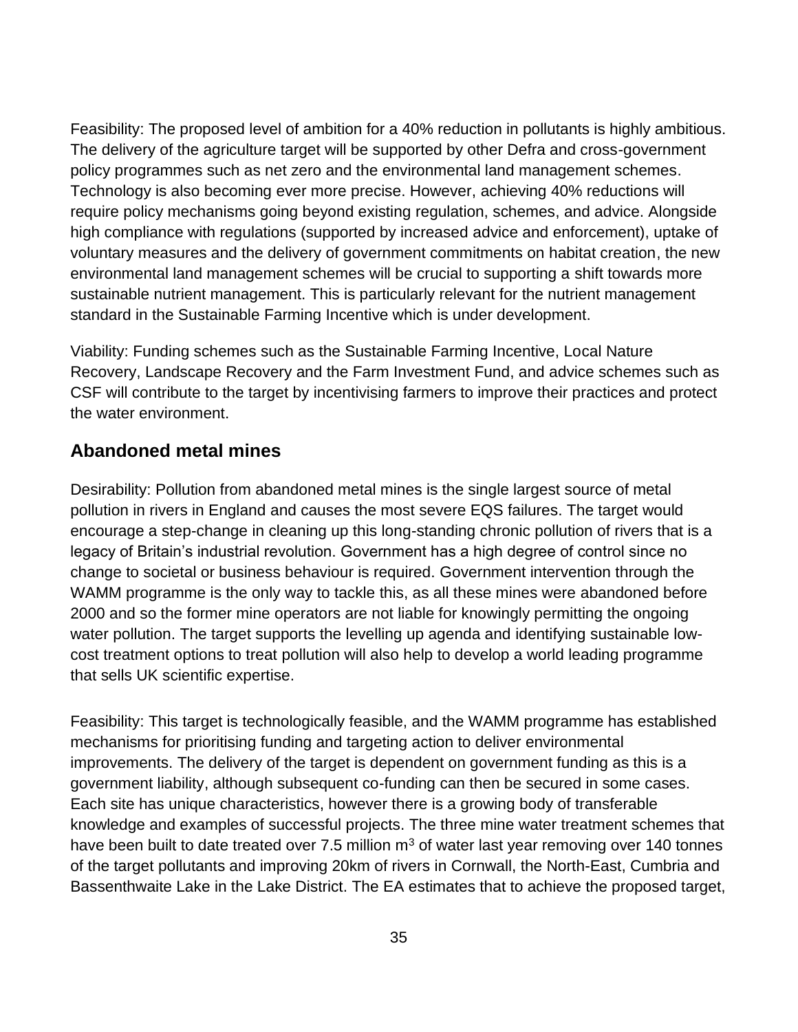Feasibility: The proposed level of ambition for a 40% reduction in pollutants is highly ambitious. The delivery of the agriculture target will be supported by other Defra and cross-government policy programmes such as net zero and the environmental land management schemes. Technology is also becoming ever more precise. However, achieving 40% reductions will require policy mechanisms going beyond existing regulation, schemes, and advice. Alongside high compliance with regulations (supported by increased advice and enforcement), uptake of voluntary measures and the delivery of government commitments on habitat creation, the new environmental land management schemes will be crucial to supporting a shift towards more sustainable nutrient management. This is particularly relevant for the nutrient management standard in the Sustainable Farming Incentive which is under development.

Viability: Funding schemes such as the Sustainable Farming Incentive, Local Nature Recovery, Landscape Recovery and the Farm Investment Fund, and advice schemes such as CSF will contribute to the target by incentivising farmers to improve their practices and protect the water environment.

## Abandoned metal mines

Desirability: Pollution from abandoned metal mines is the single largest source of metal pollution in rivers in England and causes the most severe EQS failures. The target would encourage a step-change in cleaning up this long-standing chronic pollution of rivers that is a legacy of Britain's industrial revolution. Government has a high degree of control since no change to societal or business behaviour is required. Government intervention through the WAMM programme is the only way to tackle this, as all these mines were abandoned before 2000 and so the former mine operators are not liable for knowingly permitting the ongoing water pollution. The target supports the levelling up agenda and identifying sustainable low-cost treatment options to treat pollution will also help to develop a world leading programme that sells UK scientific expertise.

Feasibility: This target is technologically feasible, and the WAMM programme has established mechanisms for prioritising funding and targeting action to deliver environmental improvements. The delivery of the target is dependent on government funding as this is a government liability, although subsequent co-funding can then be secured in some cases. Each site has unique characteristics, however there is a growing body of transferable knowledge and examples of successful projects. The three mine water treatment schemes that have been built to date treated over 7.5 million $m^3$ of water last year removing over 140 tonnes of the target pollutants and improving 20km of rivers in Cornwall, the North-East, Cumbria and Bassenthwaite Lake in the Lake District. The EA estimates that to achieve the proposed target,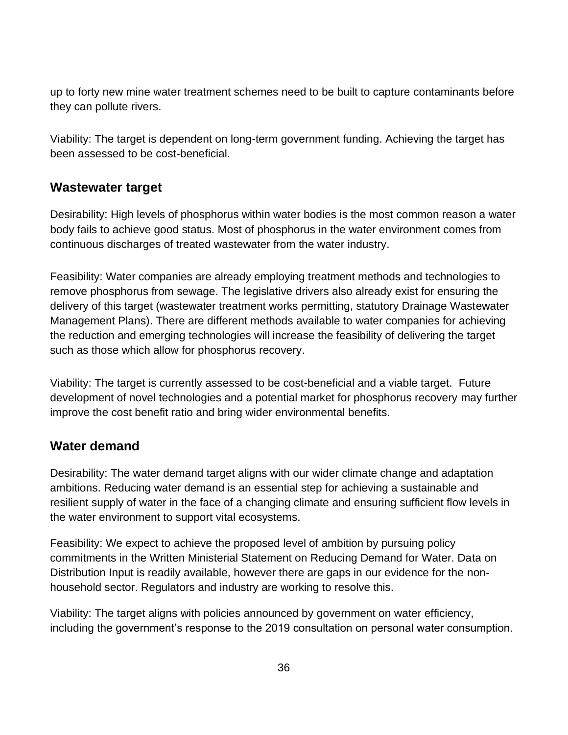up to forty new mine water treatment schemes need to be built to capture contaminants before they can pollute rivers.

Viability: The target is dependent on long-term government funding. Achieving the target has been assessed to be cost-beneficial.

## Wastewater target

Desirability: High levels of phosphorus within water bodies is the most common reason a water body fails to achieve good status. Most of phosphorus in the water environment comes from continuous discharges of treated wastewater from the water industry.

Feasibility: Water companies are already employing treatment methods and technologies to remove phosphorus from sewage. The legislative drivers also already exist for ensuring the delivery of this target (wastewater treatment works permitting, statutory Drainage Wastewater Management Plans). There are different methods available to water companies for achieving the reduction and emerging technologies will increase the feasibility of delivering the target such as those which allow for phosphorus recovery.

Viability: The target is currently assessed to be cost-beneficial and a viable target. Future development of novel technologies and a potential market for phosphorus recovery may further improve the cost benefit ratio and bring wider environmental benefits.

## Water demand

Desirability: The water demand target aligns with our wider climate change and adaptation ambitions. Reducing water demand is an essential step for achieving a sustainable and resilient supply of water in the face of a changing climate and ensuring sufficient flow levels in the water environment to support vital ecosystems.

Feasibility: We expect to achieve the proposed level of ambition by pursuing policy commitments in the Written Ministerial Statement on Reducing Demand for Water. Data on Distribution Input is readily available, however there are gaps in our evidence for the non-household sector. Regulators and industry are working to resolve this.

Viability: The target aligns with policies announced by government on water efficiency, including the government's response to the 2019 consultation on personal water consumption.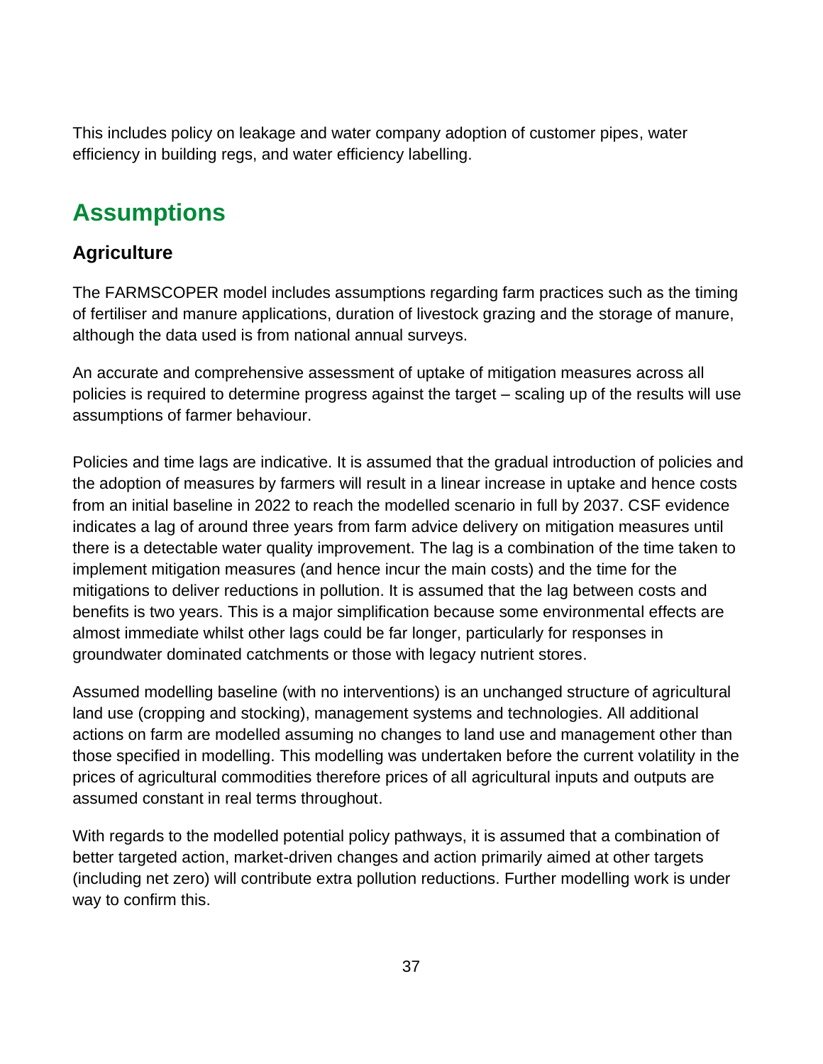This includes policy on leakage and water company adoption of customer pipes, water efficiency in building regs, and water efficiency labelling.

## Assumptions

### Agriculture

The FARMSCOPER model includes assumptions regarding farm practices such as the timing of fertiliser and manure applications, duration of livestock grazing and the storage of manure, although the data used is from national annual surveys.

An accurate and comprehensive assessment of uptake of mitigation measures across all policies is required to determine progress against the target – scaling up of the results will use assumptions of farmer behaviour.

Policies and time lags are indicative. It is assumed that the gradual introduction of policies and the adoption of measures by farmers will result in a linear increase in uptake and hence costs from an initial baseline in 2022 to reach the modelled scenario in full by 2037. CSF evidence indicates a lag of around three years from farm advice delivery on mitigation measures until there is a detectable water quality improvement. The lag is a combination of the time taken to implement mitigation measures (and hence incur the main costs) and the time for the mitigations to deliver reductions in pollution. It is assumed that the lag between costs and benefits is two years. This is a major simplification because some environmental effects are almost immediate whilst other lags could be far longer, particularly for responses in groundwater dominated catchments or those with legacy nutrient stores.

Assumed modelling baseline (with no interventions) is an unchanged structure of agricultural land use (cropping and stocking), management systems and technologies. All additional actions on farm are modelled assuming no changes to land use and management other than those specified in modelling. This modelling was undertaken before the current volatility in the prices of agricultural commodities therefore prices of all agricultural inputs and outputs are assumed constant in real terms throughout.

With regards to the modelled potential policy pathways, it is assumed that a combination of better targeted action, market-driven changes and action primarily aimed at other targets (including net zero) will contribute extra pollution reductions. Further modelling work is under way to confirm this.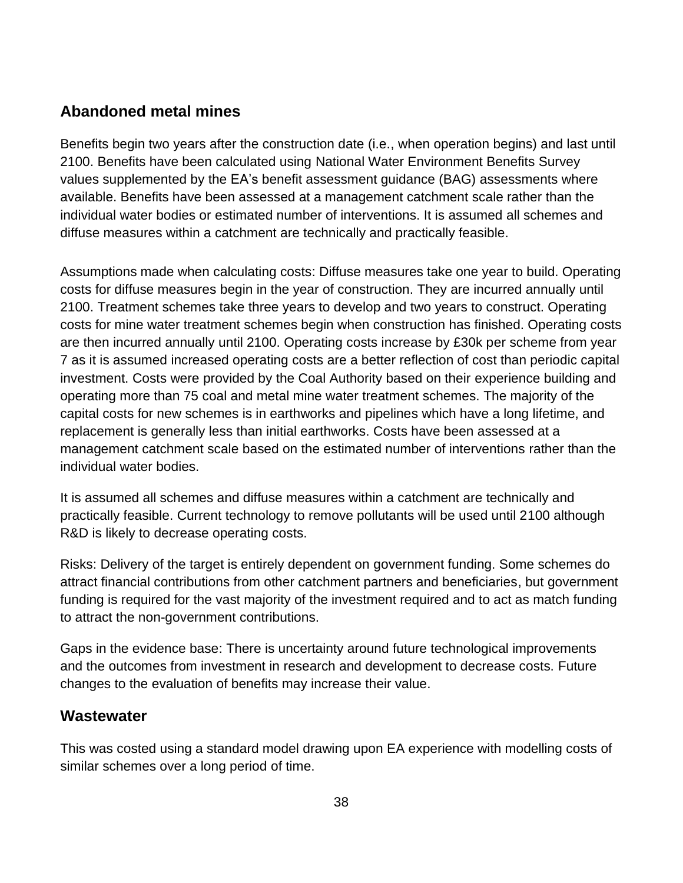## Abandoned metal mines

Benefits begin two years after the construction date (i.e., when operation begins) and last until 2100. Benefits have been calculated using National Water Environment Benefits Survey values supplemented by the EA's benefit assessment guidance (BAG) assessments where available. Benefits have been assessed at a management catchment scale rather than the individual water bodies or estimated number of interventions. It is assumed all schemes and diffuse measures within a catchment are technically and practically feasible.

Assumptions made when calculating costs: Diffuse measures take one year to build. Operating costs for diffuse measures begin in the year of construction. They are incurred annually until 2100. Treatment schemes take three years to develop and two years to construct. Operating costs for mine water treatment schemes begin when construction has finished. Operating costs are then incurred annually until 2100. Operating costs increase by £30k per scheme from year 7 as it is assumed increased operating costs are a better reflection of cost than periodic capital investment. Costs were provided by the Coal Authority based on their experience building and operating more than 75 coal and metal mine water treatment schemes. The majority of the capital costs for new schemes is in earthworks and pipelines which have a long lifetime, and replacement is generally less than initial earthworks. Costs have been assessed at a management catchment scale based on the estimated number of interventions rather than the individual water bodies.

It is assumed all schemes and diffuse measures within a catchment are technically and practically feasible. Current technology to remove pollutants will be used until 2100 although R&D is likely to decrease operating costs.

Risks: Delivery of the target is entirely dependent on government funding. Some schemes do attract financial contributions from other catchment partners and beneficiaries, but government funding is required for the vast majority of the investment required and to act as match funding to attract the non-government contributions.

Gaps in the evidence base: There is uncertainty around future technological improvements and the outcomes from investment in research and development to decrease costs. Future changes to the evaluation of benefits may increase their value.

## Wastewater

This was costed using a standard model drawing upon EA experience with modelling costs of similar schemes over a long period of time.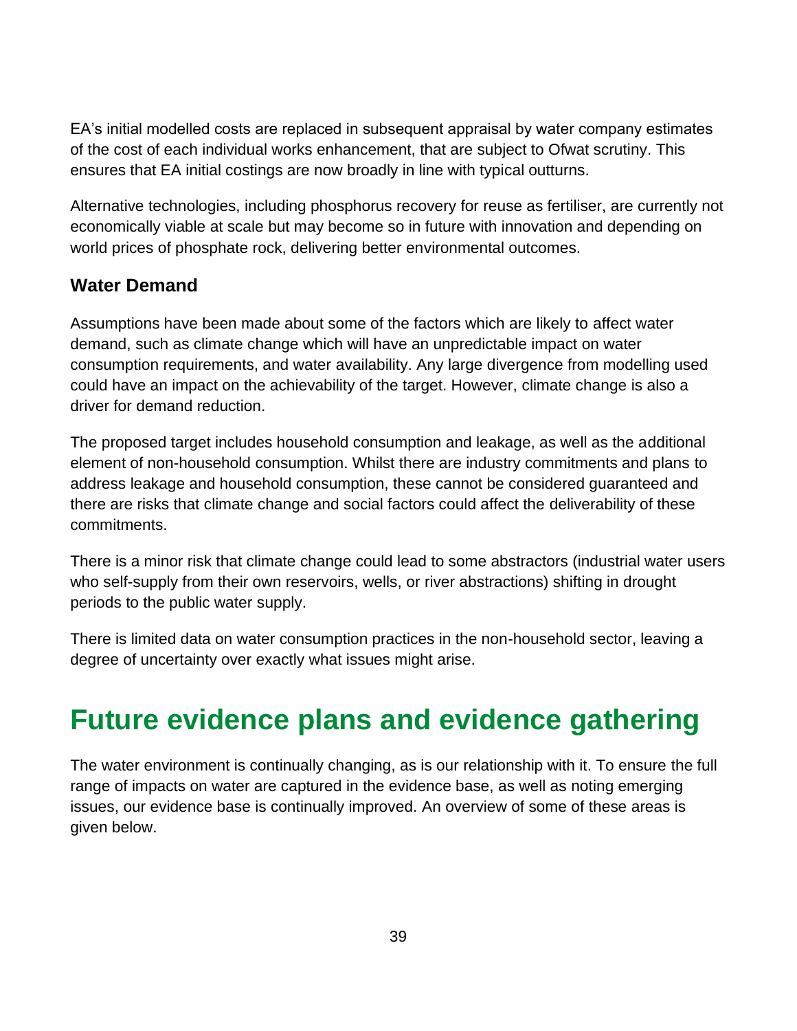EA's initial modelled costs are replaced in subsequent appraisal by water company estimates of the cost of each individual works enhancement, that are subject to Ofwat scrutiny. This ensures that EA initial costings are now broadly in line with typical outturns.

Alternative technologies, including phosphorus recovery for reuse as fertiliser, are currently not economically viable at scale but may become so in future with innovation and depending on world prices of phosphate rock, delivering better environmental outcomes.

### Water Demand

Assumptions have been made about some of the factors which are likely to affect water demand, such as climate change which will have an unpredictable impact on water consumption requirements, and water availability. Any large divergence from modelling used could have an impact on the achievability of the target. However, climate change is also a driver for demand reduction.

The proposed target includes household consumption and leakage, as well as the additional element of non-household consumption. Whilst there are industry commitments and plans to address leakage and household consumption, these cannot be considered guaranteed and there are risks that climate change and social factors could affect the deliverability of these commitments.

There is a minor risk that climate change could lead to some abstractors (industrial water users who self-supply from their own reservoirs, wells, or river abstractions) shifting in drought periods to the public water supply.

There is limited data on water consumption practices in the non-household sector, leaving a degree of uncertainty over exactly what issues might arise.

## Future evidence plans and evidence gathering

The water environment is continually changing, as is our relationship with it. To ensure the full range of impacts on water are captured in the evidence base, as well as noting emerging issues, our evidence base is continually improved. An overview of some of these areas is given below.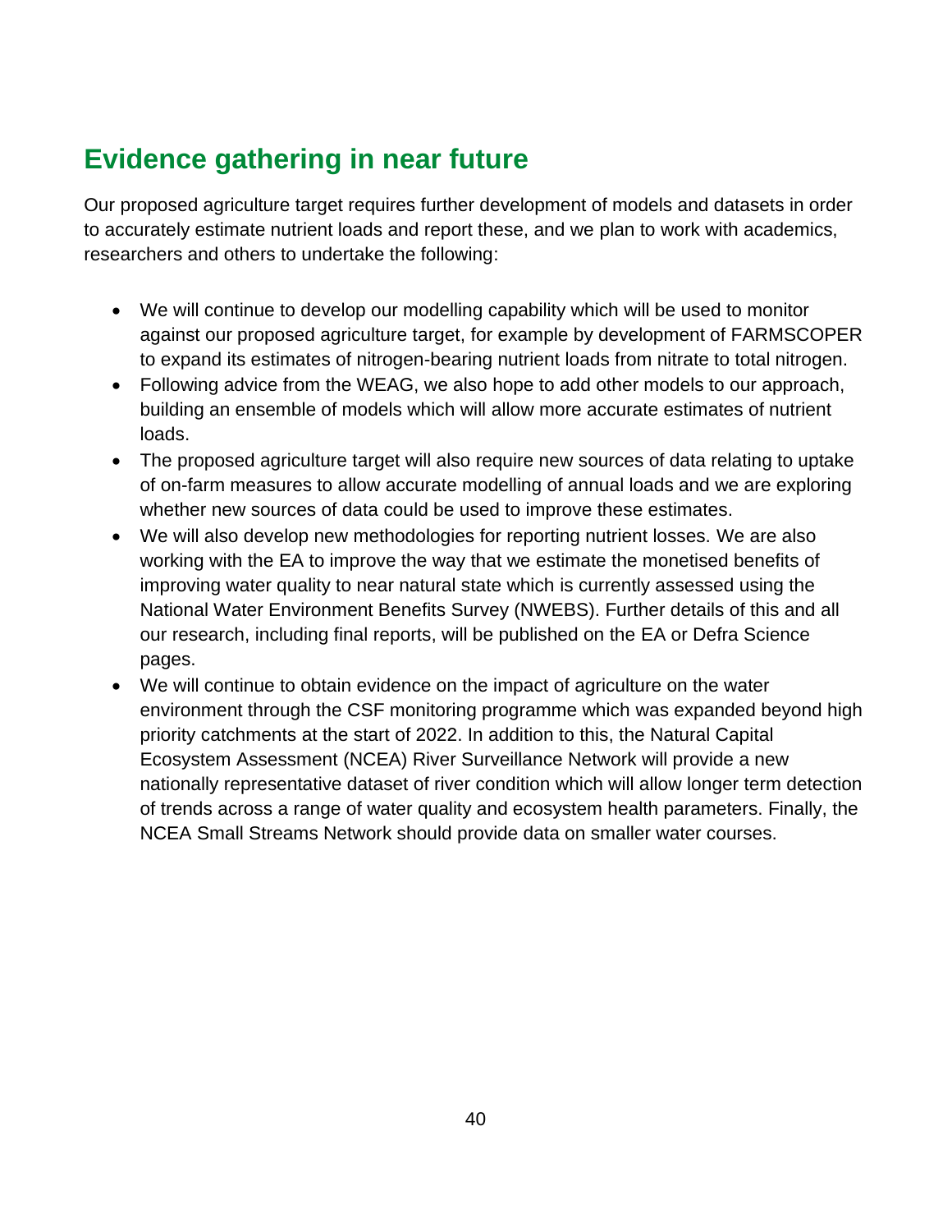## Evidence gathering in near future

Our proposed agriculture target requires further development of models and datasets in order to accurately estimate nutrient loads and report these, and we plan to work with academics, researchers and others to undertake the following:

- We will continue to develop our modelling capability which will be used to monitor against our proposed agriculture target, for example by development of FARMSCOPER to expand its estimates of nitrogen-bearing nutrient loads from nitrate to total nitrogen.
- Following advice from the WEAG, we also hope to add other models to our approach, building an ensemble of models which will allow more accurate estimates of nutrient loads.
- The proposed agriculture target will also require new sources of data relating to uptake of on-farm measures to allow accurate modelling of annual loads and we are exploring whether new sources of data could be used to improve these estimates.
- We will also develop new methodologies for reporting nutrient losses. We are also working with the EA to improve the way that we estimate the monetised benefits of improving water quality to near natural state which is currently assessed using the National Water Environment Benefits Survey (NWEBS). Further details of this and all our research, including final reports, will be published on the EA or Defra Science pages.
- We will continue to obtain evidence on the impact of agriculture on the water environment through the CSF monitoring programme which was expanded beyond high priority catchments at the start of 2022. In addition to this, the Natural Capital Ecosystem Assessment (NCEA) River Surveillance Network will provide a new nationally representative dataset of river condition which will allow longer term detection of trends across a range of water quality and ecosystem health parameters. Finally, the NCEA Small Streams Network should provide data on smaller water courses.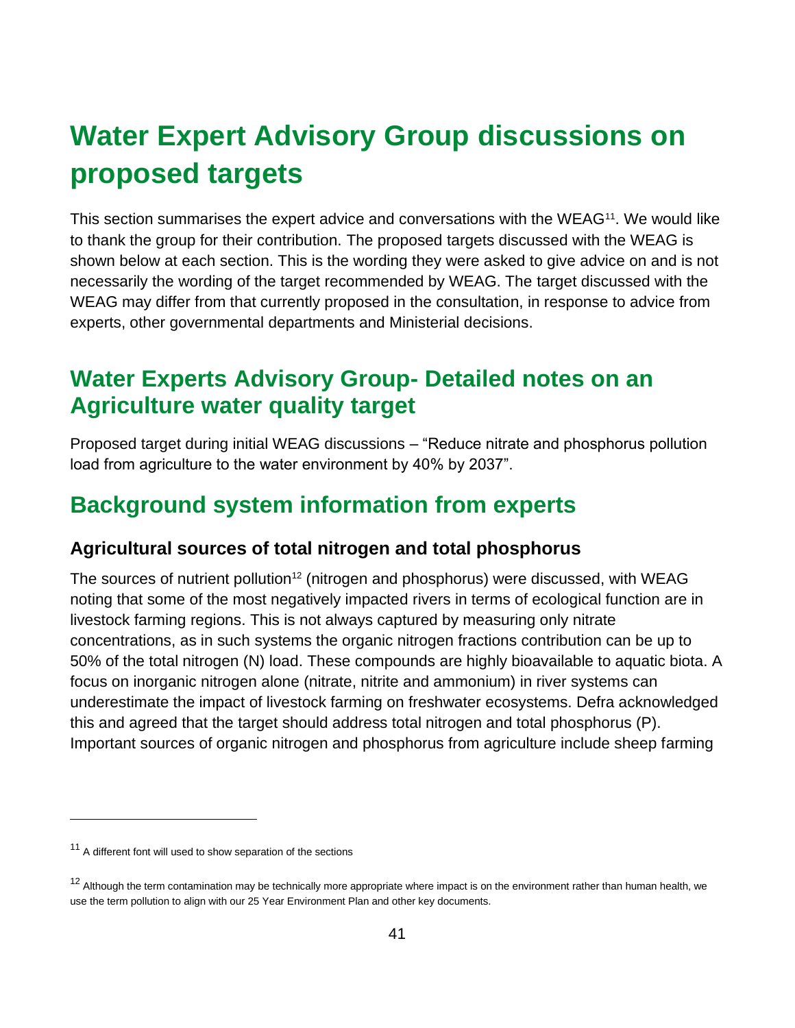# Water Expert Advisory Group discussions on proposed targets

This section summarises the expert advice and conversations with the WEAG[11]. We would like to thank the group for their contribution. The proposed targets discussed with the WEAG is shown below at each section. This is the wording they were asked to give advice on and is not necessarily the wording of the target recommended by WEAG. The target discussed with the WEAG may differ from that currently proposed in the consultation, in response to advice from experts, other governmental departments and Ministerial decisions.

## Water Experts Advisory Group- Detailed notes on an Agriculture water quality target

Proposed target during initial WEAG discussions – "Reduce nitrate and phosphorus pollution load from agriculture to the water environment by 40% by 2037".

## Background system information from experts

### Agricultural sources of total nitrogen and total phosphorus

The sources of nutrient pollution[12] (nitrogen and phosphorus) were discussed, with WEAG noting that some of the most negatively impacted rivers in terms of ecological function are in livestock farming regions. This is not always captured by measuring only nitrate concentrations, as in such systems the organic nitrogen fractions contribution can be up to 50% of the total nitrogen (N) load. These compounds are highly bioavailable to aquatic biota. A focus on inorganic nitrogen alone (nitrate, nitrite and ammonium) in river systems can underestimate the impact of livestock farming on freshwater ecosystems. Defra acknowledged this and agreed that the target should address total nitrogen and total phosphorus (P). Important sources of organic nitrogen and phosphorus from agriculture include sheep farming

---

[11] A different font will used to show separation of the sections

[12] Although the term contamination may be technically more appropriate where impact is on the environment rather than human health, we use the term pollution to align with our 25 Year Environment Plan and other key documents.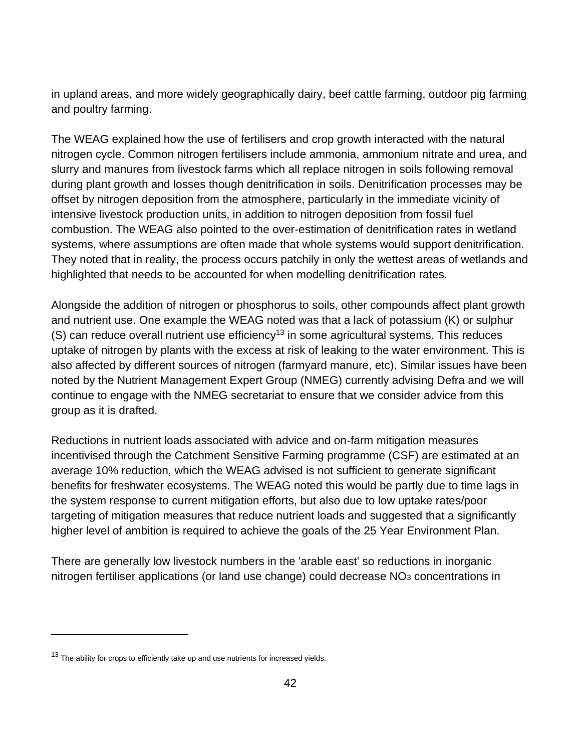in upland areas, and more widely geographically dairy, beef cattle farming, outdoor pig farming and poultry farming.

The WEAG explained how the use of fertilisers and crop growth interacted with the natural nitrogen cycle. Common nitrogen fertilisers include ammonia, ammonium nitrate and urea, and slurry and manures from livestock farms which all replace nitrogen in soils following removal during plant growth and losses though denitrification in soils. Denitrification processes may be offset by nitrogen deposition from the atmosphere, particularly in the immediate vicinity of intensive livestock production units, in addition to nitrogen deposition from fossil fuel combustion. The WEAG also pointed to the over-estimation of denitrification rates in wetland systems, where assumptions are often made that whole systems would support denitrification. They noted that in reality, the process occurs patchily in only the wettest areas of wetlands and highlighted that needs to be accounted for when modelling denitrification rates.

Alongside the addition of nitrogen or phosphorus to soils, other compounds affect plant growth and nutrient use. One example the WEAG noted was that a lack of potassium (K) or sulphur (S) can reduce overall nutrient use efficiency[13] in some agricultural systems. This reduces uptake of nitrogen by plants with the excess at risk of leaking to the water environment. This is also affected by different sources of nitrogen (farmyard manure, etc). Similar issues have been noted by the Nutrient Management Expert Group (NMEG) currently advising Defra and we will continue to engage with the NMEG secretariat to ensure that we consider advice from this group as it is drafted.

Reductions in nutrient loads associated with advice and on-farm mitigation measures incentivised through the Catchment Sensitive Farming programme (CSF) are estimated at an average 10% reduction, which the WEAG advised is not sufficient to generate significant benefits for freshwater ecosystems. The WEAG noted this would be partly due to time lags in the system response to current mitigation efforts, but also due to low uptake rates/poor targeting of mitigation measures that reduce nutrient loads and suggested that a significantly higher level of ambition is required to achieve the goals of the 25 Year Environment Plan.

There are generally low livestock numbers in the 'arable east' so reductions in inorganic nitrogen fertiliser applications (or land use change) could decrease $NO_3$ concentrations in

[13] The ability for crops to efficiently take up and use nutrients for increased yields.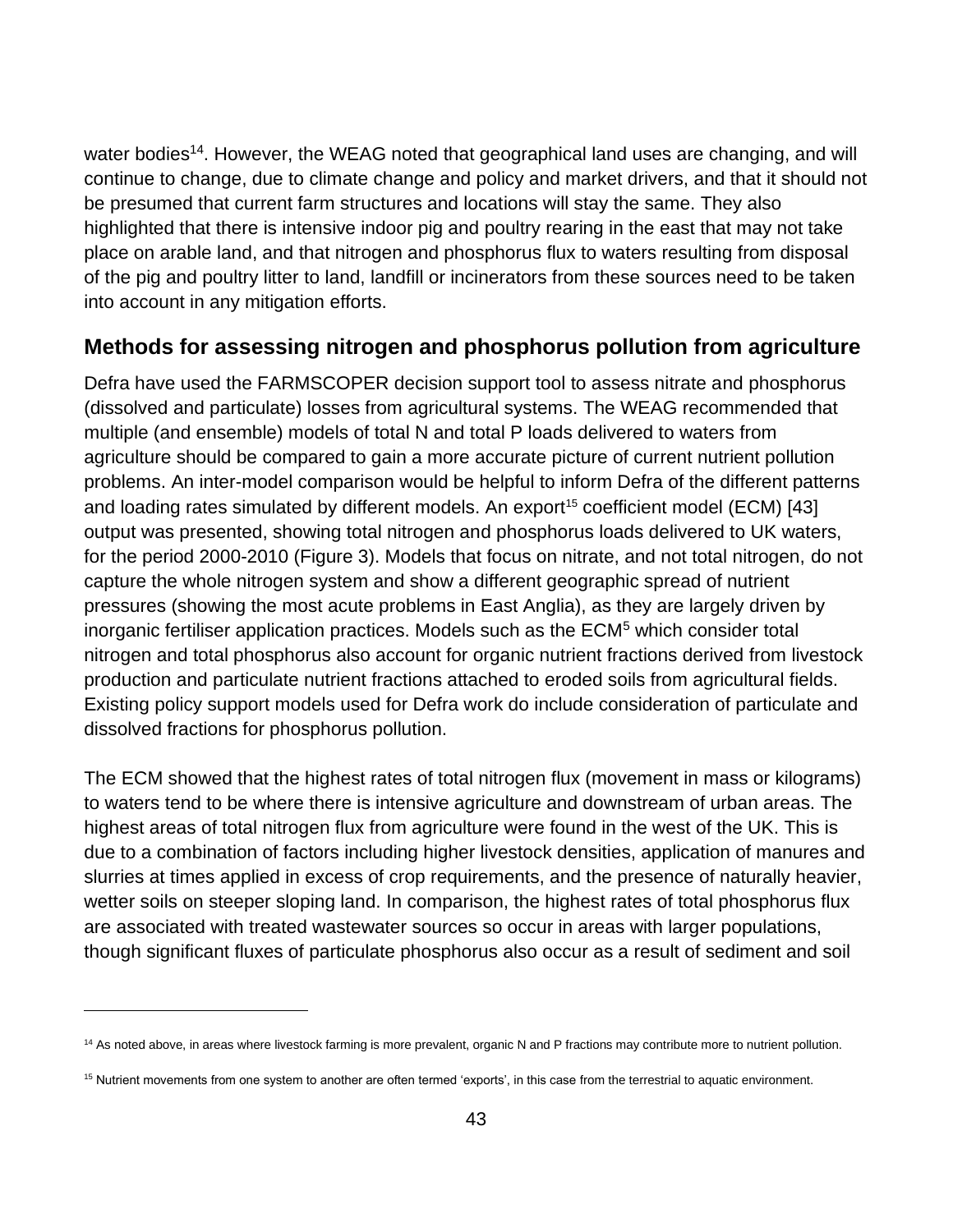water bodies[14]. However, the WEAG noted that geographical land uses are changing, and will continue to change, due to climate change and policy and market drivers, and that it should not be presumed that current farm structures and locations will stay the same. They also highlighted that there is intensive indoor pig and poultry rearing in the east that may not take place on arable land, and that nitrogen and phosphorus flux to waters resulting from disposal of the pig and poultry litter to land, landfill or incinerators from these sources need to be taken into account in any mitigation efforts.

## Methods for assessing nitrogen and phosphorus pollution from agriculture

Defra have used the FARMSCOPER decision support tool to assess nitrate and phosphorus (dissolved and particulate) losses from agricultural systems. The WEAG recommended that multiple (and ensemble) models of total N and total P loads delivered to waters from agriculture should be compared to gain a more accurate picture of current nutrient pollution problems. An inter-model comparison would be helpful to inform Defra of the different patterns and loading rates simulated by different models. An export[15] coefficient model (ECM) [43] output was presented, showing total nitrogen and phosphorus loads delivered to UK waters, for the period 2000-2010 (Figure 3). Models that focus on nitrate, and not total nitrogen, do not capture the whole nitrogen system and show a different geographic spread of nutrient pressures (showing the most acute problems in East Anglia), as they are largely driven by inorganic fertiliser application practices. Models such as the ECM[5] which consider total nitrogen and total phosphorus also account for organic nutrient fractions derived from livestock production and particulate nutrient fractions attached to eroded soils from agricultural fields. Existing policy support models used for Defra work do include consideration of particulate and dissolved fractions for phosphorus pollution.

The ECM showed that the highest rates of total nitrogen flux (movement in mass or kilograms) to waters tend to be where there is intensive agriculture and downstream of urban areas. The highest areas of total nitrogen flux from agriculture were found in the west of the UK. This is due to a combination of factors including higher livestock densities, application of manures and slurries at times applied in excess of crop requirements, and the presence of naturally heavier, wetter soils on steeper sloping land. In comparison, the highest rates of total phosphorus flux are associated with treated wastewater sources so occur in areas with larger populations, though significant fluxes of particulate phosphorus also occur as a result of sediment and soil

---

[14] As noted above, in areas where livestock farming is more prevalent, organic N and P fractions may contribute more to nutrient pollution.

[15] Nutrient movements from one system to another are often termed 'exports', in this case from the terrestrial to aquatic environment.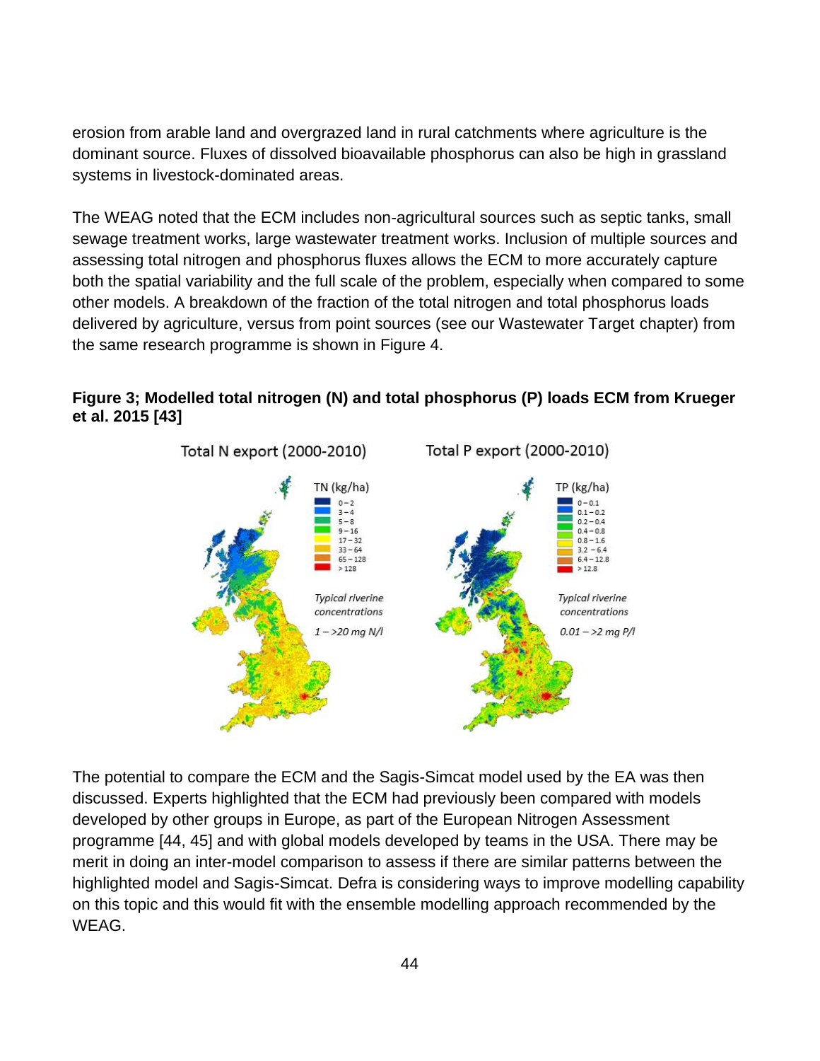erosion from arable land and overgrazed land in rural catchments where agriculture is the dominant source. Fluxes of dissolved bioavailable phosphorus can also be high in grassland systems in livestock-dominated areas.

The WEAG noted that the ECM includes non-agricultural sources such as septic tanks, small sewage treatment works, large wastewater treatment works. Inclusion of multiple sources and assessing total nitrogen and phosphorus fluxes allows the ECM to more accurately capture both the spatial variability and the full scale of the problem, especially when compared to some other models. A breakdown of the fraction of the total nitrogen and total phosphorus loads delivered by agriculture, versus from point sources (see our Wastewater Target chapter) from the same research programme is shown in Figure 4.

**Figure 3; Modelled total nitrogen (N) and total phosphorus (P) loads ECM from Krueger et al. 2015 [43]**

The potential to compare the ECM and the Sagis-Simcat model used by the EA was then discussed. Experts highlighted that the ECM had previously been compared with models developed by other groups in Europe, as part of the European Nitrogen Assessment programme [44, 45] and with global models developed by teams in the USA. There may be merit in doing an inter-model comparison to assess if there are similar patterns between the highlighted model and Sagis-Simcat. Defra is considering ways to improve modelling capability on this topic and this would fit with the ensemble modelling approach recommended by the WEAG.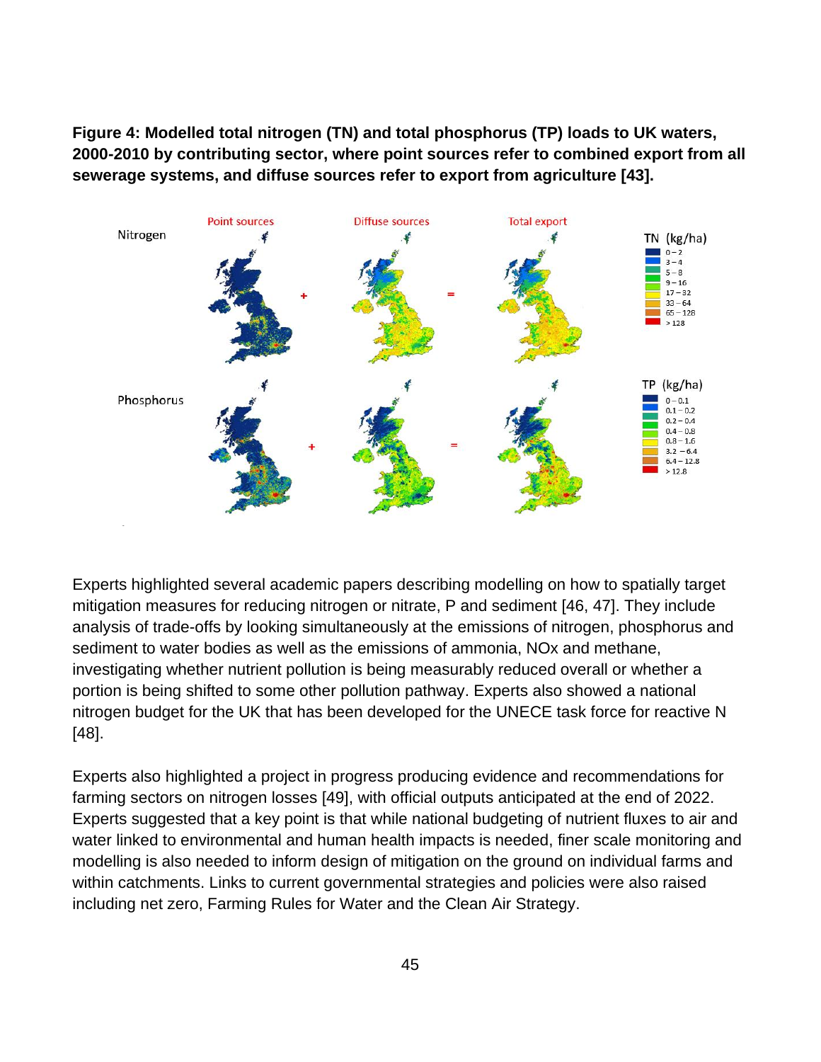**Figure 4: Modelled total nitrogen (TN) and total phosphorus (TP) loads to UK waters, 2000-2010 by contributing sector, where point sources refer to combined export from all sewerage systems, and diffuse sources refer to export from agriculture [43].**

Experts highlighted several academic papers describing modelling on how to spatially target mitigation measures for reducing nitrogen or nitrate, P and sediment [46, 47]. They include analysis of trade-offs by looking simultaneously at the emissions of nitrogen, phosphorus and sediment to water bodies as well as the emissions of ammonia, NOx and methane, investigating whether nutrient pollution is being measurably reduced overall or whether a portion is being shifted to some other pollution pathway. Experts also showed a national nitrogen budget for the UK that has been developed for the UNECE task force for reactive N [48].

Experts also highlighted a project in progress producing evidence and recommendations for farming sectors on nitrogen losses [49], with official outputs anticipated at the end of 2022. Experts suggested that a key point is that while national budgeting of nutrient fluxes to air and water linked to environmental and human health impacts is needed, finer scale monitoring and modelling is also needed to inform design of mitigation on the ground on individual farms and within catchments. Links to current governmental strategies and policies were also raised including net zero, Farming Rules for Water and the Clean Air Strategy.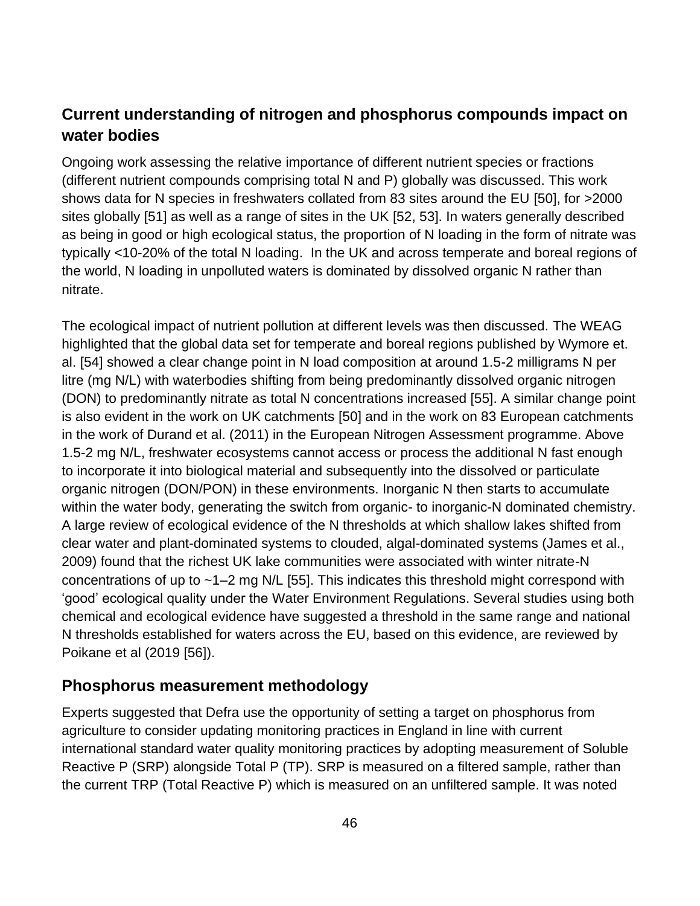## Current understanding of nitrogen and phosphorus compounds impact on water bodies

Ongoing work assessing the relative importance of different nutrient species or fractions (different nutrient compounds comprising total N and P) globally was discussed. This work shows data for N species in freshwaters collated from 83 sites around the EU [50], for >2000 sites globally [51] as well as a range of sites in the UK [52, 53]. In waters generally described as being in good or high ecological status, the proportion of N loading in the form of nitrate was typically <10-20% of the total N loading. In the UK and across temperate and boreal regions of the world, N loading in unpolluted waters is dominated by dissolved organic N rather than nitrate.

The ecological impact of nutrient pollution at different levels was then discussed. The WEAG highlighted that the global data set for temperate and boreal regions published by Wymore et. al. [54] showed a clear change point in N load composition at around 1.5-2 milligrams N per litre (mg N/L) with waterbodies shifting from being predominantly dissolved organic nitrogen (DON) to predominantly nitrate as total N concentrations increased [55]. A similar change point is also evident in the work on UK catchments [50] and in the work on 83 European catchments in the work of Durand et al. (2011) in the European Nitrogen Assessment programme. Above 1.5-2 mg N/L, freshwater ecosystems cannot access or process the additional N fast enough to incorporate it into biological material and subsequently into the dissolved or particulate organic nitrogen (DON/PON) in these environments. Inorganic N then starts to accumulate within the water body, generating the switch from organic- to inorganic-N dominated chemistry. A large review of ecological evidence of the N thresholds at which shallow lakes shifted from clear water and plant-dominated systems to clouded, algal-dominated systems (James et al., 2009) found that the richest UK lake communities were associated with winter nitrate-N concentrations of up to ~1–2 mg N/L [55]. This indicates this threshold might correspond with 'good' ecological quality under the Water Environment Regulations. Several studies using both chemical and ecological evidence have suggested a threshold in the same range and national N thresholds established for waters across the EU, based on this evidence, are reviewed by Poikane et al (2019 [56]).

## Phosphorus measurement methodology

Experts suggested that Defra use the opportunity of setting a target on phosphorus from agriculture to consider updating monitoring practices in England in line with current international standard water quality monitoring practices by adopting measurement of Soluble Reactive P (SRP) alongside Total P (TP). SRP is measured on a filtered sample, rather than the current TRP (Total Reactive P) which is measured on an unfiltered sample. It was noted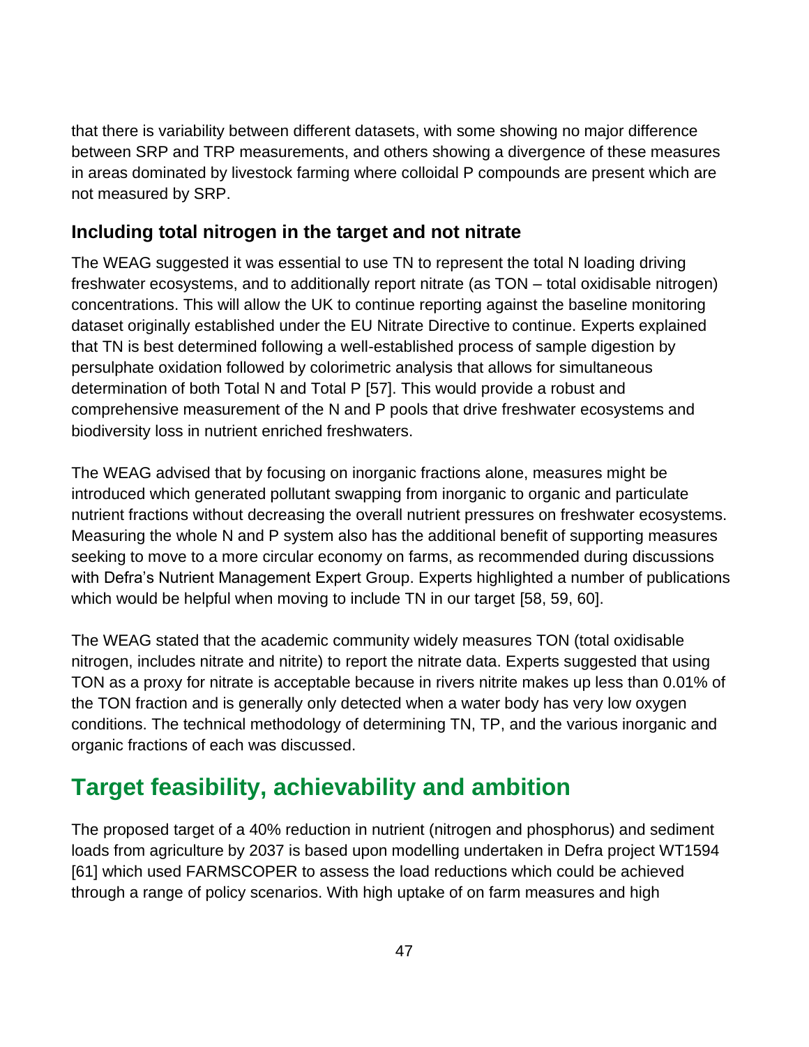that there is variability between different datasets, with some showing no major difference between SRP and TRP measurements, and others showing a divergence of these measures in areas dominated by livestock farming where colloidal P compounds are present which are not measured by SRP.

### Including total nitrogen in the target and not nitrate

The WEAG suggested it was essential to use TN to represent the total N loading driving freshwater ecosystems, and to additionally report nitrate (as TON – total oxidisable nitrogen) concentrations. This will allow the UK to continue reporting against the baseline monitoring dataset originally established under the EU Nitrate Directive to continue. Experts explained that TN is best determined following a well-established process of sample digestion by persulphate oxidation followed by colorimetric analysis that allows for simultaneous determination of both Total N and Total P [57]. This would provide a robust and comprehensive measurement of the N and P pools that drive freshwater ecosystems and biodiversity loss in nutrient enriched freshwaters.

The WEAG advised that by focusing on inorganic fractions alone, measures might be introduced which generated pollutant swapping from inorganic to organic and particulate nutrient fractions without decreasing the overall nutrient pressures on freshwater ecosystems. Measuring the whole N and P system also has the additional benefit of supporting measures seeking to move to a more circular economy on farms, as recommended during discussions with Defra's Nutrient Management Expert Group. Experts highlighted a number of publications which would be helpful when moving to include TN in our target [58, 59, 60].

The WEAG stated that the academic community widely measures TON (total oxidisable nitrogen, includes nitrate and nitrite) to report the nitrate data. Experts suggested that using TON as a proxy for nitrate is acceptable because in rivers nitrite makes up less than 0.01% of the TON fraction and is generally only detected when a water body has very low oxygen conditions. The technical methodology of determining TN, TP, and the various inorganic and organic fractions of each was discussed.

## Target feasibility, achievability and ambition

The proposed target of a 40% reduction in nutrient (nitrogen and phosphorus) and sediment loads from agriculture by 2037 is based upon modelling undertaken in Defra project WT1594 [61] which used FARMSCOPER to assess the load reductions which could be achieved through a range of policy scenarios. With high uptake of on farm measures and high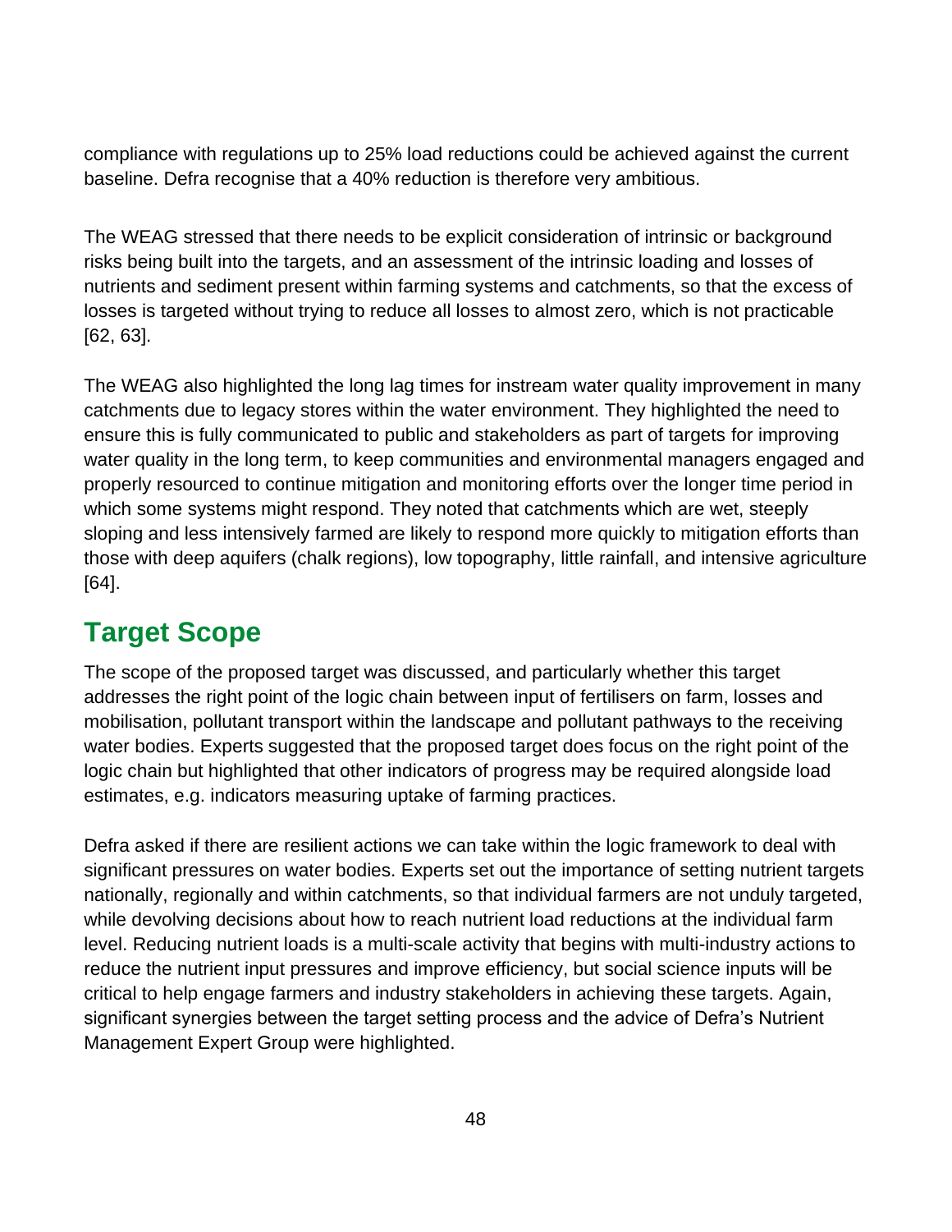compliance with regulations up to 25% load reductions could be achieved against the current baseline. Defra recognise that a 40% reduction is therefore very ambitious.

The WEAG stressed that there needs to be explicit consideration of intrinsic or background risks being built into the targets, and an assessment of the intrinsic loading and losses of nutrients and sediment present within farming systems and catchments, so that the excess of losses is targeted without trying to reduce all losses to almost zero, which is not practicable [62, 63].

The WEAG also highlighted the long lag times for instream water quality improvement in many catchments due to legacy stores within the water environment. They highlighted the need to ensure this is fully communicated to public and stakeholders as part of targets for improving water quality in the long term, to keep communities and environmental managers engaged and properly resourced to continue mitigation and monitoring efforts over the longer time period in which some systems might respond. They noted that catchments which are wet, steeply sloping and less intensively farmed are likely to respond more quickly to mitigation efforts than those with deep aquifers (chalk regions), low topography, little rainfall, and intensive agriculture [64].

## Target Scope

The scope of the proposed target was discussed, and particularly whether this target addresses the right point of the logic chain between input of fertilisers on farm, losses and mobilisation, pollutant transport within the landscape and pollutant pathways to the receiving water bodies. Experts suggested that the proposed target does focus on the right point of the logic chain but highlighted that other indicators of progress may be required alongside load estimates, e.g. indicators measuring uptake of farming practices.

Defra asked if there are resilient actions we can take within the logic framework to deal with significant pressures on water bodies. Experts set out the importance of setting nutrient targets nationally, regionally and within catchments, so that individual farmers are not unduly targeted, while devolving decisions about how to reach nutrient load reductions at the individual farm level. Reducing nutrient loads is a multi-scale activity that begins with multi-industry actions to reduce the nutrient input pressures and improve efficiency, but social science inputs will be critical to help engage farmers and industry stakeholders in achieving these targets. Again, significant synergies between the target setting process and the advice of Defra's Nutrient Management Expert Group were highlighted.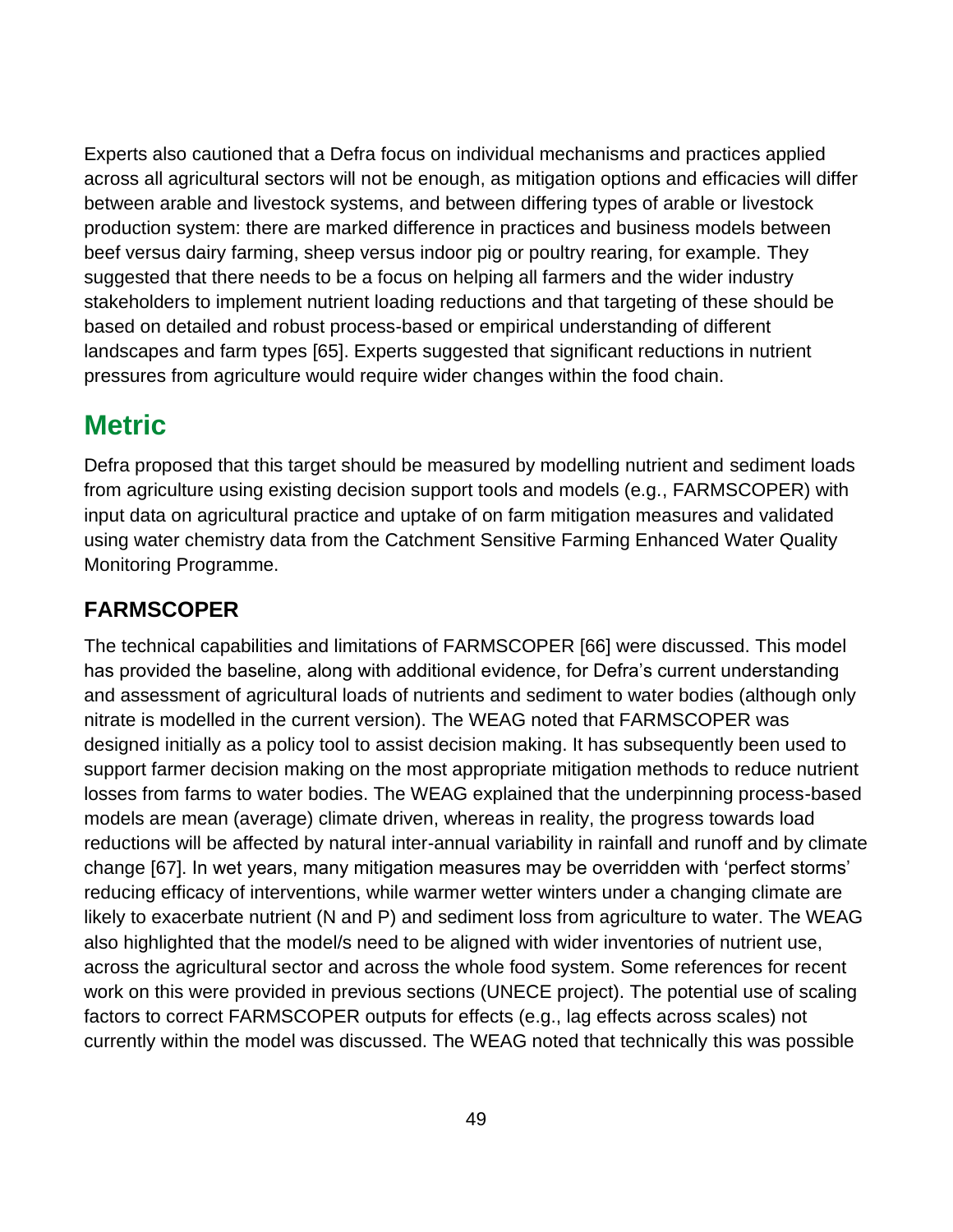Experts also cautioned that a Defra focus on individual mechanisms and practices applied across all agricultural sectors will not be enough, as mitigation options and efficacies will differ between arable and livestock systems, and between differing types of arable or livestock production system: there are marked difference in practices and business models between beef versus dairy farming, sheep versus indoor pig or poultry rearing, for example. They suggested that there needs to be a focus on helping all farmers and the wider industry stakeholders to implement nutrient loading reductions and that targeting of these should be based on detailed and robust process-based or empirical understanding of different landscapes and farm types [65]. Experts suggested that significant reductions in nutrient pressures from agriculture would require wider changes within the food chain.

## Metric

Defra proposed that this target should be measured by modelling nutrient and sediment loads from agriculture using existing decision support tools and models (e.g., FARMSCOPER) with input data on agricultural practice and uptake of on farm mitigation measures and validated using water chemistry data from the Catchment Sensitive Farming Enhanced Water Quality Monitoring Programme.

### FARMSCOPER

The technical capabilities and limitations of FARMSCOPER [66] were discussed. This model has provided the baseline, along with additional evidence, for Defra's current understanding and assessment of agricultural loads of nutrients and sediment to water bodies (although only nitrate is modelled in the current version). The WEAG noted that FARMSCOPER was designed initially as a policy tool to assist decision making. It has subsequently been used to support farmer decision making on the most appropriate mitigation methods to reduce nutrient losses from farms to water bodies. The WEAG explained that the underpinning process-based models are mean (average) climate driven, whereas in reality, the progress towards load reductions will be affected by natural inter-annual variability in rainfall and runoff and by climate change [67]. In wet years, many mitigation measures may be overridden with 'perfect storms' reducing efficacy of interventions, while warmer wetter winters under a changing climate are likely to exacerbate nutrient (N and P) and sediment loss from agriculture to water. The WEAG also highlighted that the model/s need to be aligned with wider inventories of nutrient use, across the agricultural sector and across the whole food system. Some references for recent work on this were provided in previous sections (UNECE project). The potential use of scaling factors to correct FARMSCOPER outputs for effects (e.g., lag effects across scales) not currently within the model was discussed. The WEAG noted that technically this was possible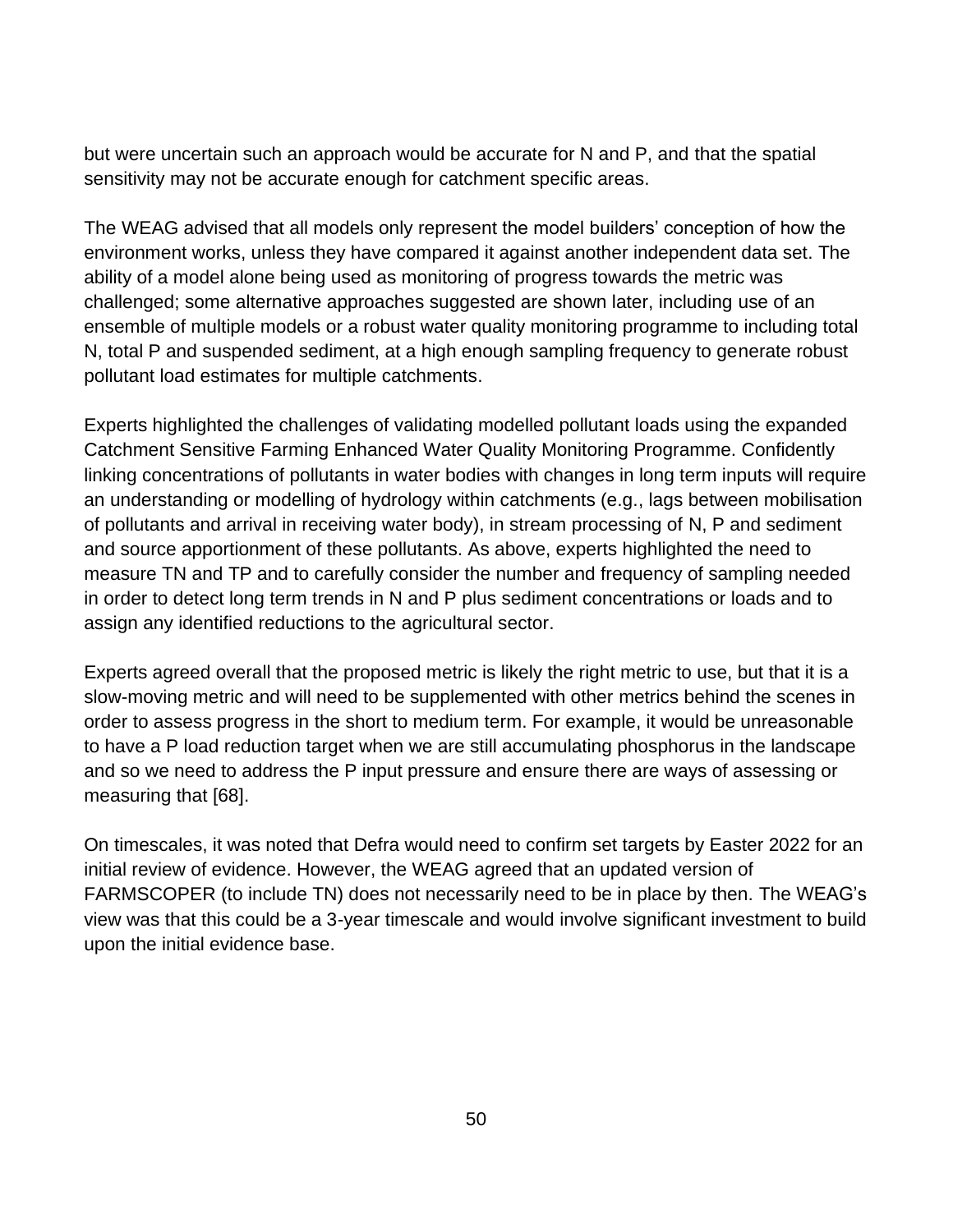but were uncertain such an approach would be accurate for N and P, and that the spatial sensitivity may not be accurate enough for catchment specific areas.

The WEAG advised that all models only represent the model builders' conception of how the environment works, unless they have compared it against another independent data set. The ability of a model alone being used as monitoring of progress towards the metric was challenged; some alternative approaches suggested are shown later, including use of an ensemble of multiple models or a robust water quality monitoring programme to including total N, total P and suspended sediment, at a high enough sampling frequency to generate robust pollutant load estimates for multiple catchments.

Experts highlighted the challenges of validating modelled pollutant loads using the expanded Catchment Sensitive Farming Enhanced Water Quality Monitoring Programme. Confidently linking concentrations of pollutants in water bodies with changes in long term inputs will require an understanding or modelling of hydrology within catchments (e.g., lags between mobilisation of pollutants and arrival in receiving water body), in stream processing of N, P and sediment and source apportionment of these pollutants. As above, experts highlighted the need to measure TN and TP and to carefully consider the number and frequency of sampling needed in order to detect long term trends in N and P plus sediment concentrations or loads and to assign any identified reductions to the agricultural sector.

Experts agreed overall that the proposed metric is likely the right metric to use, but that it is a slow-moving metric and will need to be supplemented with other metrics behind the scenes in order to assess progress in the short to medium term. For example, it would be unreasonable to have a P load reduction target when we are still accumulating phosphorus in the landscape and so we need to address the P input pressure and ensure there are ways of assessing or measuring that [68].

On timescales, it was noted that Defra would need to confirm set targets by Easter 2022 for an initial review of evidence. However, the WEAG agreed that an updated version of FARMSCOPER (to include TN) does not necessarily need to be in place by then. The WEAG's view was that this could be a 3-year timescale and would involve significant investment to build upon the initial evidence base.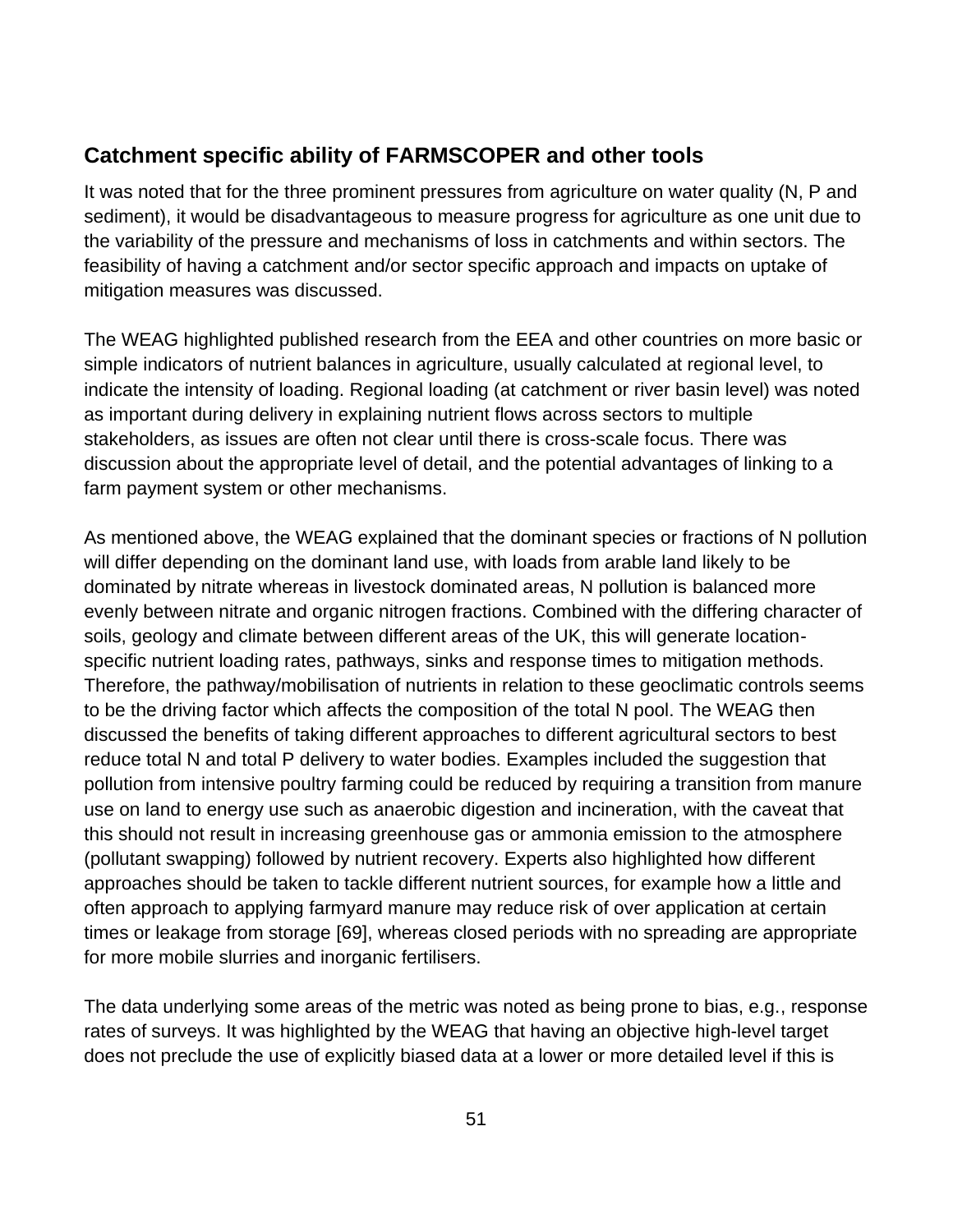## Catchment specific ability of FARMSCOPER and other tools

It was noted that for the three prominent pressures from agriculture on water quality (N, P and sediment), it would be disadvantageous to measure progress for agriculture as one unit due to the variability of the pressure and mechanisms of loss in catchments and within sectors. The feasibility of having a catchment and/or sector specific approach and impacts on uptake of mitigation measures was discussed.

The WEAG highlighted published research from the EEA and other countries on more basic or simple indicators of nutrient balances in agriculture, usually calculated at regional level, to indicate the intensity of loading. Regional loading (at catchment or river basin level) was noted as important during delivery in explaining nutrient flows across sectors to multiple stakeholders, as issues are often not clear until there is cross-scale focus. There was discussion about the appropriate level of detail, and the potential advantages of linking to a farm payment system or other mechanisms.

As mentioned above, the WEAG explained that the dominant species or fractions of N pollution will differ depending on the dominant land use, with loads from arable land likely to be dominated by nitrate whereas in livestock dominated areas, N pollution is balanced more evenly between nitrate and organic nitrogen fractions. Combined with the differing character of soils, geology and climate between different areas of the UK, this will generate location-specific nutrient loading rates, pathways, sinks and response times to mitigation methods. Therefore, the pathway/mobilisation of nutrients in relation to these geoclimatic controls seems to be the driving factor which affects the composition of the total N pool. The WEAG then discussed the benefits of taking different approaches to different agricultural sectors to best reduce total N and total P delivery to water bodies. Examples included the suggestion that pollution from intensive poultry farming could be reduced by requiring a transition from manure use on land to energy use such as anaerobic digestion and incineration, with the caveat that this should not result in increasing greenhouse gas or ammonia emission to the atmosphere (pollutant swapping) followed by nutrient recovery. Experts also highlighted how different approaches should be taken to tackle different nutrient sources, for example how a little and often approach to applying farmyard manure may reduce risk of over application at certain times or leakage from storage [69], whereas closed periods with no spreading are appropriate for more mobile slurries and inorganic fertilisers.

The data underlying some areas of the metric was noted as being prone to bias, e.g., response rates of surveys. It was highlighted by the WEAG that having an objective high-level target does not preclude the use of explicitly biased data at a lower or more detailed level if this is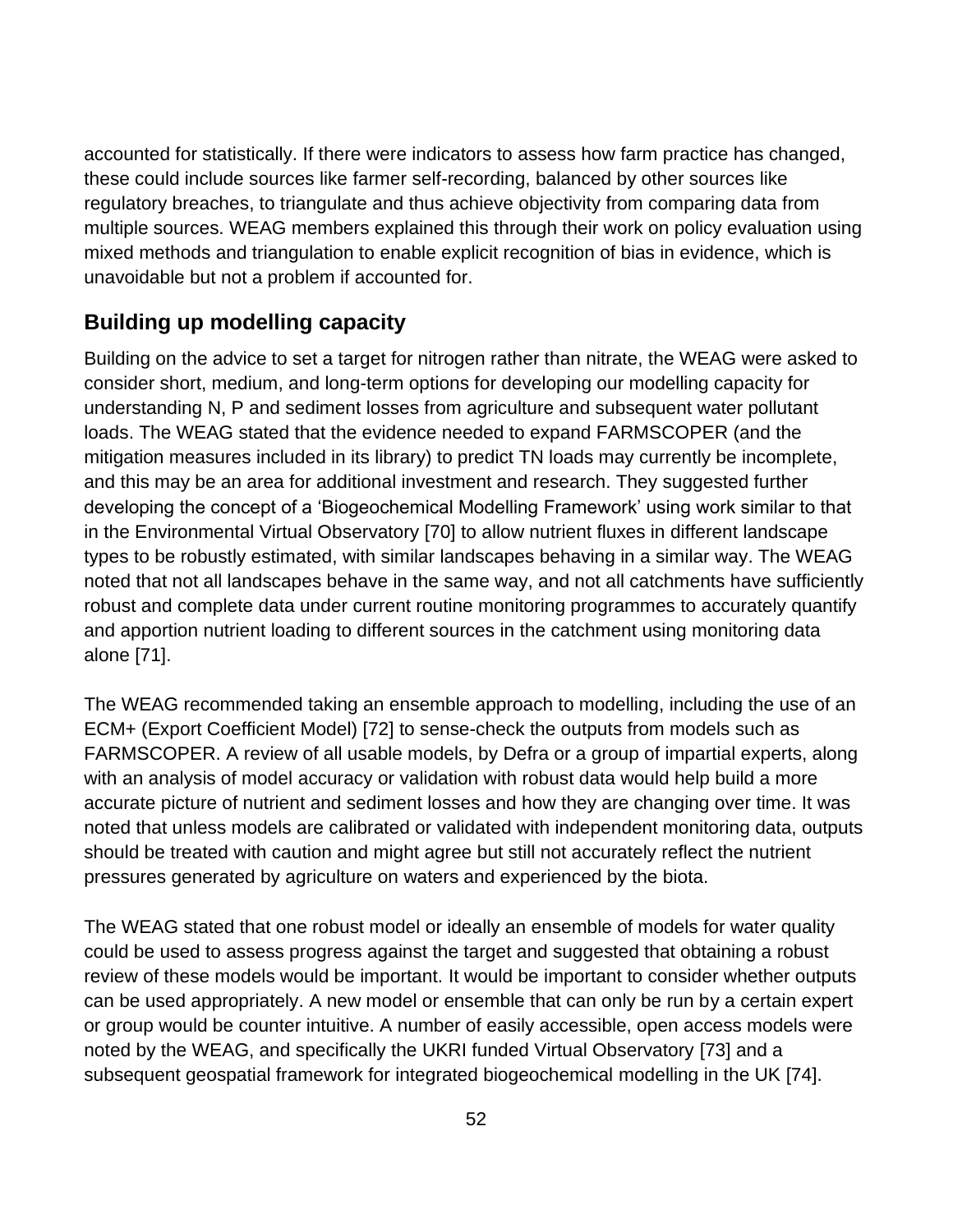accounted for statistically. If there were indicators to assess how farm practice has changed, these could include sources like farmer self-recording, balanced by other sources like regulatory breaches, to triangulate and thus achieve objectivity from comparing data from multiple sources. WEAG members explained this through their work on policy evaluation using mixed methods and triangulation to enable explicit recognition of bias in evidence, which is unavoidable but not a problem if accounted for.

## Building up modelling capacity

Building on the advice to set a target for nitrogen rather than nitrate, the WEAG were asked to consider short, medium, and long-term options for developing our modelling capacity for understanding N, P and sediment losses from agriculture and subsequent water pollutant loads. The WEAG stated that the evidence needed to expand FARMSCOPER (and the mitigation measures included in its library) to predict TN loads may currently be incomplete, and this may be an area for additional investment and research. They suggested further developing the concept of a 'Biogeochemical Modelling Framework' using work similar to that in the Environmental Virtual Observatory [70] to allow nutrient fluxes in different landscape types to be robustly estimated, with similar landscapes behaving in a similar way. The WEAG noted that not all landscapes behave in the same way, and not all catchments have sufficiently robust and complete data under current routine monitoring programmes to accurately quantify and apportion nutrient loading to different sources in the catchment using monitoring data alone [71].

The WEAG recommended taking an ensemble approach to modelling, including the use of an ECM+ (Export Coefficient Model) [72] to sense-check the outputs from models such as FARMSCOPER. A review of all usable models, by Defra or a group of impartial experts, along with an analysis of model accuracy or validation with robust data would help build a more accurate picture of nutrient and sediment losses and how they are changing over time. It was noted that unless models are calibrated or validated with independent monitoring data, outputs should be treated with caution and might agree but still not accurately reflect the nutrient pressures generated by agriculture on waters and experienced by the biota.

The WEAG stated that one robust model or ideally an ensemble of models for water quality could be used to assess progress against the target and suggested that obtaining a robust review of these models would be important. It would be important to consider whether outputs can be used appropriately. A new model or ensemble that can only be run by a certain expert or group would be counter intuitive. A number of easily accessible, open access models were noted by the WEAG, and specifically the UKRI funded Virtual Observatory [73] and a subsequent geospatial framework for integrated biogeochemical modelling in the UK [74].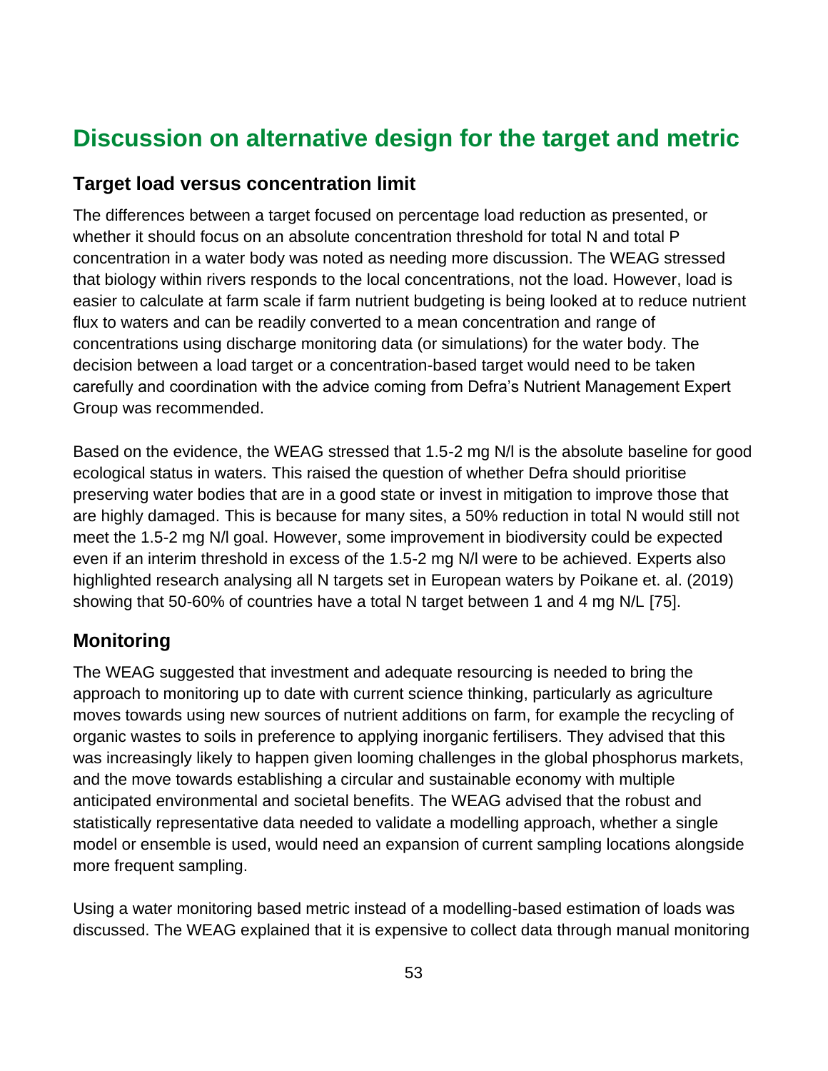## Discussion on alternative design for the target and metric

### Target load versus concentration limit

The differences between a target focused on percentage load reduction as presented, or whether it should focus on an absolute concentration threshold for total N and total P concentration in a water body was noted as needing more discussion. The WEAG stressed that biology within rivers responds to the local concentrations, not the load. However, load is easier to calculate at farm scale if farm nutrient budgeting is being looked at to reduce nutrient flux to waters and can be readily converted to a mean concentration and range of concentrations using discharge monitoring data (or simulations) for the water body. The decision between a load target or a concentration-based target would need to be taken carefully and coordination with the advice coming from Defra's Nutrient Management Expert Group was recommended.

Based on the evidence, the WEAG stressed that 1.5-2 mg N/l is the absolute baseline for good ecological status in waters. This raised the question of whether Defra should prioritise preserving water bodies that are in a good state or invest in mitigation to improve those that are highly damaged. This is because for many sites, a 50% reduction in total N would still not meet the 1.5-2 mg N/l goal. However, some improvement in biodiversity could be expected even if an interim threshold in excess of the 1.5-2 mg N/l were to be achieved. Experts also highlighted research analysing all N targets set in European waters by Poikane et. al. (2019) showing that 50-60% of countries have a total N target between 1 and 4 mg N/L [75].

### Monitoring

The WEAG suggested that investment and adequate resourcing is needed to bring the approach to monitoring up to date with current science thinking, particularly as agriculture moves towards using new sources of nutrient additions on farm, for example the recycling of organic wastes to soils in preference to applying inorganic fertilisers. They advised that this was increasingly likely to happen given looming challenges in the global phosphorus markets, and the move towards establishing a circular and sustainable economy with multiple anticipated environmental and societal benefits. The WEAG advised that the robust and statistically representative data needed to validate a modelling approach, whether a single model or ensemble is used, would need an expansion of current sampling locations alongside more frequent sampling.

Using a water monitoring based metric instead of a modelling-based estimation of loads was discussed. The WEAG explained that it is expensive to collect data through manual monitoring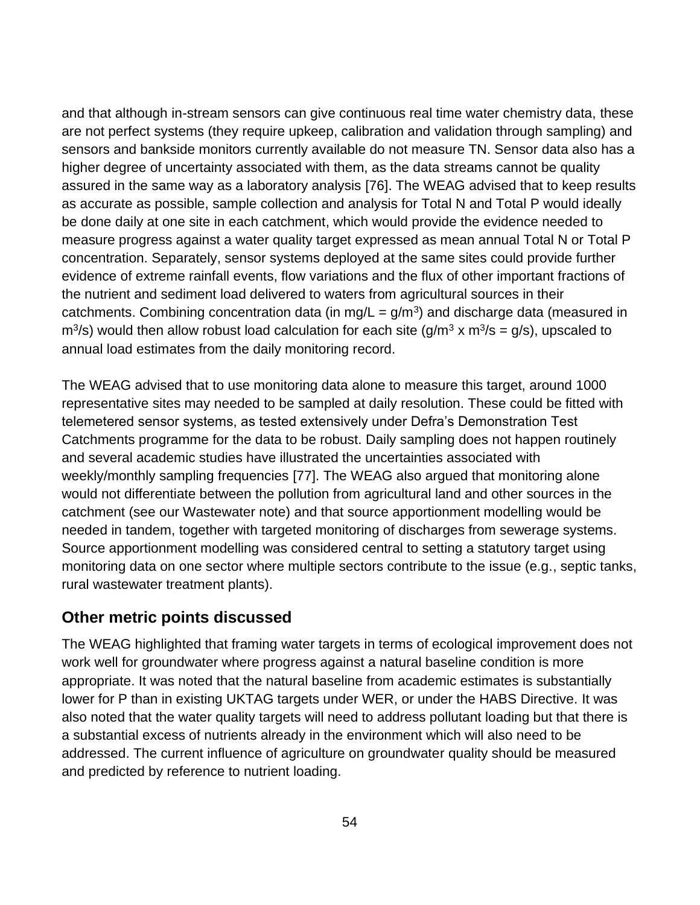and that although in-stream sensors can give continuous real time water chemistry data, these are not perfect systems (they require upkeep, calibration and validation through sampling) and sensors and bankside monitors currently available do not measure TN. Sensor data also has a higher degree of uncertainty associated with them, as the data streams cannot be quality assured in the same way as a laboratory analysis [76]. The WEAG advised that to keep results as accurate as possible, sample collection and analysis for Total N and Total P would ideally be done daily at one site in each catchment, which would provide the evidence needed to measure progress against a water quality target expressed as mean annual Total N or Total P concentration. Separately, sensor systems deployed at the same sites could provide further evidence of extreme rainfall events, flow variations and the flux of other important fractions of the nutrient and sediment load delivered to waters from agricultural sources in their catchments. Combining concentration data (in $mg/L = g/m^3$) and discharge data (measured in $m^3/s$) would then allow robust load calculation for each site ($g/m^3 \times m^3/s = g/s$), upscaled to annual load estimates from the daily monitoring record.

The WEAG advised that to use monitoring data alone to measure this target, around 1000 representative sites may needed to be sampled at daily resolution. These could be fitted with telemetered sensor systems, as tested extensively under Defra's Demonstration Test Catchments programme for the data to be robust. Daily sampling does not happen routinely and several academic studies have illustrated the uncertainties associated with weekly/monthly sampling frequencies [77]. The WEAG also argued that monitoring alone would not differentiate between the pollution from agricultural land and other sources in the catchment (see our Wastewater note) and that source apportionment modelling would be needed in tandem, together with targeted monitoring of discharges from sewerage systems. Source apportionment modelling was considered central to setting a statutory target using monitoring data on one sector where multiple sectors contribute to the issue (e.g., septic tanks, rural wastewater treatment plants).

## Other metric points discussed

The WEAG highlighted that framing water targets in terms of ecological improvement does not work well for groundwater where progress against a natural baseline condition is more appropriate. It was noted that the natural baseline from academic estimates is substantially lower for P than in existing UKTAG targets under WER, or under the HABS Directive. It was also noted that the water quality targets will need to address pollutant loading but that there is a substantial excess of nutrients already in the environment which will also need to be addressed. The current influence of agriculture on groundwater quality should be measured and predicted by reference to nutrient loading.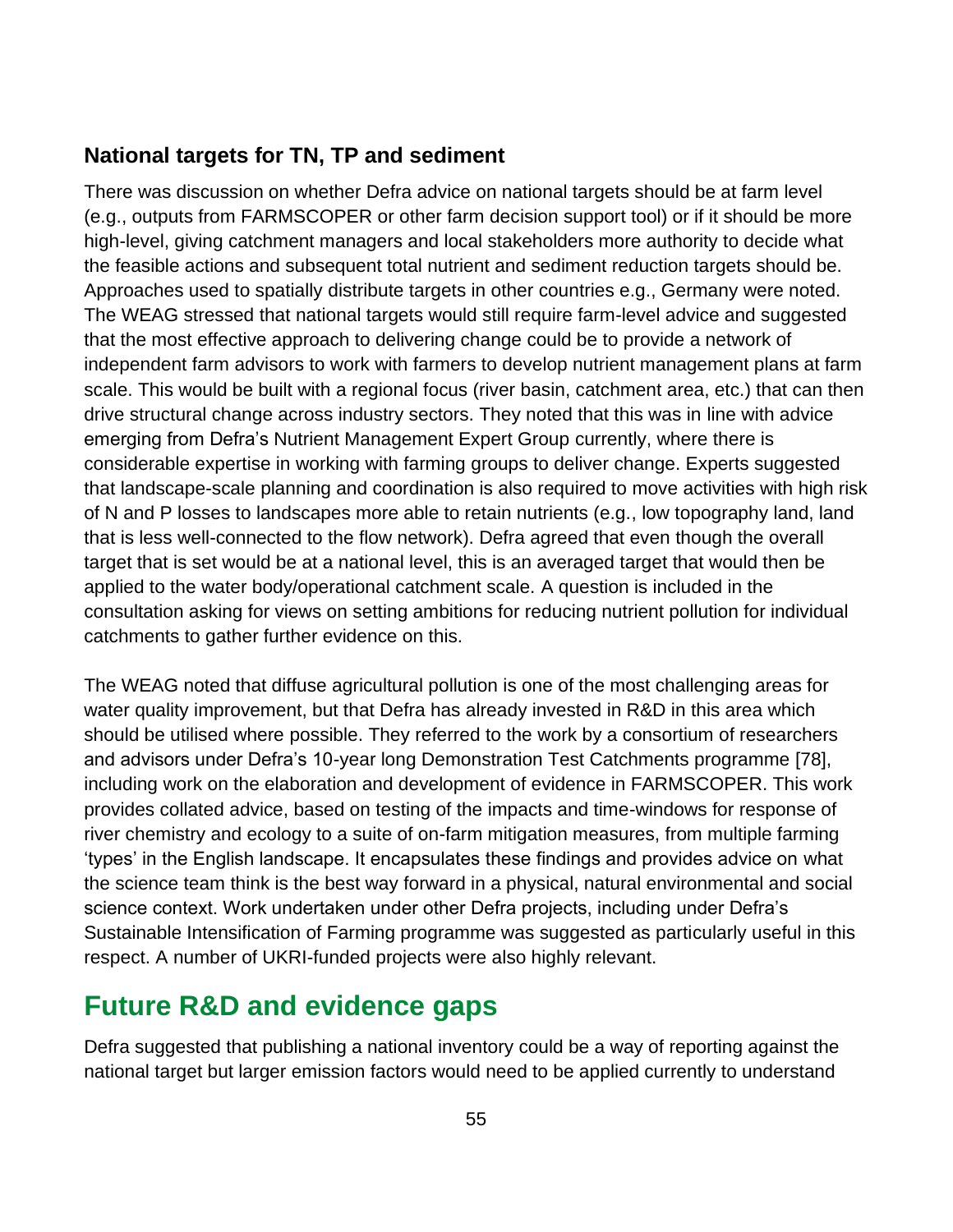### National targets for TN, TP and sediment

There was discussion on whether Defra advice on national targets should be at farm level (e.g., outputs from FARMSCOPER or other farm decision support tool) or if it should be more high-level, giving catchment managers and local stakeholders more authority to decide what the feasible actions and subsequent total nutrient and sediment reduction targets should be. Approaches used to spatially distribute targets in other countries e.g., Germany were noted. The WEAG stressed that national targets would still require farm-level advice and suggested that the most effective approach to delivering change could be to provide a network of independent farm advisors to work with farmers to develop nutrient management plans at farm scale. This would be built with a regional focus (river basin, catchment area, etc.) that can then drive structural change across industry sectors. They noted that this was in line with advice emerging from Defra's Nutrient Management Expert Group currently, where there is considerable expertise in working with farming groups to deliver change. Experts suggested that landscape-scale planning and coordination is also required to move activities with high risk of N and P losses to landscapes more able to retain nutrients (e.g., low topography land, land that is less well-connected to the flow network). Defra agreed that even though the overall target that is set would be at a national level, this is an averaged target that would then be applied to the water body/operational catchment scale. A question is included in the consultation asking for views on setting ambitions for reducing nutrient pollution for individual catchments to gather further evidence on this.

The WEAG noted that diffuse agricultural pollution is one of the most challenging areas for water quality improvement, but that Defra has already invested in R&D in this area which should be utilised where possible. They referred to the work by a consortium of researchers and advisors under Defra's 10-year long Demonstration Test Catchments programme [78], including work on the elaboration and development of evidence in FARMSCOPER. This work provides collated advice, based on testing of the impacts and time-windows for response of river chemistry and ecology to a suite of on-farm mitigation measures, from multiple farming 'types' in the English landscape. It encapsulates these findings and provides advice on what the science team think is the best way forward in a physical, natural environmental and social science context. Work undertaken under other Defra projects, including under Defra's Sustainable Intensification of Farming programme was suggested as particularly useful in this respect. A number of UKRI-funded projects were also highly relevant.

## Future R&D and evidence gaps

Defra suggested that publishing a national inventory could be a way of reporting against the national target but larger emission factors would need to be applied currently to understand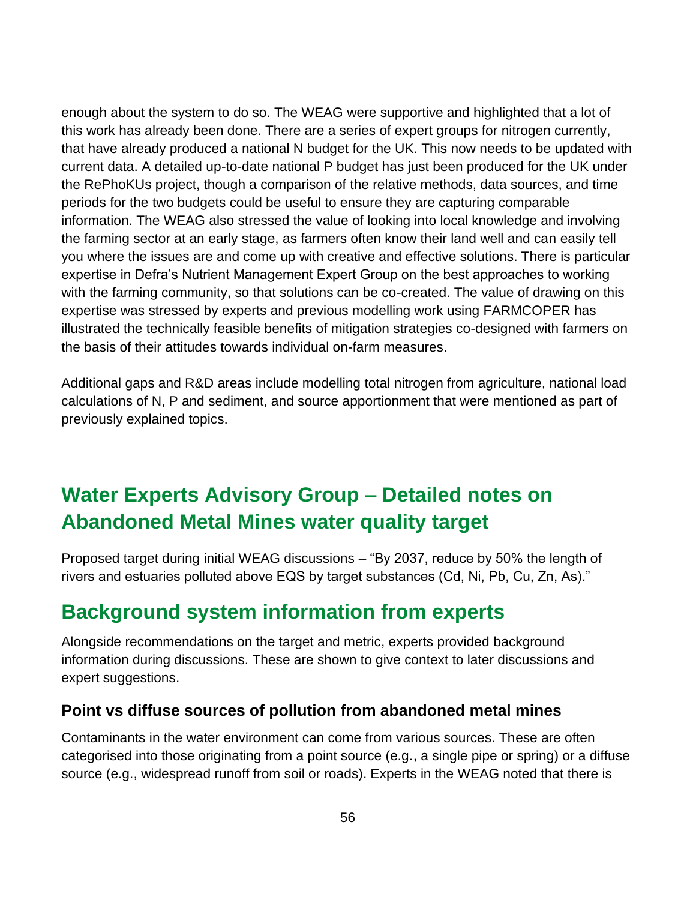enough about the system to do so. The WEAG were supportive and highlighted that a lot of this work has already been done. There are a series of expert groups for nitrogen currently, that have already produced a national N budget for the UK. This now needs to be updated with current data. A detailed up-to-date national P budget has just been produced for the UK under the RePhoKUs project, though a comparison of the relative methods, data sources, and time periods for the two budgets could be useful to ensure they are capturing comparable information. The WEAG also stressed the value of looking into local knowledge and involving the farming sector at an early stage, as farmers often know their land well and can easily tell you where the issues are and come up with creative and effective solutions. There is particular expertise in Defra's Nutrient Management Expert Group on the best approaches to working with the farming community, so that solutions can be co-created. The value of drawing on this expertise was stressed by experts and previous modelling work using FARMCOPER has illustrated the technically feasible benefits of mitigation strategies co-designed with farmers on the basis of their attitudes towards individual on-farm measures.

Additional gaps and R&D areas include modelling total nitrogen from agriculture, national load calculations of N, P and sediment, and source apportionment that were mentioned as part of previously explained topics.

# Water Experts Advisory Group – Detailed notes on Abandoned Metal Mines water quality target

Proposed target during initial WEAG discussions – "By 2037, reduce by 50% the length of rivers and estuaries polluted above EQS by target substances (Cd, Ni, Pb, Cu, Zn, As)."

## Background system information from experts

Alongside recommendations on the target and metric, experts provided background information during discussions. These are shown to give context to later discussions and expert suggestions.

### Point vs diffuse sources of pollution from abandoned metal mines

Contaminants in the water environment can come from various sources. These are often categorised into those originating from a point source (e.g., a single pipe or spring) or a diffuse source (e.g., widespread runoff from soil or roads). Experts in the WEAG noted that there is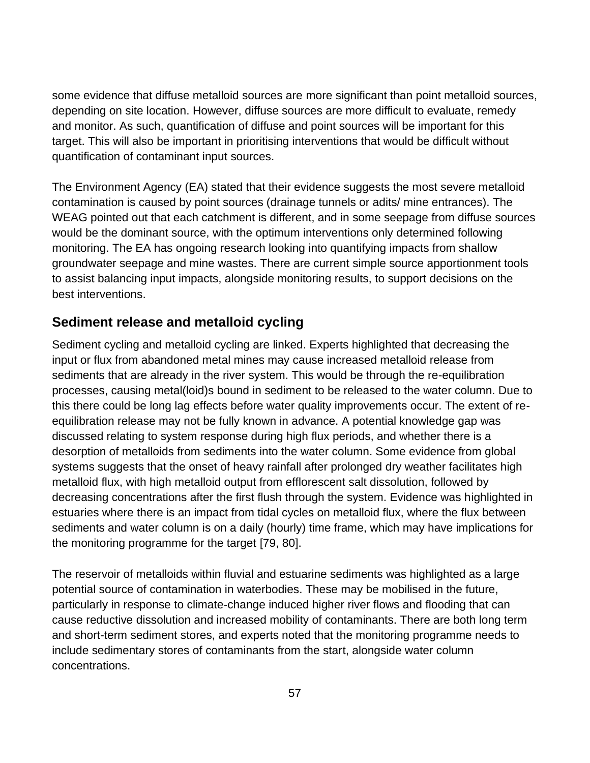some evidence that diffuse metalloid sources are more significant than point metalloid sources, depending on site location. However, diffuse sources are more difficult to evaluate, remedy and monitor. As such, quantification of diffuse and point sources will be important for this target. This will also be important in prioritising interventions that would be difficult without quantification of contaminant input sources.

The Environment Agency (EA) stated that their evidence suggests the most severe metalloid contamination is caused by point sources (drainage tunnels or adits/ mine entrances). The WEAG pointed out that each catchment is different, and in some seepage from diffuse sources would be the dominant source, with the optimum interventions only determined following monitoring. The EA has ongoing research looking into quantifying impacts from shallow groundwater seepage and mine wastes. There are current simple source apportionment tools to assist balancing input impacts, alongside monitoring results, to support decisions on the best interventions.

## Sediment release and metalloid cycling

Sediment cycling and metalloid cycling are linked. Experts highlighted that decreasing the input or flux from abandoned metal mines may cause increased metalloid release from sediments that are already in the river system. This would be through the re-equilibration processes, causing metal(loid)s bound in sediment to be released to the water column. Due to this there could be long lag effects before water quality improvements occur. The extent of re-equilibration release may not be fully known in advance. A potential knowledge gap was discussed relating to system response during high flux periods, and whether there is a desorption of metalloids from sediments into the water column. Some evidence from global systems suggests that the onset of heavy rainfall after prolonged dry weather facilitates high metalloid flux, with high metalloid output from efflorescent salt dissolution, followed by decreasing concentrations after the first flush through the system. Evidence was highlighted in estuaries where there is an impact from tidal cycles on metalloid flux, where the flux between sediments and water column is on a daily (hourly) time frame, which may have implications for the monitoring programme for the target [79, 80].

The reservoir of metalloids within fluvial and estuarine sediments was highlighted as a large potential source of contamination in waterbodies. These may be mobilised in the future, particularly in response to climate-change induced higher river flows and flooding that can cause reductive dissolution and increased mobility of contaminants. There are both long term and short-term sediment stores, and experts noted that the monitoring programme needs to include sedimentary stores of contaminants from the start, alongside water column concentrations.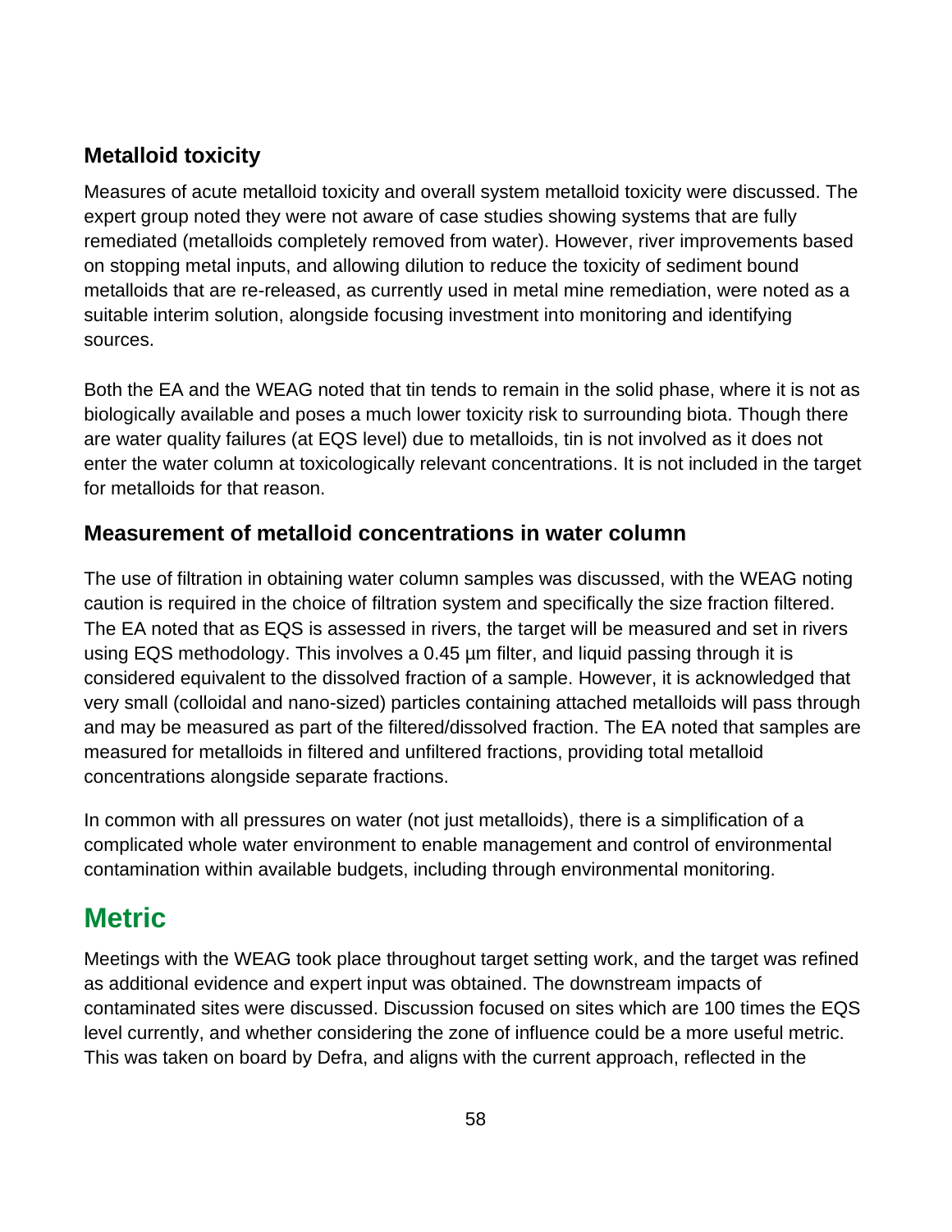### Metalloid toxicity

Measures of acute metalloid toxicity and overall system metalloid toxicity were discussed. The expert group noted they were not aware of case studies showing systems that are fully remediated (metalloids completely removed from water). However, river improvements based on stopping metal inputs, and allowing dilution to reduce the toxicity of sediment bound metalloids that are re-released, as currently used in metal mine remediation, were noted as a suitable interim solution, alongside focusing investment into monitoring and identifying sources.

Both the EA and the WEAG noted that tin tends to remain in the solid phase, where it is not as biologically available and poses a much lower toxicity risk to surrounding biota. Though there are water quality failures (at EQS level) due to metalloids, tin is not involved as it does not enter the water column at toxicologically relevant concentrations. It is not included in the target for metalloids for that reason.

### Measurement of metalloid concentrations in water column

The use of filtration in obtaining water column samples was discussed, with the WEAG noting caution is required in the choice of filtration system and specifically the size fraction filtered. The EA noted that as EQS is assessed in rivers, the target will be measured and set in rivers using EQS methodology. This involves a 0.45 µm filter, and liquid passing through it is considered equivalent to the dissolved fraction of a sample. However, it is acknowledged that very small (colloidal and nano-sized) particles containing attached metalloids will pass through and may be measured as part of the filtered/dissolved fraction. The EA noted that samples are measured for metalloids in filtered and unfiltered fractions, providing total metalloid concentrations alongside separate fractions.

In common with all pressures on water (not just metalloids), there is a simplification of a complicated whole water environment to enable management and control of environmental contamination within available budgets, including through environmental monitoring.

## Metric

Meetings with the WEAG took place throughout target setting work, and the target was refined as additional evidence and expert input was obtained. The downstream impacts of contaminated sites were discussed. Discussion focused on sites which are 100 times the EQS level currently, and whether considering the zone of influence could be a more useful metric. This was taken on board by Defra, and aligns with the current approach, reflected in the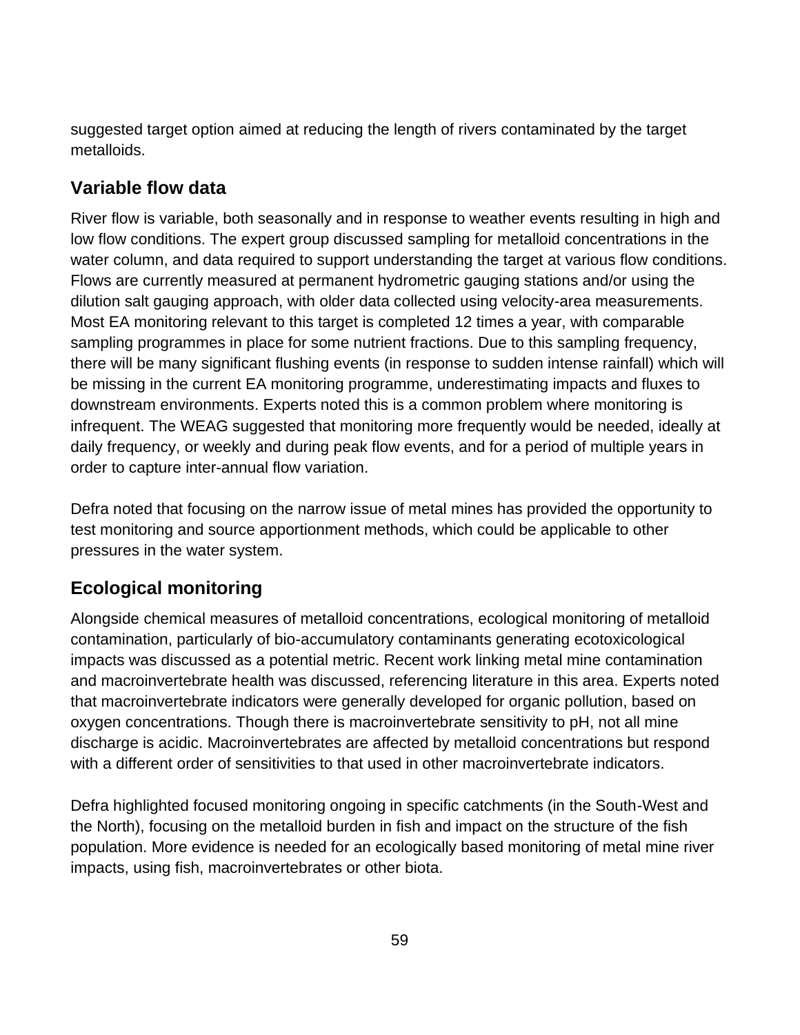suggested target option aimed at reducing the length of rivers contaminated by the target metalloids.

## Variable flow data

River flow is variable, both seasonally and in response to weather events resulting in high and low flow conditions. The expert group discussed sampling for metalloid concentrations in the water column, and data required to support understanding the target at various flow conditions. Flows are currently measured at permanent hydrometric gauging stations and/or using the dilution salt gauging approach, with older data collected using velocity-area measurements. Most EA monitoring relevant to this target is completed 12 times a year, with comparable sampling programmes in place for some nutrient fractions. Due to this sampling frequency, there will be many significant flushing events (in response to sudden intense rainfall) which will be missing in the current EA monitoring programme, underestimating impacts and fluxes to downstream environments. Experts noted this is a common problem where monitoring is infrequent. The WEAG suggested that monitoring more frequently would be needed, ideally at daily frequency, or weekly and during peak flow events, and for a period of multiple years in order to capture inter-annual flow variation.

Defra noted that focusing on the narrow issue of metal mines has provided the opportunity to test monitoring and source apportionment methods, which could be applicable to other pressures in the water system.

## Ecological monitoring

Alongside chemical measures of metalloid concentrations, ecological monitoring of metalloid contamination, particularly of bio-accumulatory contaminants generating ecotoxicological impacts was discussed as a potential metric. Recent work linking metal mine contamination and macroinvertebrate health was discussed, referencing literature in this area. Experts noted that macroinvertebrate indicators were generally developed for organic pollution, based on oxygen concentrations. Though there is macroinvertebrate sensitivity to pH, not all mine discharge is acidic. Macroinvertebrates are affected by metalloid concentrations but respond with a different order of sensitivities to that used in other macroinvertebrate indicators.

Defra highlighted focused monitoring ongoing in specific catchments (in the South-West and the North), focusing on the metalloid burden in fish and impact on the structure of the fish population. More evidence is needed for an ecologically based monitoring of metal mine river impacts, using fish, macroinvertebrates or other biota.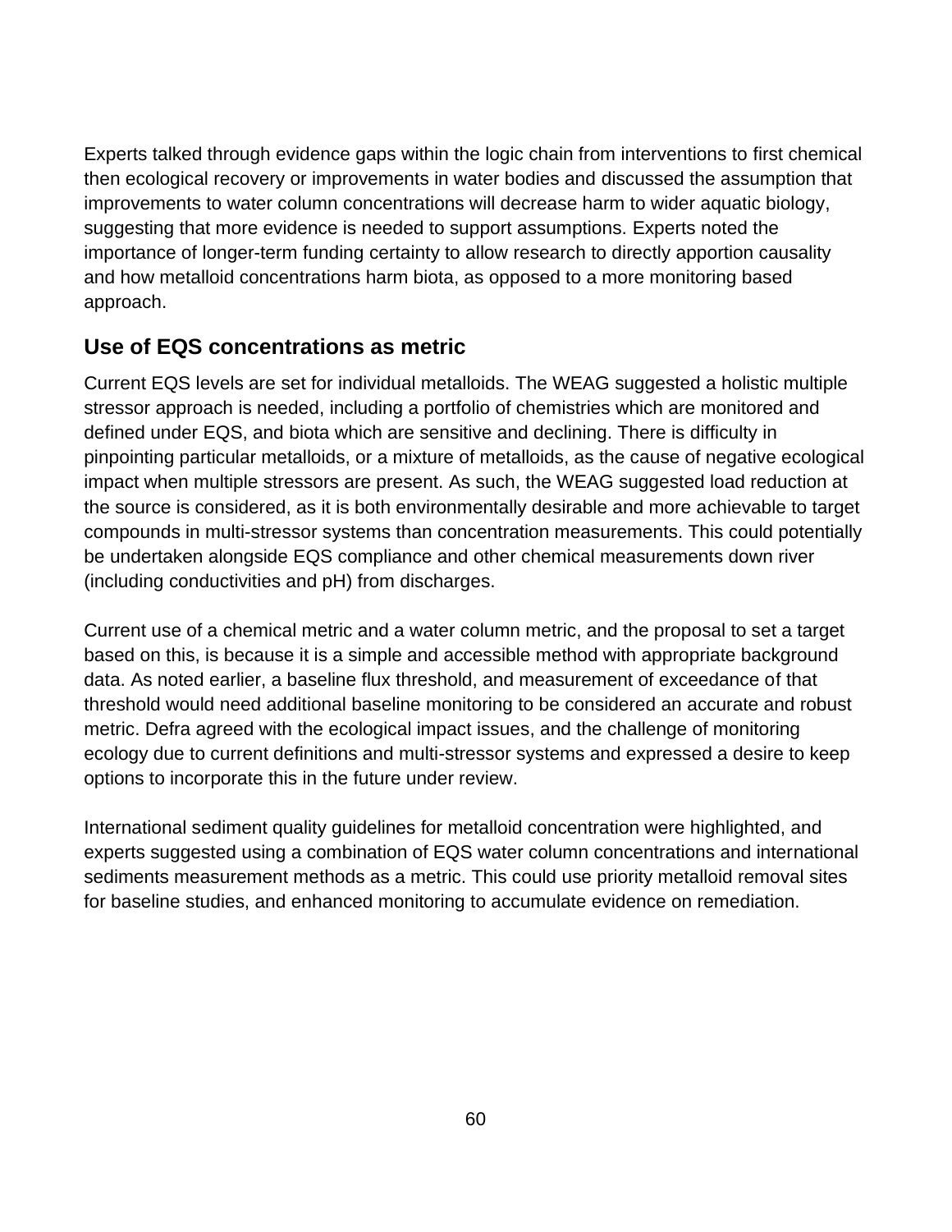Experts talked through evidence gaps within the logic chain from interventions to first chemical then ecological recovery or improvements in water bodies and discussed the assumption that improvements to water column concentrations will decrease harm to wider aquatic biology, suggesting that more evidence is needed to support assumptions. Experts noted the importance of longer-term funding certainty to allow research to directly apportion causality and how metalloid concentrations harm biota, as opposed to a more monitoring based approach.

## Use of EQS concentrations as metric

Current EQS levels are set for individual metalloids. The WEAG suggested a holistic multiple stressor approach is needed, including a portfolio of chemistries which are monitored and defined under EQS, and biota which are sensitive and declining. There is difficulty in pinpointing particular metalloids, or a mixture of metalloids, as the cause of negative ecological impact when multiple stressors are present. As such, the WEAG suggested load reduction at the source is considered, as it is both environmentally desirable and more achievable to target compounds in multi-stressor systems than concentration measurements. This could potentially be undertaken alongside EQS compliance and other chemical measurements down river (including conductivities and pH) from discharges.

Current use of a chemical metric and a water column metric, and the proposal to set a target based on this, is because it is a simple and accessible method with appropriate background data. As noted earlier, a baseline flux threshold, and measurement of exceedance of that threshold would need additional baseline monitoring to be considered an accurate and robust metric. Defra agreed with the ecological impact issues, and the challenge of monitoring ecology due to current definitions and multi-stressor systems and expressed a desire to keep options to incorporate this in the future under review.

International sediment quality guidelines for metalloid concentration were highlighted, and experts suggested using a combination of EQS water column concentrations and international sediments measurement methods as a metric. This could use priority metalloid removal sites for baseline studies, and enhanced monitoring to accumulate evidence on remediation.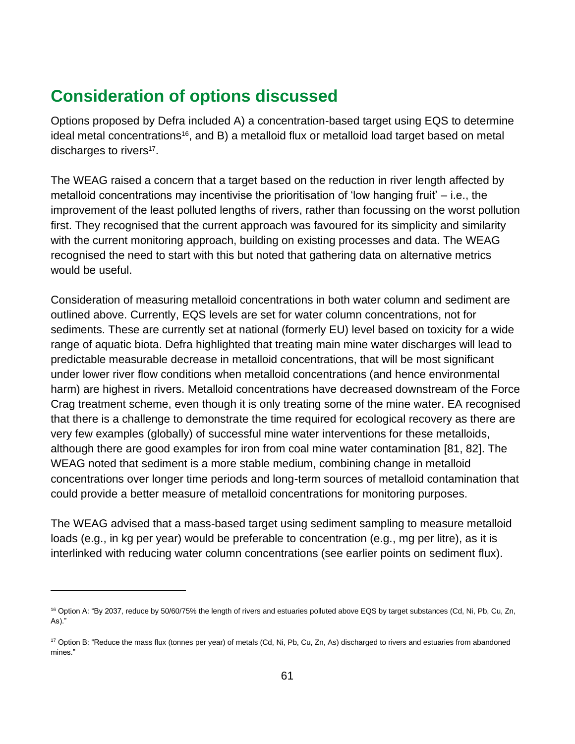## Consideration of options discussed

Options proposed by Defra included A) a concentration-based target using EQS to determine ideal metal concentrations[16], and B) a metalloid flux or metalloid load target based on metal discharges to rivers[17].

The WEAG raised a concern that a target based on the reduction in river length affected by metalloid concentrations may incentivise the prioritisation of 'low hanging fruit' – i.e., the improvement of the least polluted lengths of rivers, rather than focussing on the worst pollution first. They recognised that the current approach was favoured for its simplicity and similarity with the current monitoring approach, building on existing processes and data. The WEAG recognised the need to start with this but noted that gathering data on alternative metrics would be useful.

Consideration of measuring metalloid concentrations in both water column and sediment are outlined above. Currently, EQS levels are set for water column concentrations, not for sediments. These are currently set at national (formerly EU) level based on toxicity for a wide range of aquatic biota. Defra highlighted that treating main mine water discharges will lead to predictable measurable decrease in metalloid concentrations, that will be most significant under lower river flow conditions when metalloid concentrations (and hence environmental harm) are highest in rivers. Metalloid concentrations have decreased downstream of the Force Crag treatment scheme, even though it is only treating some of the mine water. EA recognised that there is a challenge to demonstrate the time required for ecological recovery as there are very few examples (globally) of successful mine water interventions for these metalloids, although there are good examples for iron from coal mine water contamination [81, 82]. The WEAG noted that sediment is a more stable medium, combining change in metalloid concentrations over longer time periods and long-term sources of metalloid contamination that could provide a better measure of metalloid concentrations for monitoring purposes.

The WEAG advised that a mass-based target using sediment sampling to measure metalloid loads (e.g., in kg per year) would be preferable to concentration (e.g., mg per litre), as it is interlinked with reducing water column concentrations (see earlier points on sediment flux).

---

[16] Option A: "By 2037, reduce by 50/60/75% the length of rivers and estuaries polluted above EQS by target substances (Cd, Ni, Pb, Cu, Zn, As)."

[17] Option B: "Reduce the mass flux (tonnes per year) of metals (Cd, Ni, Pb, Cu, Zn, As) discharged to rivers and estuaries from abandoned mines."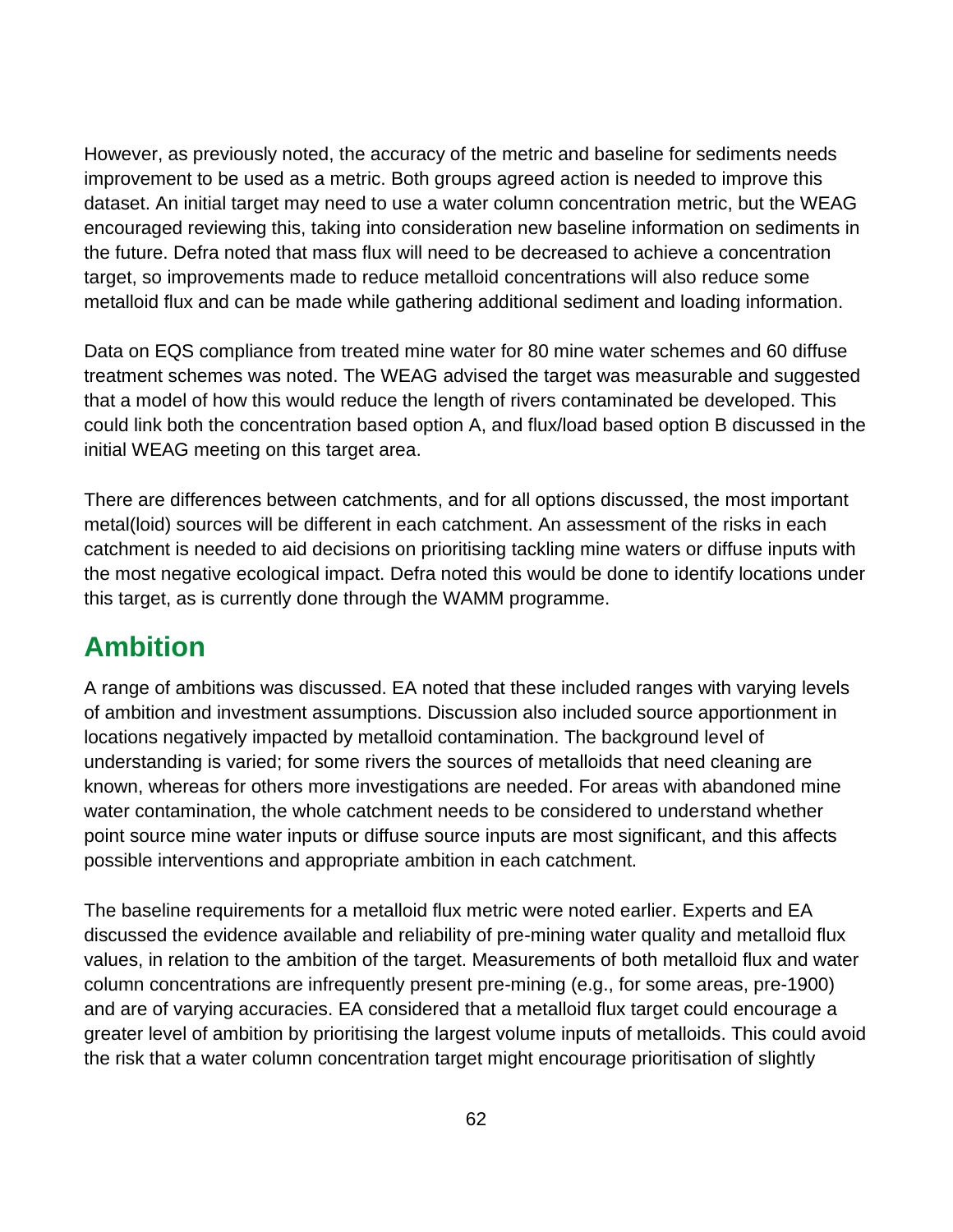However, as previously noted, the accuracy of the metric and baseline for sediments needs improvement to be used as a metric. Both groups agreed action is needed to improve this dataset. An initial target may need to use a water column concentration metric, but the WEAG encouraged reviewing this, taking into consideration new baseline information on sediments in the future. Defra noted that mass flux will need to be decreased to achieve a concentration target, so improvements made to reduce metalloid concentrations will also reduce some metalloid flux and can be made while gathering additional sediment and loading information.

Data on EQS compliance from treated mine water for 80 mine water schemes and 60 diffuse treatment schemes was noted. The WEAG advised the target was measurable and suggested that a model of how this would reduce the length of rivers contaminated be developed. This could link both the concentration based option A, and flux/load based option B discussed in the initial WEAG meeting on this target area.

There are differences between catchments, and for all options discussed, the most important metal(loid) sources will be different in each catchment. An assessment of the risks in each catchment is needed to aid decisions on prioritising tackling mine waters or diffuse inputs with the most negative ecological impact. Defra noted this would be done to identify locations under this target, as is currently done through the WAMM programme.

## Ambition

A range of ambitions was discussed. EA noted that these included ranges with varying levels of ambition and investment assumptions. Discussion also included source apportionment in locations negatively impacted by metalloid contamination. The background level of understanding is varied; for some rivers the sources of metalloids that need cleaning are known, whereas for others more investigations are needed. For areas with abandoned mine water contamination, the whole catchment needs to be considered to understand whether point source mine water inputs or diffuse source inputs are most significant, and this affects possible interventions and appropriate ambition in each catchment.

The baseline requirements for a metalloid flux metric were noted earlier. Experts and EA discussed the evidence available and reliability of pre-mining water quality and metalloid flux values, in relation to the ambition of the target. Measurements of both metalloid flux and water column concentrations are infrequently present pre-mining (e.g., for some areas, pre-1900) and are of varying accuracies. EA considered that a metalloid flux target could encourage a greater level of ambition by prioritising the largest volume inputs of metalloids. This could avoid the risk that a water column concentration target might encourage prioritisation of slightly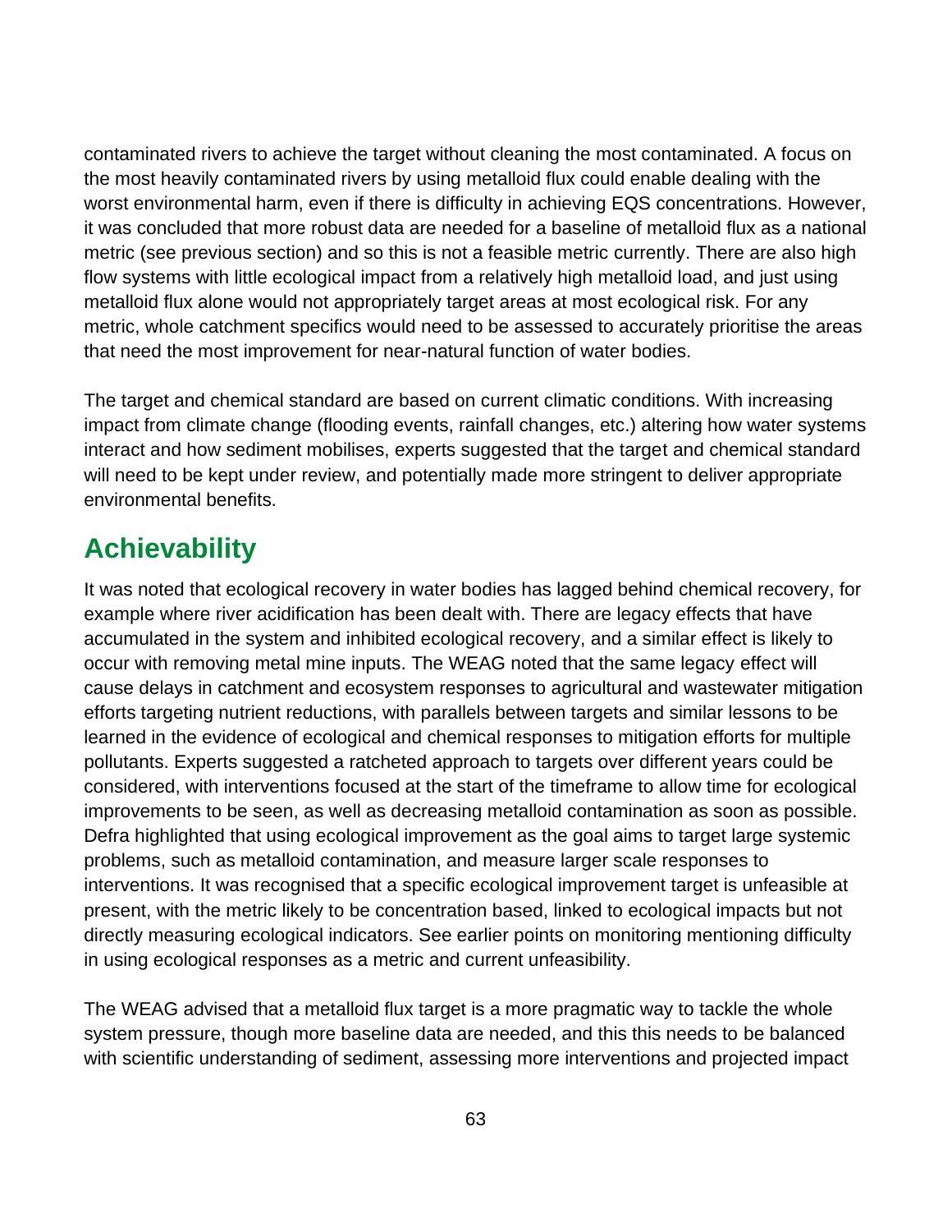contaminated rivers to achieve the target without cleaning the most contaminated. A focus on the most heavily contaminated rivers by using metalloid flux could enable dealing with the worst environmental harm, even if there is difficulty in achieving EQS concentrations. However, it was concluded that more robust data are needed for a baseline of metalloid flux as a national metric (see previous section) and so this is not a feasible metric currently. There are also high flow systems with little ecological impact from a relatively high metalloid load, and just using metalloid flux alone would not appropriately target areas at most ecological risk. For any metric, whole catchment specifics would need to be assessed to accurately prioritise the areas that need the most improvement for near-natural function of water bodies.

The target and chemical standard are based on current climatic conditions. With increasing impact from climate change (flooding events, rainfall changes, etc.) altering how water systems interact and how sediment mobilises, experts suggested that the target and chemical standard will need to be kept under review, and potentially made more stringent to deliver appropriate environmental benefits.

## Achievability

It was noted that ecological recovery in water bodies has lagged behind chemical recovery, for example where river acidification has been dealt with. There are legacy effects that have accumulated in the system and inhibited ecological recovery, and a similar effect is likely to occur with removing metal mine inputs. The WEAG noted that the same legacy effect will cause delays in catchment and ecosystem responses to agricultural and wastewater mitigation efforts targeting nutrient reductions, with parallels between targets and similar lessons to be learned in the evidence of ecological and chemical responses to mitigation efforts for multiple pollutants. Experts suggested a ratcheted approach to targets over different years could be considered, with interventions focused at the start of the timeframe to allow time for ecological improvements to be seen, as well as decreasing metalloid contamination as soon as possible. Defra highlighted that using ecological improvement as the goal aims to target large systemic problems, such as metalloid contamination, and measure larger scale responses to interventions. It was recognised that a specific ecological improvement target is unfeasible at present, with the metric likely to be concentration based, linked to ecological impacts but not directly measuring ecological indicators. See earlier points on monitoring mentioning difficulty in using ecological responses as a metric and current unfeasibility.

The WEAG advised that a metalloid flux target is a more pragmatic way to tackle the whole system pressure, though more baseline data are needed, and this this needs to be balanced with scientific understanding of sediment, assessing more interventions and projected impact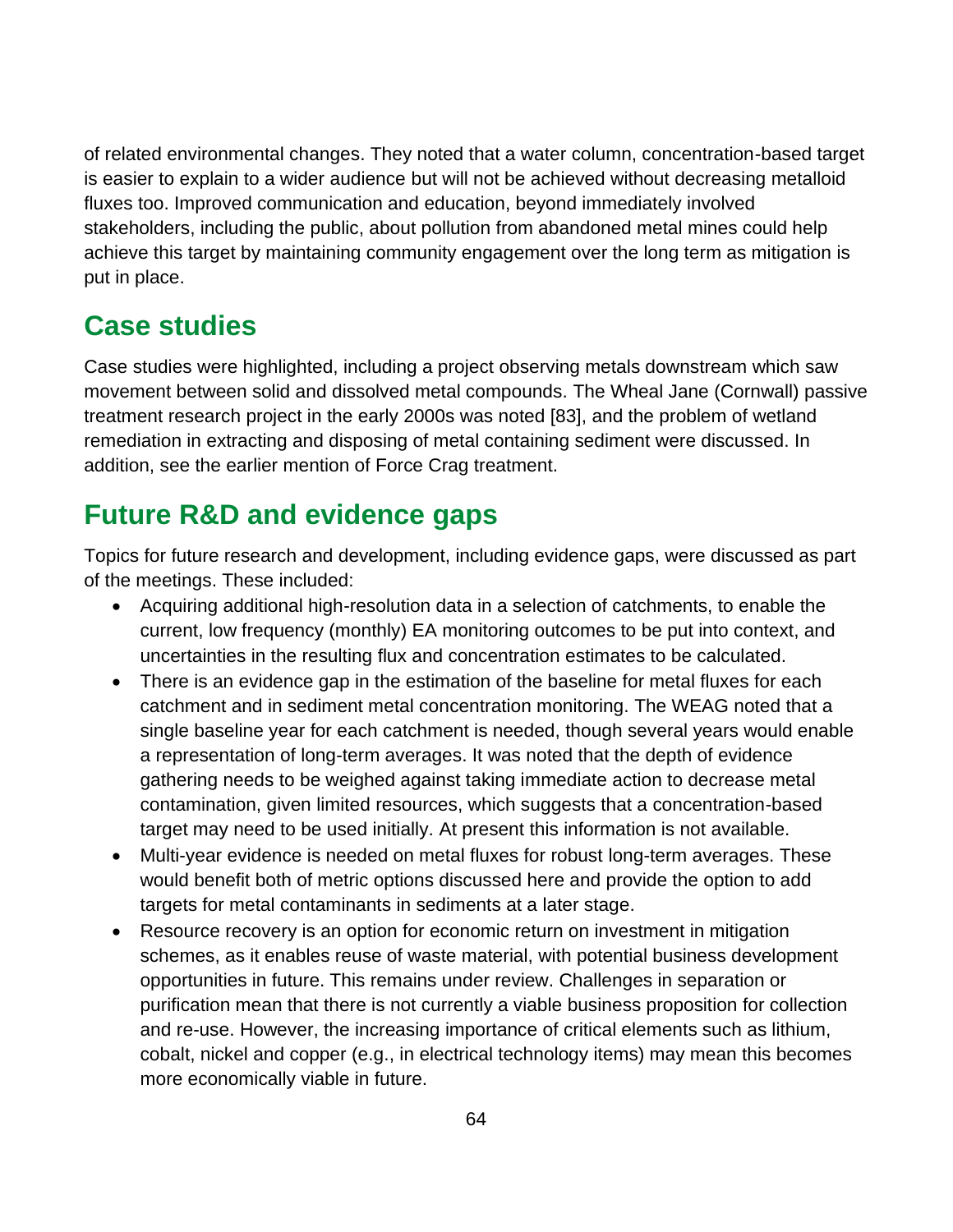of related environmental changes. They noted that a water column, concentration-based target is easier to explain to a wider audience but will not be achieved without decreasing metalloid fluxes too. Improved communication and education, beyond immediately involved stakeholders, including the public, about pollution from abandoned metal mines could help achieve this target by maintaining community engagement over the long term as mitigation is put in place.

## Case studies

Case studies were highlighted, including a project observing metals downstream which saw movement between solid and dissolved metal compounds. The Wheal Jane (Cornwall) passive treatment research project in the early 2000s was noted [83], and the problem of wetland remediation in extracting and disposing of metal containing sediment were discussed. In addition, see the earlier mention of Force Crag treatment.

## Future R&D and evidence gaps

Topics for future research and development, including evidence gaps, were discussed as part of the meetings. These included:

- Acquiring additional high-resolution data in a selection of catchments, to enable the current, low frequency (monthly) EA monitoring outcomes to be put into context, and uncertainties in the resulting flux and concentration estimates to be calculated.
- There is an evidence gap in the estimation of the baseline for metal fluxes for each catchment and in sediment metal concentration monitoring. The WEAG noted that a single baseline year for each catchment is needed, though several years would enable a representation of long-term averages. It was noted that the depth of evidence gathering needs to be weighed against taking immediate action to decrease metal contamination, given limited resources, which suggests that a concentration-based target may need to be used initially. At present this information is not available.
- Multi-year evidence is needed on metal fluxes for robust long-term averages. These would benefit both of metric options discussed here and provide the option to add targets for metal contaminants in sediments at a later stage.
- Resource recovery is an option for economic return on investment in mitigation schemes, as it enables reuse of waste material, with potential business development opportunities in future. This remains under review. Challenges in separation or purification mean that there is not currently a viable business proposition for collection and re-use. However, the increasing importance of critical elements such as lithium, cobalt, nickel and copper (e.g., in electrical technology items) may mean this becomes more economically viable in future.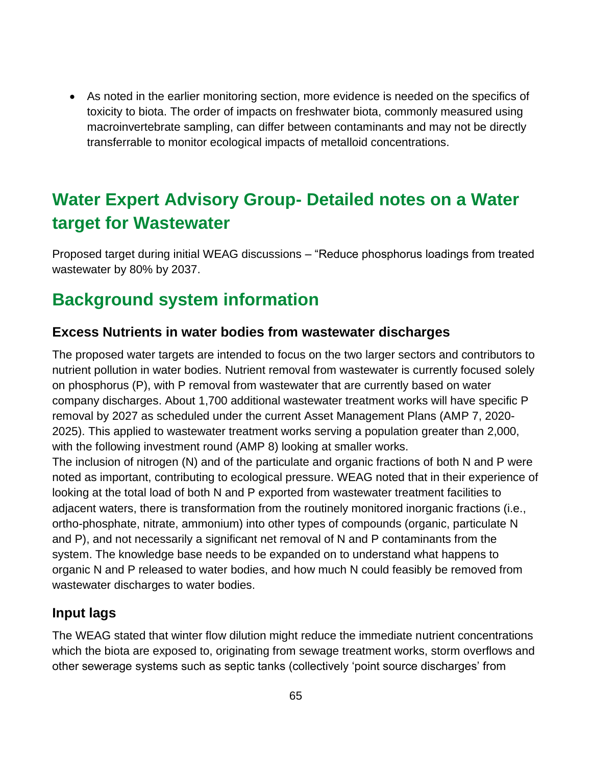- As noted in the earlier monitoring section, more evidence is needed on the specifics of toxicity to biota. The order of impacts on freshwater biota, commonly measured using macroinvertebrate sampling, can differ between contaminants and may not be directly transferrable to monitor ecological impacts of metalloid concentrations.

# Water Expert Advisory Group- Detailed notes on a Water target for Wastewater

Proposed target during initial WEAG discussions – "Reduce phosphorus loadings from treated wastewater by 80% by 2037.

## Background system information

### Excess Nutrients in water bodies from wastewater discharges

The proposed water targets are intended to focus on the two larger sectors and contributors to nutrient pollution in water bodies. Nutrient removal from wastewater is currently focused solely on phosphorus (P), with P removal from wastewater that are currently based on water company discharges. About 1,700 additional wastewater treatment works will have specific P removal by 2027 as scheduled under the current Asset Management Plans (AMP 7, 2020-2025). This applied to wastewater treatment works serving a population greater than 2,000, with the following investment round (AMP 8) looking at smaller works.

The inclusion of nitrogen (N) and of the particulate and organic fractions of both N and P were noted as important, contributing to ecological pressure. WEAG noted that in their experience of looking at the total load of both N and P exported from wastewater treatment facilities to adjacent waters, there is transformation from the routinely monitored inorganic fractions (i.e., ortho-phosphate, nitrate, ammonium) into other types of compounds (organic, particulate N and P), and not necessarily a significant net removal of N and P contaminants from the system. The knowledge base needs to be expanded on to understand what happens to organic N and P released to water bodies, and how much N could feasibly be removed from wastewater discharges to water bodies.

### Input lags

The WEAG stated that winter flow dilution might reduce the immediate nutrient concentrations which the biota are exposed to, originating from sewage treatment works, storm overflows and other sewerage systems such as septic tanks (collectively 'point source discharges' from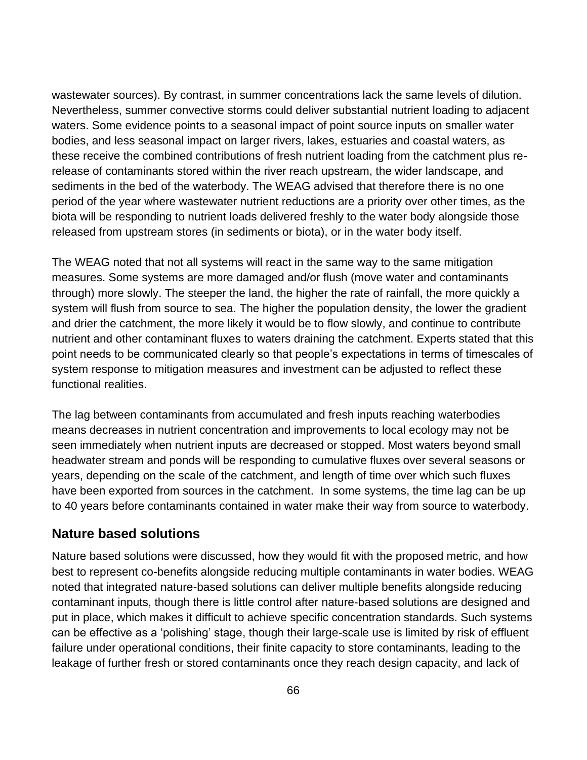wastewater sources). By contrast, in summer concentrations lack the same levels of dilution. Nevertheless, summer convective storms could deliver substantial nutrient loading to adjacent waters. Some evidence points to a seasonal impact of point source inputs on smaller water bodies, and less seasonal impact on larger rivers, lakes, estuaries and coastal waters, as these receive the combined contributions of fresh nutrient loading from the catchment plus re-release of contaminants stored within the river reach upstream, the wider landscape, and sediments in the bed of the waterbody. The WEAG advised that therefore there is no one period of the year where wastewater nutrient reductions are a priority over other times, as the biota will be responding to nutrient loads delivered freshly to the water body alongside those released from upstream stores (in sediments or biota), or in the water body itself.

The WEAG noted that not all systems will react in the same way to the same mitigation measures. Some systems are more damaged and/or flush (move water and contaminants through) more slowly. The steeper the land, the higher the rate of rainfall, the more quickly a system will flush from source to sea. The higher the population density, the lower the gradient and drier the catchment, the more likely it would be to flow slowly, and continue to contribute nutrient and other contaminant fluxes to waters draining the catchment. Experts stated that this point needs to be communicated clearly so that people's expectations in terms of timescales of system response to mitigation measures and investment can be adjusted to reflect these functional realities.

The lag between contaminants from accumulated and fresh inputs reaching waterbodies means decreases in nutrient concentration and improvements to local ecology may not be seen immediately when nutrient inputs are decreased or stopped. Most waters beyond small headwater stream and ponds will be responding to cumulative fluxes over several seasons or years, depending on the scale of the catchment, and length of time over which such fluxes have been exported from sources in the catchment. In some systems, the time lag can be up to 40 years before contaminants contained in water make their way from source to waterbody.

## Nature based solutions

Nature based solutions were discussed, how they would fit with the proposed metric, and how best to represent co-benefits alongside reducing multiple contaminants in water bodies. WEAG noted that integrated nature-based solutions can deliver multiple benefits alongside reducing contaminant inputs, though there is little control after nature-based solutions are designed and put in place, which makes it difficult to achieve specific concentration standards. Such systems can be effective as a 'polishing' stage, though their large-scale use is limited by risk of effluent failure under operational conditions, their finite capacity to store contaminants, leading to the leakage of further fresh or stored contaminants once they reach design capacity, and lack of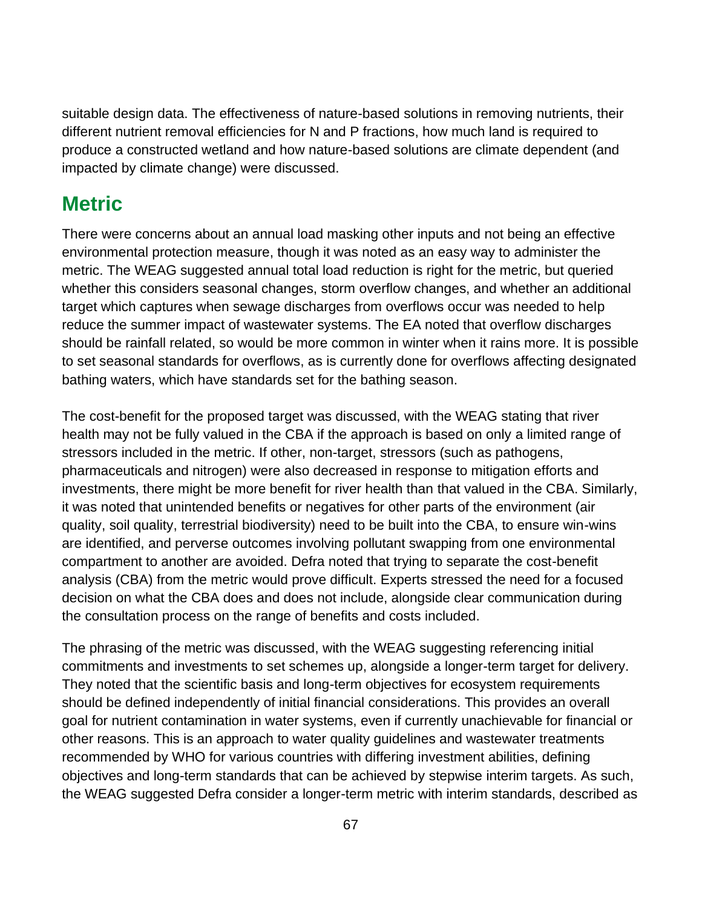suitable design data. The effectiveness of nature-based solutions in removing nutrients, their different nutrient removal efficiencies for N and P fractions, how much land is required to produce a constructed wetland and how nature-based solutions are climate dependent (and impacted by climate change) were discussed.

## Metric

There were concerns about an annual load masking other inputs and not being an effective environmental protection measure, though it was noted as an easy way to administer the metric. The WEAG suggested annual total load reduction is right for the metric, but queried whether this considers seasonal changes, storm overflow changes, and whether an additional target which captures when sewage discharges from overflows occur was needed to help reduce the summer impact of wastewater systems. The EA noted that overflow discharges should be rainfall related, so would be more common in winter when it rains more. It is possible to set seasonal standards for overflows, as is currently done for overflows affecting designated bathing waters, which have standards set for the bathing season.

The cost-benefit for the proposed target was discussed, with the WEAG stating that river health may not be fully valued in the CBA if the approach is based on only a limited range of stressors included in the metric. If other, non-target, stressors (such as pathogens, pharmaceuticals and nitrogen) were also decreased in response to mitigation efforts and investments, there might be more benefit for river health than that valued in the CBA. Similarly, it was noted that unintended benefits or negatives for other parts of the environment (air quality, soil quality, terrestrial biodiversity) need to be built into the CBA, to ensure win-wins are identified, and perverse outcomes involving pollutant swapping from one environmental compartment to another are avoided. Defra noted that trying to separate the cost-benefit analysis (CBA) from the metric would prove difficult. Experts stressed the need for a focused decision on what the CBA does and does not include, alongside clear communication during the consultation process on the range of benefits and costs included.

The phrasing of the metric was discussed, with the WEAG suggesting referencing initial commitments and investments to set schemes up, alongside a longer-term target for delivery. They noted that the scientific basis and long-term objectives for ecosystem requirements should be defined independently of initial financial considerations. This provides an overall goal for nutrient contamination in water systems, even if currently unachievable for financial or other reasons. This is an approach to water quality guidelines and wastewater treatments recommended by WHO for various countries with differing investment abilities, defining objectives and long-term standards that can be achieved by stepwise interim targets. As such, the WEAG suggested Defra consider a longer-term metric with interim standards, described as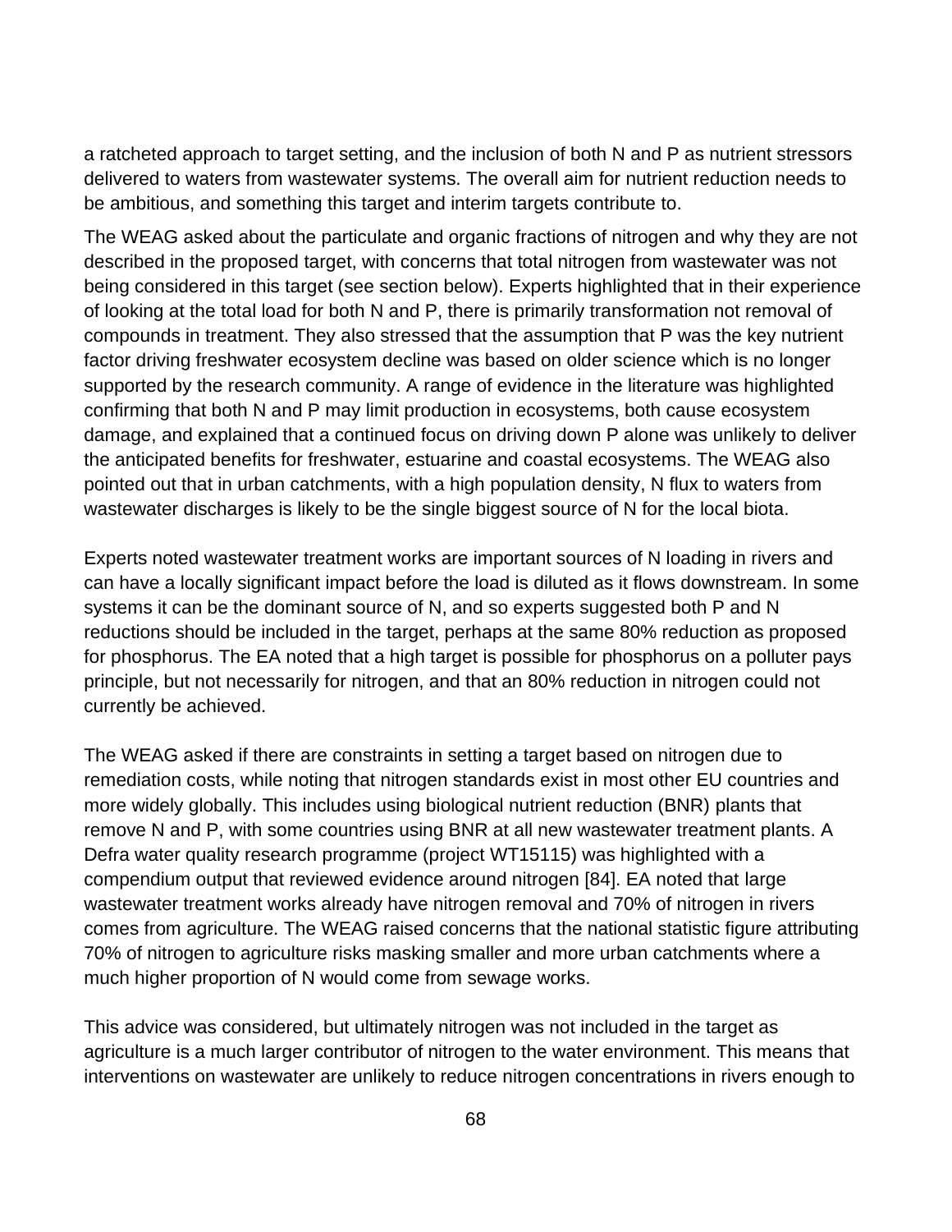a ratcheted approach to target setting, and the inclusion of both N and P as nutrient stressors delivered to waters from wastewater systems. The overall aim for nutrient reduction needs to be ambitious, and something this target and interim targets contribute to.

The WEAG asked about the particulate and organic fractions of nitrogen and why they are not described in the proposed target, with concerns that total nitrogen from wastewater was not being considered in this target (see section below). Experts highlighted that in their experience of looking at the total load for both N and P, there is primarily transformation not removal of compounds in treatment. They also stressed that the assumption that P was the key nutrient factor driving freshwater ecosystem decline was based on older science which is no longer supported by the research community. A range of evidence in the literature was highlighted confirming that both N and P may limit production in ecosystems, both cause ecosystem damage, and explained that a continued focus on driving down P alone was unlikely to deliver the anticipated benefits for freshwater, estuarine and coastal ecosystems. The WEAG also pointed out that in urban catchments, with a high population density, N flux to waters from wastewater discharges is likely to be the single biggest source of N for the local biota.

Experts noted wastewater treatment works are important sources of N loading in rivers and can have a locally significant impact before the load is diluted as it flows downstream. In some systems it can be the dominant source of N, and so experts suggested both P and N reductions should be included in the target, perhaps at the same 80% reduction as proposed for phosphorus. The EA noted that a high target is possible for phosphorus on a polluter pays principle, but not necessarily for nitrogen, and that an 80% reduction in nitrogen could not currently be achieved.

The WEAG asked if there are constraints in setting a target based on nitrogen due to remediation costs, while noting that nitrogen standards exist in most other EU countries and more widely globally. This includes using biological nutrient reduction (BNR) plants that remove N and P, with some countries using BNR at all new wastewater treatment plants. A Defra water quality research programme (project WT15115) was highlighted with a compendium output that reviewed evidence around nitrogen [84]. EA noted that large wastewater treatment works already have nitrogen removal and 70% of nitrogen in rivers comes from agriculture. The WEAG raised concerns that the national statistic figure attributing 70% of nitrogen to agriculture risks masking smaller and more urban catchments where a much higher proportion of N would come from sewage works.

This advice was considered, but ultimately nitrogen was not included in the target as agriculture is a much larger contributor of nitrogen to the water environment. This means that interventions on wastewater are unlikely to reduce nitrogen concentrations in rivers enough to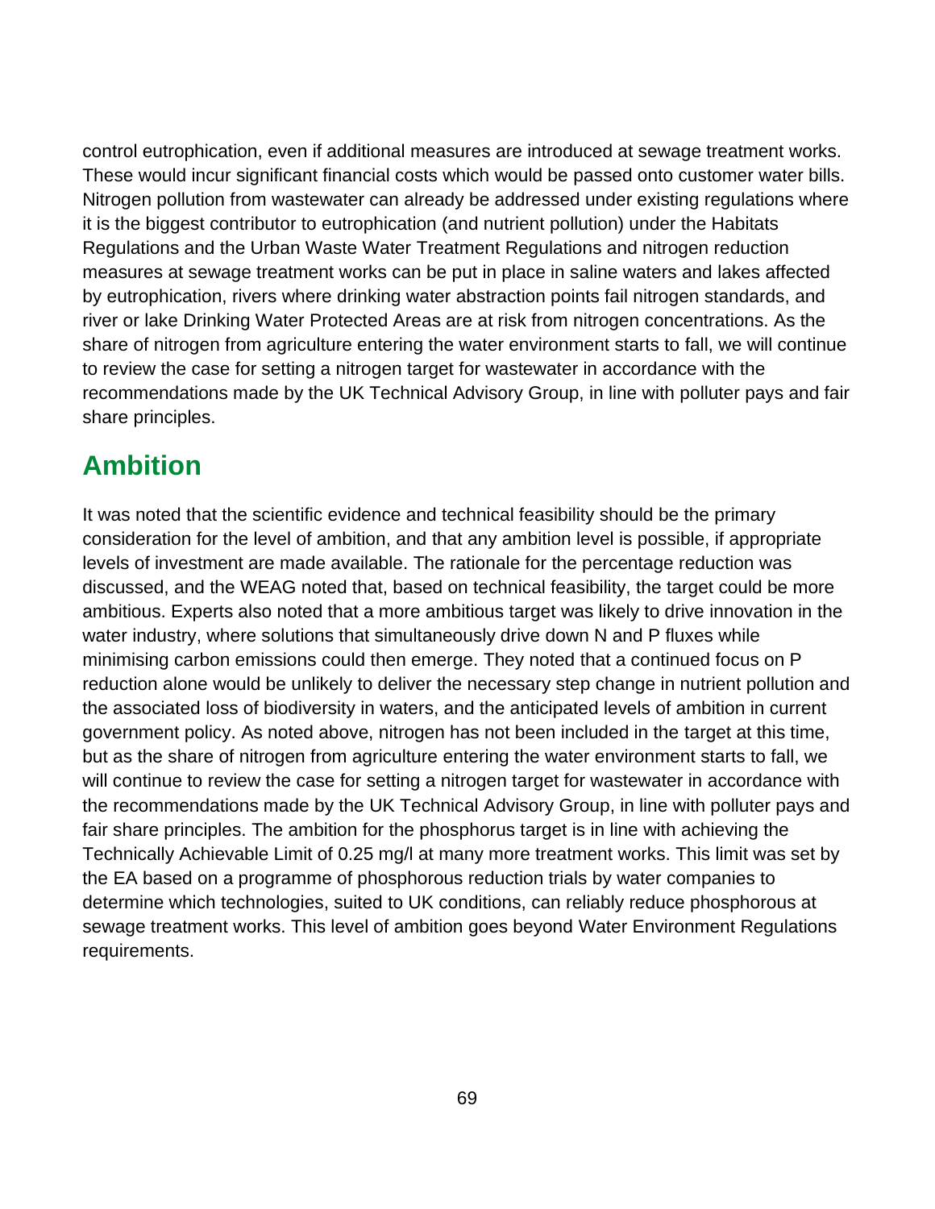control eutrophication, even if additional measures are introduced at sewage treatment works. These would incur significant financial costs which would be passed onto customer water bills. Nitrogen pollution from wastewater can already be addressed under existing regulations where it is the biggest contributor to eutrophication (and nutrient pollution) under the Habitats Regulations and the Urban Waste Water Treatment Regulations and nitrogen reduction measures at sewage treatment works can be put in place in saline waters and lakes affected by eutrophication, rivers where drinking water abstraction points fail nitrogen standards, and river or lake Drinking Water Protected Areas are at risk from nitrogen concentrations. As the share of nitrogen from agriculture entering the water environment starts to fall, we will continue to review the case for setting a nitrogen target for wastewater in accordance with the recommendations made by the UK Technical Advisory Group, in line with polluter pays and fair share principles.

## Ambition

It was noted that the scientific evidence and technical feasibility should be the primary consideration for the level of ambition, and that any ambition level is possible, if appropriate levels of investment are made available. The rationale for the percentage reduction was discussed, and the WEAG noted that, based on technical feasibility, the target could be more ambitious. Experts also noted that a more ambitious target was likely to drive innovation in the water industry, where solutions that simultaneously drive down N and P fluxes while minimising carbon emissions could then emerge. They noted that a continued focus on P reduction alone would be unlikely to deliver the necessary step change in nutrient pollution and the associated loss of biodiversity in waters, and the anticipated levels of ambition in current government policy. As noted above, nitrogen has not been included in the target at this time, but as the share of nitrogen from agriculture entering the water environment starts to fall, we will continue to review the case for setting a nitrogen target for wastewater in accordance with the recommendations made by the UK Technical Advisory Group, in line with polluter pays and fair share principles. The ambition for the phosphorus target is in line with achieving the Technically Achievable Limit of 0.25 mg/l at many more treatment works. This limit was set by the EA based on a programme of phosphorous reduction trials by water companies to determine which technologies, suited to UK conditions, can reliably reduce phosphorous at sewage treatment works. This level of ambition goes beyond Water Environment Regulations requirements.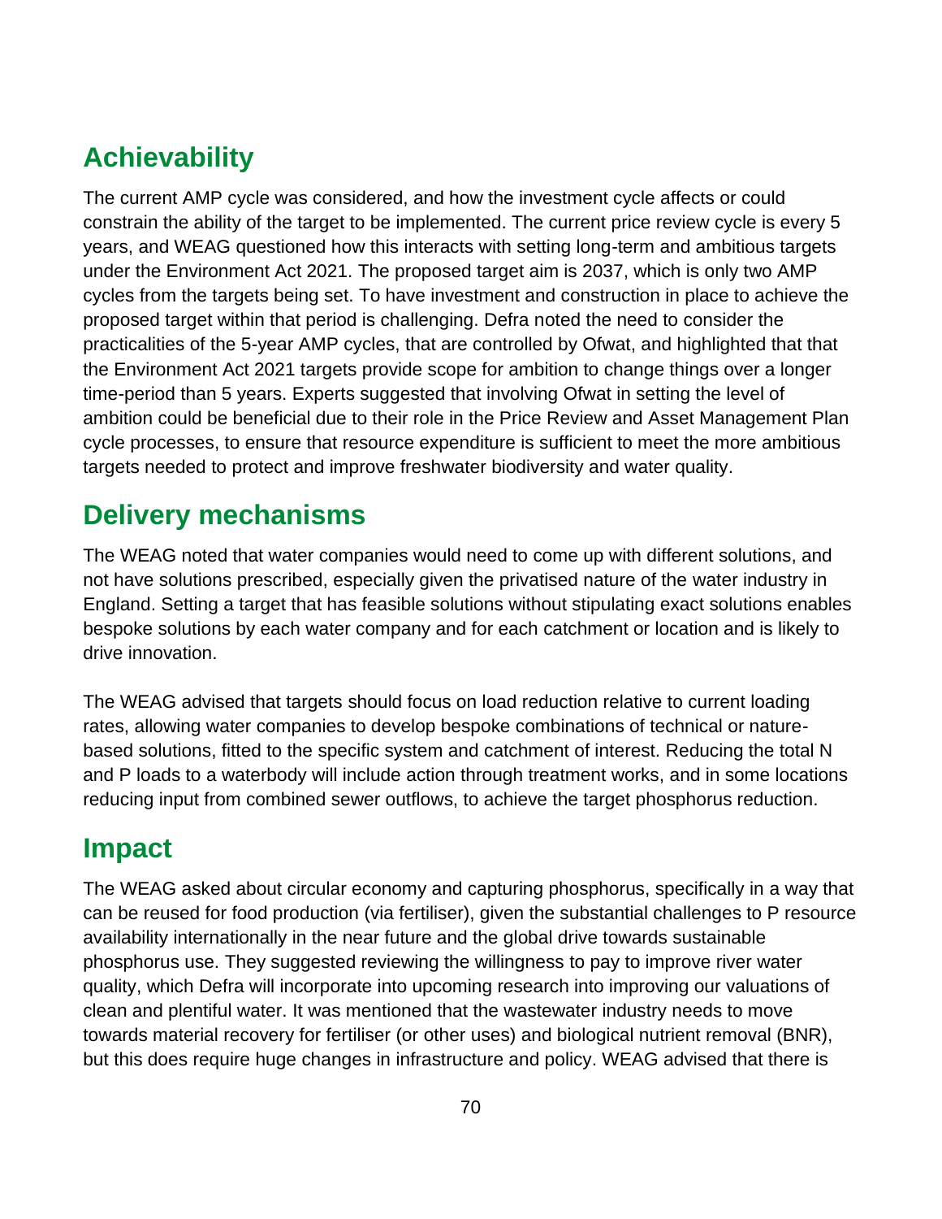## Achievability

The current AMP cycle was considered, and how the investment cycle affects or could constrain the ability of the target to be implemented. The current price review cycle is every 5 years, and WEAG questioned how this interacts with setting long-term and ambitious targets under the Environment Act 2021. The proposed target aim is 2037, which is only two AMP cycles from the targets being set. To have investment and construction in place to achieve the proposed target within that period is challenging. Defra noted the need to consider the practicalities of the 5-year AMP cycles, that are controlled by Ofwat, and highlighted that that the Environment Act 2021 targets provide scope for ambition to change things over a longer time-period than 5 years. Experts suggested that involving Ofwat in setting the level of ambition could be beneficial due to their role in the Price Review and Asset Management Plan cycle processes, to ensure that resource expenditure is sufficient to meet the more ambitious targets needed to protect and improve freshwater biodiversity and water quality.

## Delivery mechanisms

The WEAG noted that water companies would need to come up with different solutions, and not have solutions prescribed, especially given the privatised nature of the water industry in England. Setting a target that has feasible solutions without stipulating exact solutions enables bespoke solutions by each water company and for each catchment or location and is likely to drive innovation.

The WEAG advised that targets should focus on load reduction relative to current loading rates, allowing water companies to develop bespoke combinations of technical or nature-based solutions, fitted to the specific system and catchment of interest. Reducing the total N and P loads to a waterbody will include action through treatment works, and in some locations reducing input from combined sewer outflows, to achieve the target phosphorus reduction.

## Impact

The WEAG asked about circular economy and capturing phosphorus, specifically in a way that can be reused for food production (via fertiliser), given the substantial challenges to P resource availability internationally in the near future and the global drive towards sustainable phosphorus use. They suggested reviewing the willingness to pay to improve river water quality, which Defra will incorporate into upcoming research into improving our valuations of clean and plentiful water. It was mentioned that the wastewater industry needs to move towards material recovery for fertiliser (or other uses) and biological nutrient removal (BNR), but this does require huge changes in infrastructure and policy. WEAG advised that there is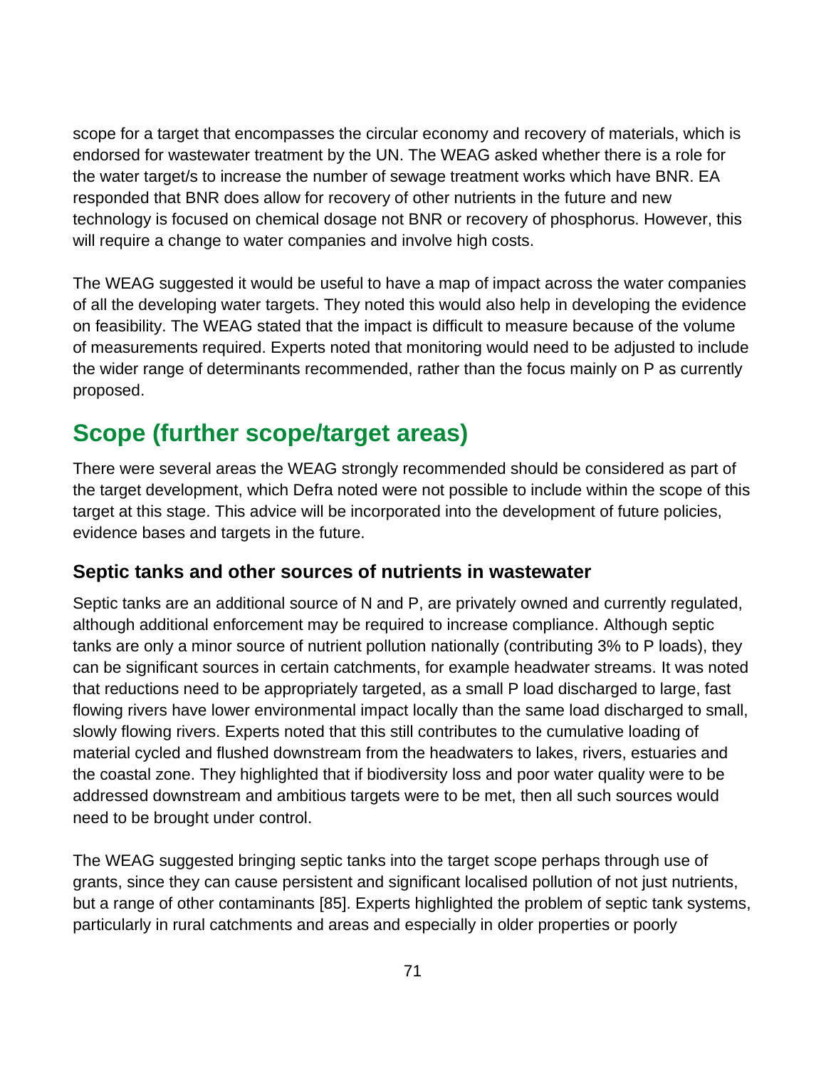scope for a target that encompasses the circular economy and recovery of materials, which is endorsed for wastewater treatment by the UN. The WEAG asked whether there is a role for the water target/s to increase the number of sewage treatment works which have BNR. EA responded that BNR does allow for recovery of other nutrients in the future and new technology is focused on chemical dosage not BNR or recovery of phosphorus. However, this will require a change to water companies and involve high costs.

The WEAG suggested it would be useful to have a map of impact across the water companies of all the developing water targets. They noted this would also help in developing the evidence on feasibility. The WEAG stated that the impact is difficult to measure because of the volume of measurements required. Experts noted that monitoring would need to be adjusted to include the wider range of determinants recommended, rather than the focus mainly on P as currently proposed.

## Scope (further scope/target areas)

There were several areas the WEAG strongly recommended should be considered as part of the target development, which Defra noted were not possible to include within the scope of this target at this stage. This advice will be incorporated into the development of future policies, evidence bases and targets in the future.

### Septic tanks and other sources of nutrients in wastewater

Septic tanks are an additional source of N and P, are privately owned and currently regulated, although additional enforcement may be required to increase compliance. Although septic tanks are only a minor source of nutrient pollution nationally (contributing 3% to P loads), they can be significant sources in certain catchments, for example headwater streams. It was noted that reductions need to be appropriately targeted, as a small P load discharged to large, fast flowing rivers have lower environmental impact locally than the same load discharged to small, slowly flowing rivers. Experts noted that this still contributes to the cumulative loading of material cycled and flushed downstream from the headwaters to lakes, rivers, estuaries and the coastal zone. They highlighted that if biodiversity loss and poor water quality were to be addressed downstream and ambitious targets were to be met, then all such sources would need to be brought under control.

The WEAG suggested bringing septic tanks into the target scope perhaps through use of grants, since they can cause persistent and significant localised pollution of not just nutrients, but a range of other contaminants [85]. Experts highlighted the problem of septic tank systems, particularly in rural catchments and areas and especially in older properties or poorly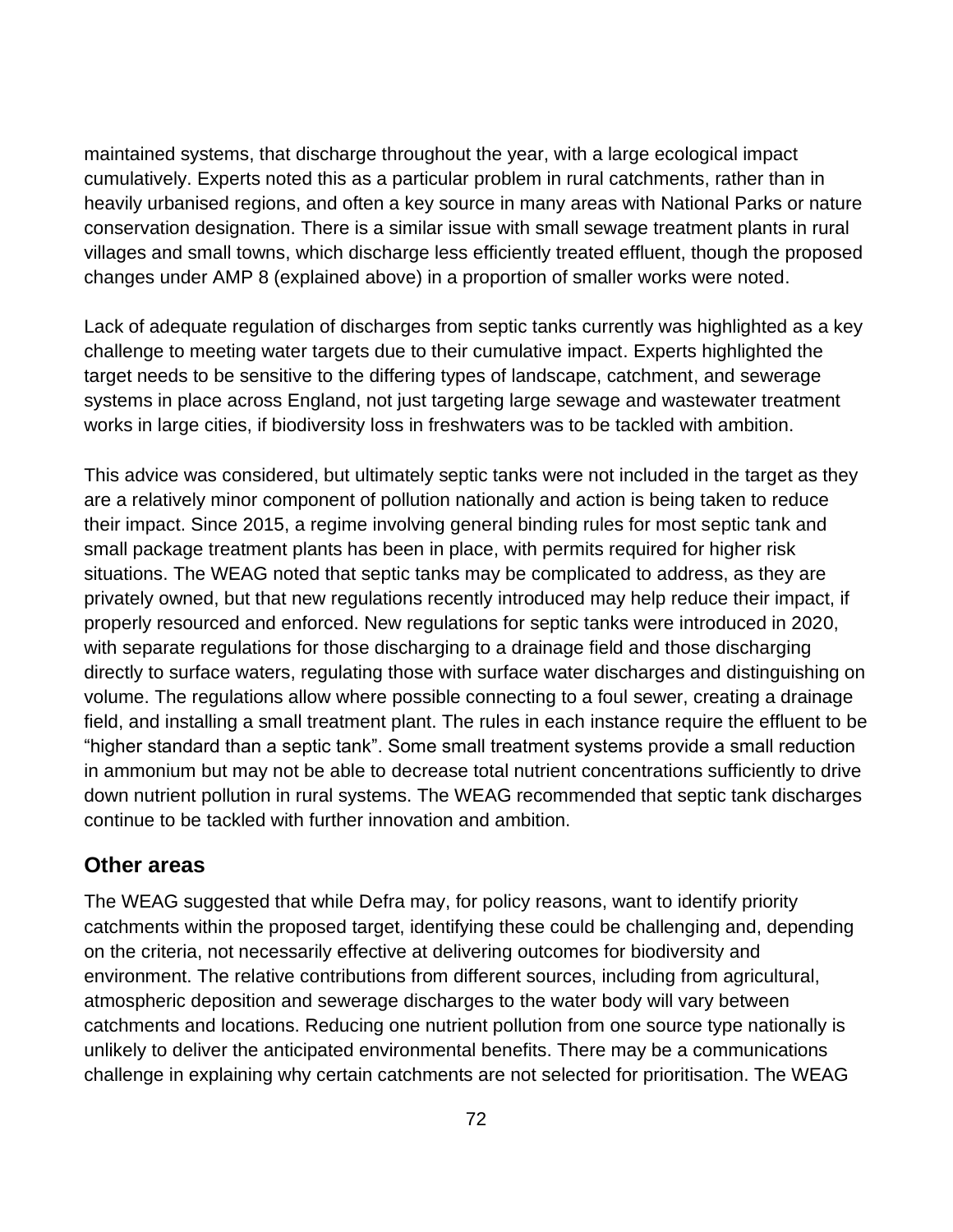maintained systems, that discharge throughout the year, with a large ecological impact cumulatively. Experts noted this as a particular problem in rural catchments, rather than in heavily urbanised regions, and often a key source in many areas with National Parks or nature conservation designation. There is a similar issue with small sewage treatment plants in rural villages and small towns, which discharge less efficiently treated effluent, though the proposed changes under AMP 8 (explained above) in a proportion of smaller works were noted.

Lack of adequate regulation of discharges from septic tanks currently was highlighted as a key challenge to meeting water targets due to their cumulative impact. Experts highlighted the target needs to be sensitive to the differing types of landscape, catchment, and sewerage systems in place across England, not just targeting large sewage and wastewater treatment works in large cities, if biodiversity loss in freshwaters was to be tackled with ambition.

This advice was considered, but ultimately septic tanks were not included in the target as they are a relatively minor component of pollution nationally and action is being taken to reduce their impact. Since 2015, a regime involving general binding rules for most septic tank and small package treatment plants has been in place, with permits required for higher risk situations. The WEAG noted that septic tanks may be complicated to address, as they are privately owned, but that new regulations recently introduced may help reduce their impact, if properly resourced and enforced. New regulations for septic tanks were introduced in 2020, with separate regulations for those discharging to a drainage field and those discharging directly to surface waters, regulating those with surface water discharges and distinguishing on volume. The regulations allow where possible connecting to a foul sewer, creating a drainage field, and installing a small treatment plant. The rules in each instance require the effluent to be "higher standard than a septic tank". Some small treatment systems provide a small reduction in ammonium but may not be able to decrease total nutrient concentrations sufficiently to drive down nutrient pollution in rural systems. The WEAG recommended that septic tank discharges continue to be tackled with further innovation and ambition.

## Other areas

The WEAG suggested that while Defra may, for policy reasons, want to identify priority catchments within the proposed target, identifying these could be challenging and, depending on the criteria, not necessarily effective at delivering outcomes for biodiversity and environment. The relative contributions from different sources, including from agricultural, atmospheric deposition and sewerage discharges to the water body will vary between catchments and locations. Reducing one nutrient pollution from one source type nationally is unlikely to deliver the anticipated environmental benefits. There may be a communications challenge in explaining why certain catchments are not selected for prioritisation. The WEAG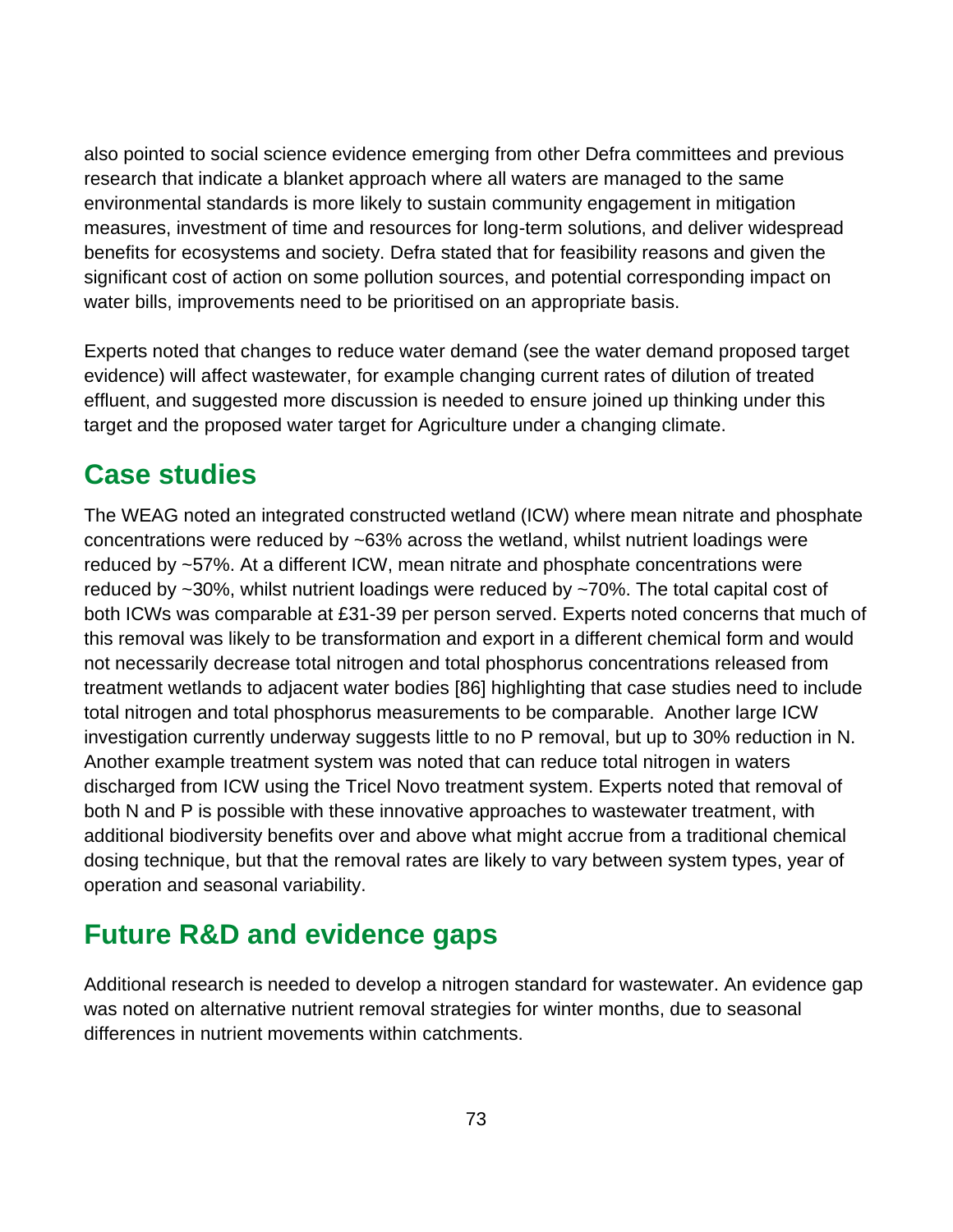also pointed to social science evidence emerging from other Defra committees and previous research that indicate a blanket approach where all waters are managed to the same environmental standards is more likely to sustain community engagement in mitigation measures, investment of time and resources for long-term solutions, and deliver widespread benefits for ecosystems and society. Defra stated that for feasibility reasons and given the significant cost of action on some pollution sources, and potential corresponding impact on water bills, improvements need to be prioritised on an appropriate basis.

Experts noted that changes to reduce water demand (see the water demand proposed target evidence) will affect wastewater, for example changing current rates of dilution of treated effluent, and suggested more discussion is needed to ensure joined up thinking under this target and the proposed water target for Agriculture under a changing climate.

## Case studies

The WEAG noted an integrated constructed wetland (ICW) where mean nitrate and phosphate concentrations were reduced by ~63% across the wetland, whilst nutrient loadings were reduced by ~57%. At a different ICW, mean nitrate and phosphate concentrations were reduced by ~30%, whilst nutrient loadings were reduced by ~70%. The total capital cost of both ICWs was comparable at £31-39 per person served. Experts noted concerns that much of this removal was likely to be transformation and export in a different chemical form and would not necessarily decrease total nitrogen and total phosphorus concentrations released from treatment wetlands to adjacent water bodies [86] highlighting that case studies need to include total nitrogen and total phosphorus measurements to be comparable. Another large ICW investigation currently underway suggests little to no P removal, but up to 30% reduction in N. Another example treatment system was noted that can reduce total nitrogen in waters discharged from ICW using the Tricel Novo treatment system. Experts noted that removal of both N and P is possible with these innovative approaches to wastewater treatment, with additional biodiversity benefits over and above what might accrue from a traditional chemical dosing technique, but that the removal rates are likely to vary between system types, year of operation and seasonal variability.

## Future R&D and evidence gaps

Additional research is needed to develop a nitrogen standard for wastewater. An evidence gap was noted on alternative nutrient removal strategies for winter months, due to seasonal differences in nutrient movements within catchments.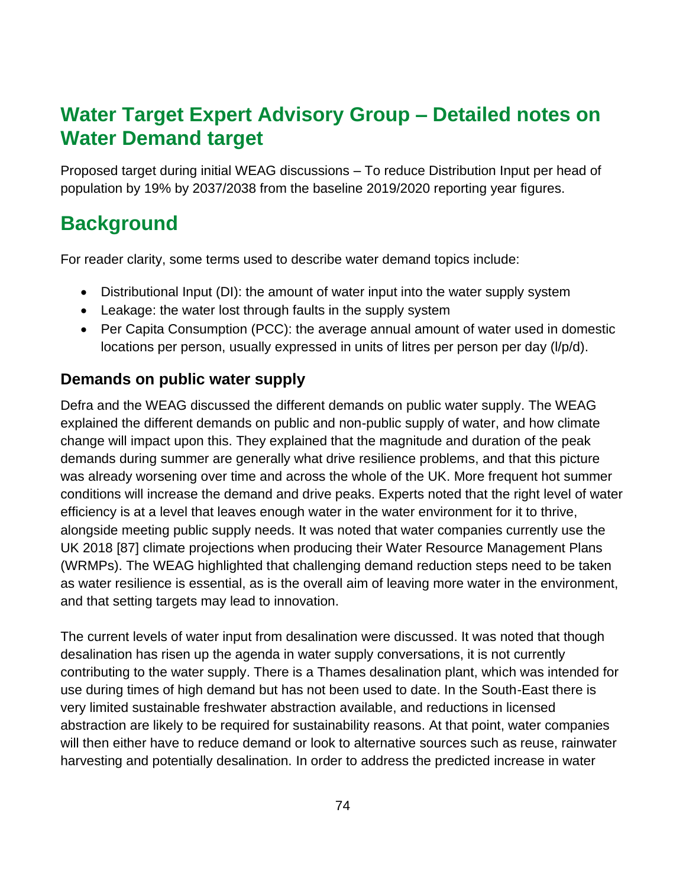# Water Target Expert Advisory Group – Detailed notes on Water Demand target

Proposed target during initial WEAG discussions – To reduce Distribution Input per head of population by 19% by 2037/2038 from the baseline 2019/2020 reporting year figures.

# Background

For reader clarity, some terms used to describe water demand topics include:

- Distributional Input (DI): the amount of water input into the water supply system
- Leakage: the water lost through faults in the supply system
- Per Capita Consumption (PCC): the average annual amount of water used in domestic locations per person, usually expressed in units of litres per person per day (l/p/d).

### Demands on public water supply

Defra and the WEAG discussed the different demands on public water supply. The WEAG explained the different demands on public and non-public supply of water, and how climate change will impact upon this. They explained that the magnitude and duration of the peak demands during summer are generally what drive resilience problems, and that this picture was already worsening over time and across the whole of the UK. More frequent hot summer conditions will increase the demand and drive peaks. Experts noted that the right level of water efficiency is at a level that leaves enough water in the water environment for it to thrive, alongside meeting public supply needs. It was noted that water companies currently use the UK 2018 [87] climate projections when producing their Water Resource Management Plans (WRMPs). The WEAG highlighted that challenging demand reduction steps need to be taken as water resilience is essential, as is the overall aim of leaving more water in the environment, and that setting targets may lead to innovation.

The current levels of water input from desalination were discussed. It was noted that though desalination has risen up the agenda in water supply conversations, it is not currently contributing to the water supply. There is a Thames desalination plant, which was intended for use during times of high demand but has not been used to date. In the South-East there is very limited sustainable freshwater abstraction available, and reductions in licensed abstraction are likely to be required for sustainability reasons. At that point, water companies will then either have to reduce demand or look to alternative sources such as reuse, rainwater harvesting and potentially desalination. In order to address the predicted increase in water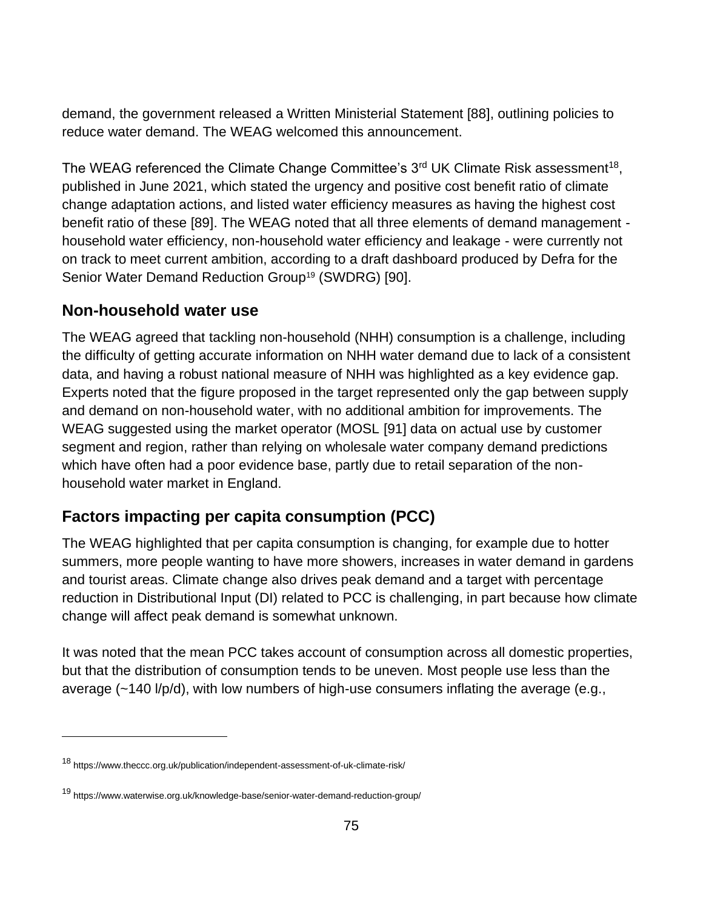demand, the government released a Written Ministerial Statement [88], outlining policies to reduce water demand. The WEAG welcomed this announcement.

The WEAG referenced the Climate Change Committee's 3rd UK Climate Risk assessment[18], published in June 2021, which stated the urgency and positive cost benefit ratio of climate change adaptation actions, and listed water efficiency measures as having the highest cost benefit ratio of these [89]. The WEAG noted that all three elements of demand management - household water efficiency, non-household water efficiency and leakage - were currently not on track to meet current ambition, according to a draft dashboard produced by Defra for the Senior Water Demand Reduction Group[19] (SWDRG) [90].

## Non-household water use

The WEAG agreed that tackling non-household (NHH) consumption is a challenge, including the difficulty of getting accurate information on NHH water demand due to lack of a consistent data, and having a robust national measure of NHH was highlighted as a key evidence gap. Experts noted that the figure proposed in the target represented only the gap between supply and demand on non-household water, with no additional ambition for improvements. The WEAG suggested using the market operator (MOSL [91] data on actual use by customer segment and region, rather than relying on wholesale water company demand predictions which have often had a poor evidence base, partly due to retail separation of the non-household water market in England.

## Factors impacting per capita consumption (PCC)

The WEAG highlighted that per capita consumption is changing, for example due to hotter summers, more people wanting to have more showers, increases in water demand in gardens and tourist areas. Climate change also drives peak demand and a target with percentage reduction in Distributional Input (DI) related to PCC is challenging, in part because how climate change will affect peak demand is somewhat unknown.

It was noted that the mean PCC takes account of consumption across all domestic properties, but that the distribution of consumption tends to be uneven. Most people use less than the average (~140 l/p/d), with low numbers of high-use consumers inflating the average (e.g.,

---

[18] https://www.theccc.org.uk/publication/independent-assessment-of-uk-climate-risk/

[19] https://www.waterwise.org.uk/knowledge-base/senior-water-demand-reduction-group/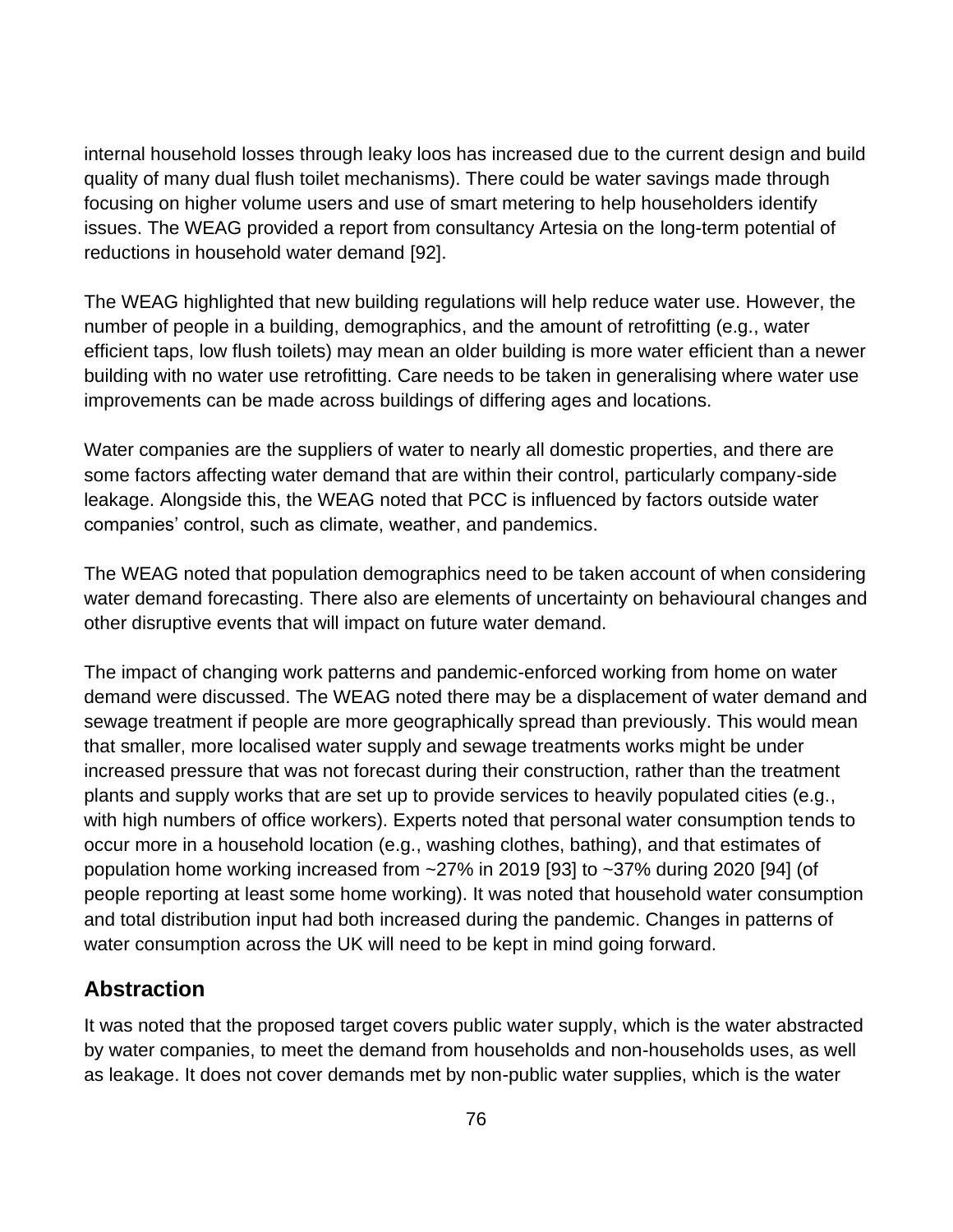internal household losses through leaky loos has increased due to the current design and build quality of many dual flush toilet mechanisms). There could be water savings made through focusing on higher volume users and use of smart metering to help householders identify issues. The WEAG provided a report from consultancy Artesia on the long-term potential of reductions in household water demand [92].

The WEAG highlighted that new building regulations will help reduce water use. However, the number of people in a building, demographics, and the amount of retrofitting (e.g., water efficient taps, low flush toilets) may mean an older building is more water efficient than a newer building with no water use retrofitting. Care needs to be taken in generalising where water use improvements can be made across buildings of differing ages and locations.

Water companies are the suppliers of water to nearly all domestic properties, and there are some factors affecting water demand that are within their control, particularly company-side leakage. Alongside this, the WEAG noted that PCC is influenced by factors outside water companies' control, such as climate, weather, and pandemics.

The WEAG noted that population demographics need to be taken account of when considering water demand forecasting. There also are elements of uncertainty on behavioural changes and other disruptive events that will impact on future water demand.

The impact of changing work patterns and pandemic-enforced working from home on water demand were discussed. The WEAG noted there may be a displacement of water demand and sewage treatment if people are more geographically spread than previously. This would mean that smaller, more localised water supply and sewage treatments works might be under increased pressure that was not forecast during their construction, rather than the treatment plants and supply works that are set up to provide services to heavily populated cities (e.g., with high numbers of office workers). Experts noted that personal water consumption tends to occur more in a household location (e.g., washing clothes, bathing), and that estimates of population home working increased from ~27% in 2019 [93] to ~37% during 2020 [94] (of people reporting at least some home working). It was noted that household water consumption and total distribution input had both increased during the pandemic. Changes in patterns of water consumption across the UK will need to be kept in mind going forward.

## Abstraction

It was noted that the proposed target covers public water supply, which is the water abstracted by water companies, to meet the demand from households and non-households uses, as well as leakage. It does not cover demands met by non-public water supplies, which is the water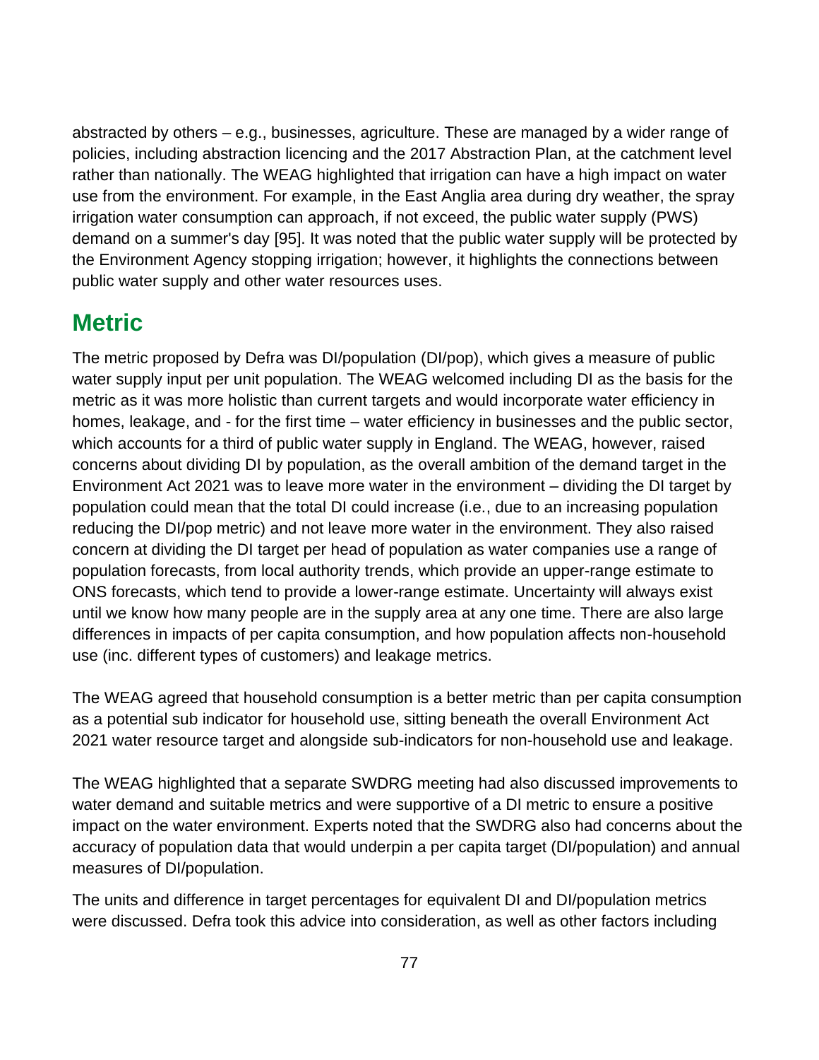abstracted by others – e.g., businesses, agriculture. These are managed by a wider range of policies, including abstraction licencing and the 2017 Abstraction Plan, at the catchment level rather than nationally. The WEAG highlighted that irrigation can have a high impact on water use from the environment. For example, in the East Anglia area during dry weather, the spray irrigation water consumption can approach, if not exceed, the public water supply (PWS) demand on a summer's day [95]. It was noted that the public water supply will be protected by the Environment Agency stopping irrigation; however, it highlights the connections between public water supply and other water resources uses.

## Metric

The metric proposed by Defra was DI/population (DI/pop), which gives a measure of public water supply input per unit population. The WEAG welcomed including DI as the basis for the metric as it was more holistic than current targets and would incorporate water efficiency in homes, leakage, and - for the first time – water efficiency in businesses and the public sector, which accounts for a third of public water supply in England. The WEAG, however, raised concerns about dividing DI by population, as the overall ambition of the demand target in the Environment Act 2021 was to leave more water in the environment – dividing the DI target by population could mean that the total DI could increase (i.e., due to an increasing population reducing the DI/pop metric) and not leave more water in the environment. They also raised concern at dividing the DI target per head of population as water companies use a range of population forecasts, from local authority trends, which provide an upper-range estimate to ONS forecasts, which tend to provide a lower-range estimate. Uncertainty will always exist until we know how many people are in the supply area at any one time. There are also large differences in impacts of per capita consumption, and how population affects non-household use (inc. different types of customers) and leakage metrics.

The WEAG agreed that household consumption is a better metric than per capita consumption as a potential sub indicator for household use, sitting beneath the overall Environment Act 2021 water resource target and alongside sub-indicators for non-household use and leakage.

The WEAG highlighted that a separate SWDRG meeting had also discussed improvements to water demand and suitable metrics and were supportive of a DI metric to ensure a positive impact on the water environment. Experts noted that the SWDRG also had concerns about the accuracy of population data that would underpin a per capita target (DI/population) and annual measures of DI/population.

The units and difference in target percentages for equivalent DI and DI/population metrics were discussed. Defra took this advice into consideration, as well as other factors including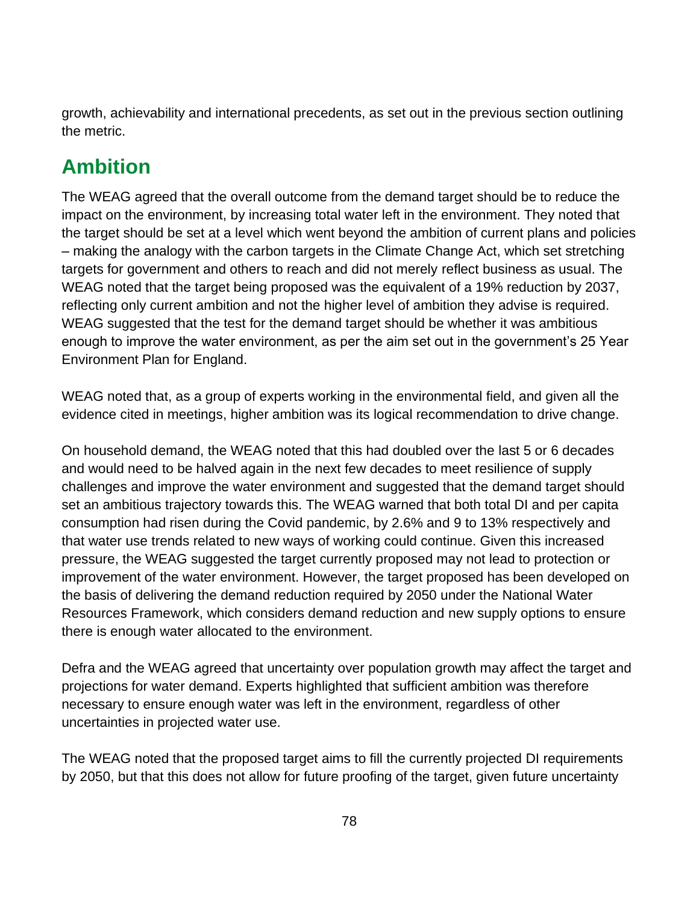growth, achievability and international precedents, as set out in the previous section outlining the metric.

## Ambition

The WEAG agreed that the overall outcome from the demand target should be to reduce the impact on the environment, by increasing total water left in the environment. They noted that the target should be set at a level which went beyond the ambition of current plans and policies – making the analogy with the carbon targets in the Climate Change Act, which set stretching targets for government and others to reach and did not merely reflect business as usual. The WEAG noted that the target being proposed was the equivalent of a 19% reduction by 2037, reflecting only current ambition and not the higher level of ambition they advise is required. WEAG suggested that the test for the demand target should be whether it was ambitious enough to improve the water environment, as per the aim set out in the government's 25 Year Environment Plan for England.

WEAG noted that, as a group of experts working in the environmental field, and given all the evidence cited in meetings, higher ambition was its logical recommendation to drive change.

On household demand, the WEAG noted that this had doubled over the last 5 or 6 decades and would need to be halved again in the next few decades to meet resilience of supply challenges and improve the water environment and suggested that the demand target should set an ambitious trajectory towards this. The WEAG warned that both total DI and per capita consumption had risen during the Covid pandemic, by 2.6% and 9 to 13% respectively and that water use trends related to new ways of working could continue. Given this increased pressure, the WEAG suggested the target currently proposed may not lead to protection or improvement of the water environment. However, the target proposed has been developed on the basis of delivering the demand reduction required by 2050 under the National Water Resources Framework, which considers demand reduction and new supply options to ensure there is enough water allocated to the environment.

Defra and the WEAG agreed that uncertainty over population growth may affect the target and projections for water demand. Experts highlighted that sufficient ambition was therefore necessary to ensure enough water was left in the environment, regardless of other uncertainties in projected water use.

The WEAG noted that the proposed target aims to fill the currently projected DI requirements by 2050, but that this does not allow for future proofing of the target, given future uncertainty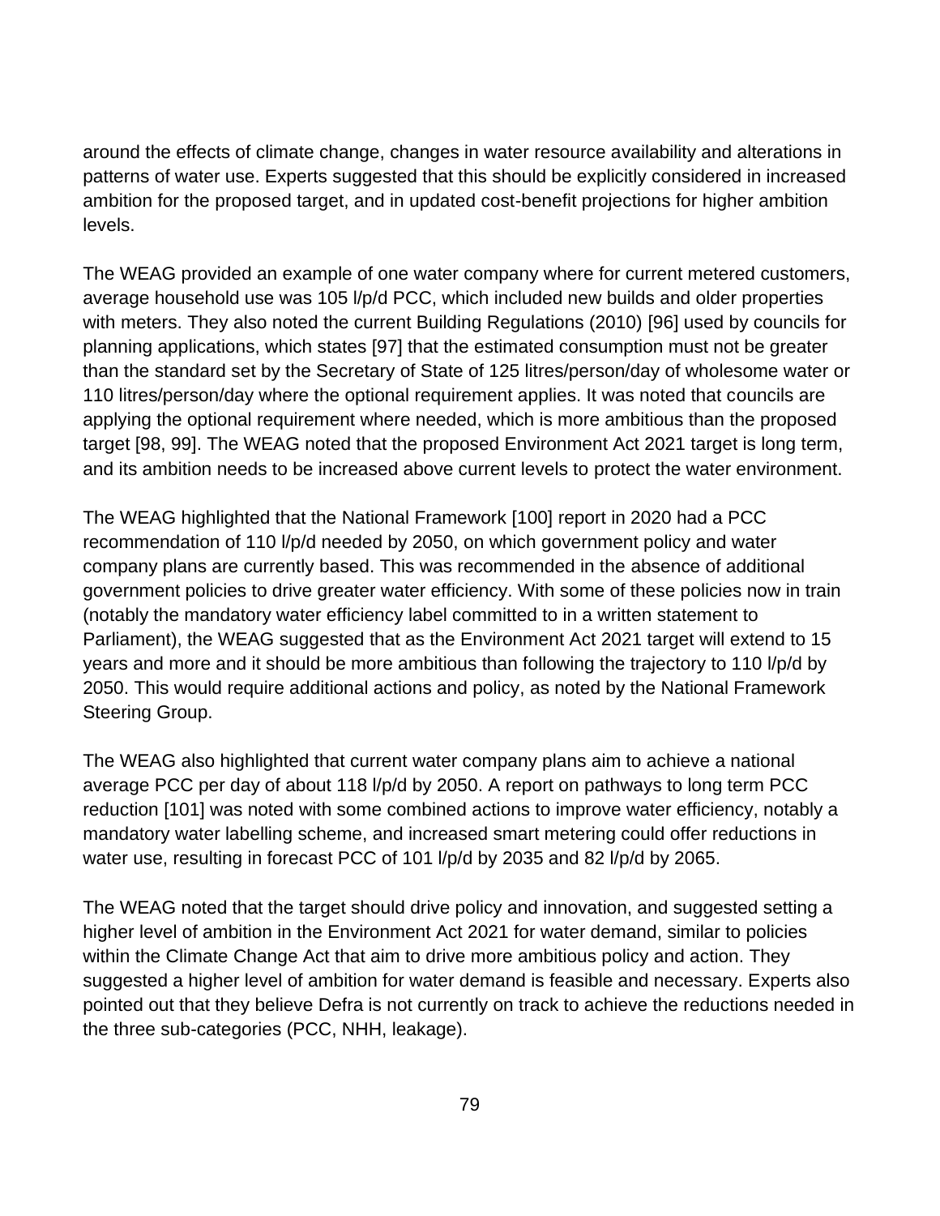around the effects of climate change, changes in water resource availability and alterations in patterns of water use. Experts suggested that this should be explicitly considered in increased ambition for the proposed target, and in updated cost-benefit projections for higher ambition levels.

The WEAG provided an example of one water company where for current metered customers, average household use was 105 l/p/d PCC, which included new builds and older properties with meters. They also noted the current Building Regulations (2010) [96] used by councils for planning applications, which states [97] that the estimated consumption must not be greater than the standard set by the Secretary of State of 125 litres/person/day of wholesome water or 110 litres/person/day where the optional requirement applies. It was noted that councils are applying the optional requirement where needed, which is more ambitious than the proposed target [98, 99]. The WEAG noted that the proposed Environment Act 2021 target is long term, and its ambition needs to be increased above current levels to protect the water environment.

The WEAG highlighted that the National Framework [100] report in 2020 had a PCC recommendation of 110 l/p/d needed by 2050, on which government policy and water company plans are currently based. This was recommended in the absence of additional government policies to drive greater water efficiency. With some of these policies now in train (notably the mandatory water efficiency label committed to in a written statement to Parliament), the WEAG suggested that as the Environment Act 2021 target will extend to 15 years and more and it should be more ambitious than following the trajectory to 110 l/p/d by 2050. This would require additional actions and policy, as noted by the National Framework Steering Group.

The WEAG also highlighted that current water company plans aim to achieve a national average PCC per day of about 118 l/p/d by 2050. A report on pathways to long term PCC reduction [101] was noted with some combined actions to improve water efficiency, notably a mandatory water labelling scheme, and increased smart metering could offer reductions in water use, resulting in forecast PCC of 101 l/p/d by 2035 and 82 l/p/d by 2065.

The WEAG noted that the target should drive policy and innovation, and suggested setting a higher level of ambition in the Environment Act 2021 for water demand, similar to policies within the Climate Change Act that aim to drive more ambitious policy and action. They suggested a higher level of ambition for water demand is feasible and necessary. Experts also pointed out that they believe Defra is not currently on track to achieve the reductions needed in the three sub-categories (PCC, NHH, leakage).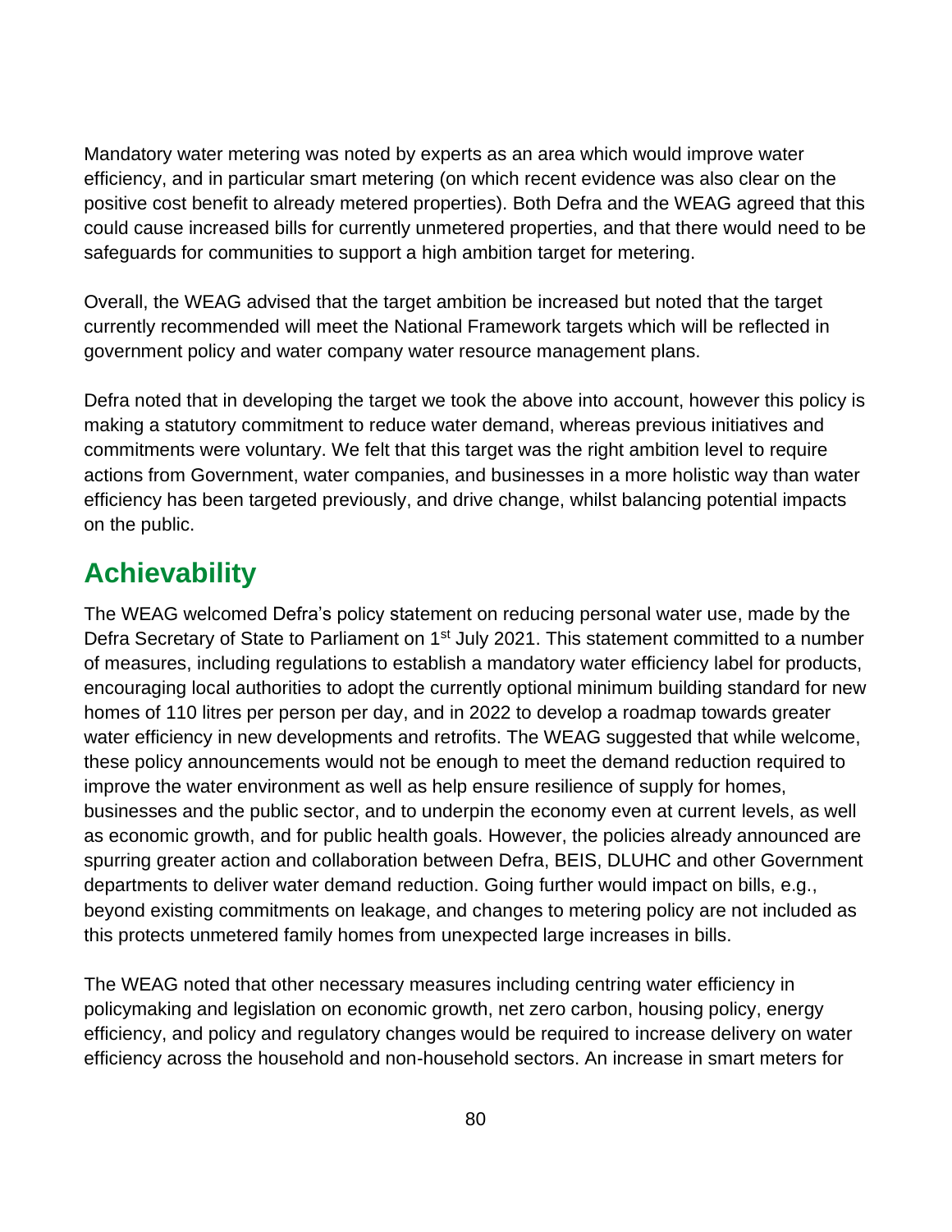Mandatory water metering was noted by experts as an area which would improve water efficiency, and in particular smart metering (on which recent evidence was also clear on the positive cost benefit to already metered properties). Both Defra and the WEAG agreed that this could cause increased bills for currently unmetered properties, and that there would need to be safeguards for communities to support a high ambition target for metering.

Overall, the WEAG advised that the target ambition be increased but noted that the target currently recommended will meet the National Framework targets which will be reflected in government policy and water company water resource management plans.

Defra noted that in developing the target we took the above into account, however this policy is making a statutory commitment to reduce water demand, whereas previous initiatives and commitments were voluntary. We felt that this target was the right ambition level to require actions from Government, water companies, and businesses in a more holistic way than water efficiency has been targeted previously, and drive change, whilst balancing potential impacts on the public.

## Achievability

The WEAG welcomed Defra's policy statement on reducing personal water use, made by the Defra Secretary of State to Parliament on 1st July 2021. This statement committed to a number of measures, including regulations to establish a mandatory water efficiency label for products, encouraging local authorities to adopt the currently optional minimum building standard for new homes of 110 litres per person per day, and in 2022 to develop a roadmap towards greater water efficiency in new developments and retrofits. The WEAG suggested that while welcome, these policy announcements would not be enough to meet the demand reduction required to improve the water environment as well as help ensure resilience of supply for homes, businesses and the public sector, and to underpin the economy even at current levels, as well as economic growth, and for public health goals. However, the policies already announced are spurring greater action and collaboration between Defra, BEIS, DLUHC and other Government departments to deliver water demand reduction. Going further would impact on bills, e.g., beyond existing commitments on leakage, and changes to metering policy are not included as this protects unmetered family homes from unexpected large increases in bills.

The WEAG noted that other necessary measures including centring water efficiency in policymaking and legislation on economic growth, net zero carbon, housing policy, energy efficiency, and policy and regulatory changes would be required to increase delivery on water efficiency across the household and non-household sectors. An increase in smart meters for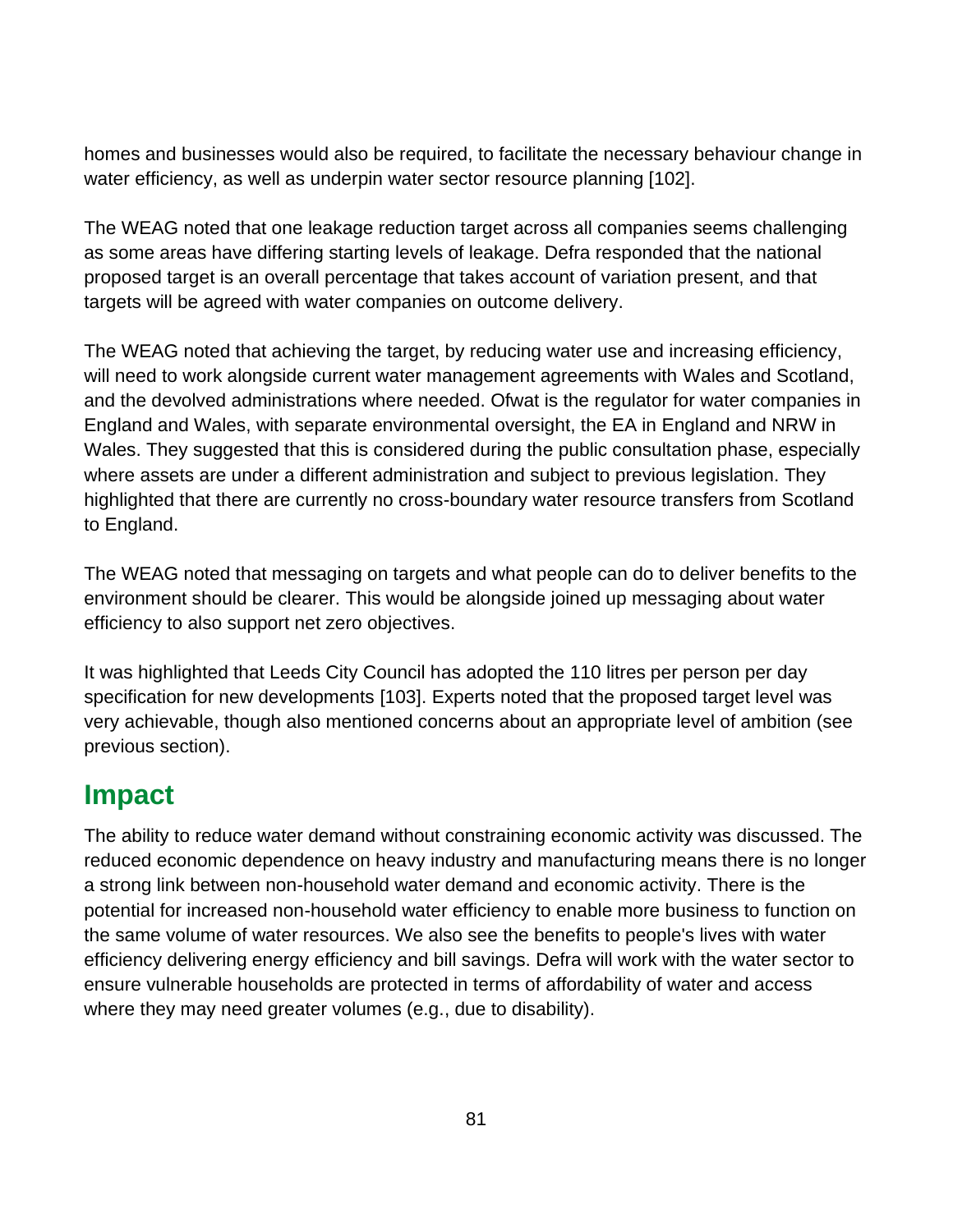homes and businesses would also be required, to facilitate the necessary behaviour change in water efficiency, as well as underpin water sector resource planning [102].

The WEAG noted that one leakage reduction target across all companies seems challenging as some areas have differing starting levels of leakage. Defra responded that the national proposed target is an overall percentage that takes account of variation present, and that targets will be agreed with water companies on outcome delivery.

The WEAG noted that achieving the target, by reducing water use and increasing efficiency, will need to work alongside current water management agreements with Wales and Scotland, and the devolved administrations where needed. Ofwat is the regulator for water companies in England and Wales, with separate environmental oversight, the EA in England and NRW in Wales. They suggested that this is considered during the public consultation phase, especially where assets are under a different administration and subject to previous legislation. They highlighted that there are currently no cross-boundary water resource transfers from Scotland to England.

The WEAG noted that messaging on targets and what people can do to deliver benefits to the environment should be clearer. This would be alongside joined up messaging about water efficiency to also support net zero objectives.

It was highlighted that Leeds City Council has adopted the 110 litres per person per day specification for new developments [103]. Experts noted that the proposed target level was very achievable, though also mentioned concerns about an appropriate level of ambition (see previous section).

## Impact

The ability to reduce water demand without constraining economic activity was discussed. The reduced economic dependence on heavy industry and manufacturing means there is no longer a strong link between non-household water demand and economic activity. There is the potential for increased non-household water efficiency to enable more business to function on the same volume of water resources. We also see the benefits to people's lives with water efficiency delivering energy efficiency and bill savings. Defra will work with the water sector to ensure vulnerable households are protected in terms of affordability of water and access where they may need greater volumes (e.g., due to disability).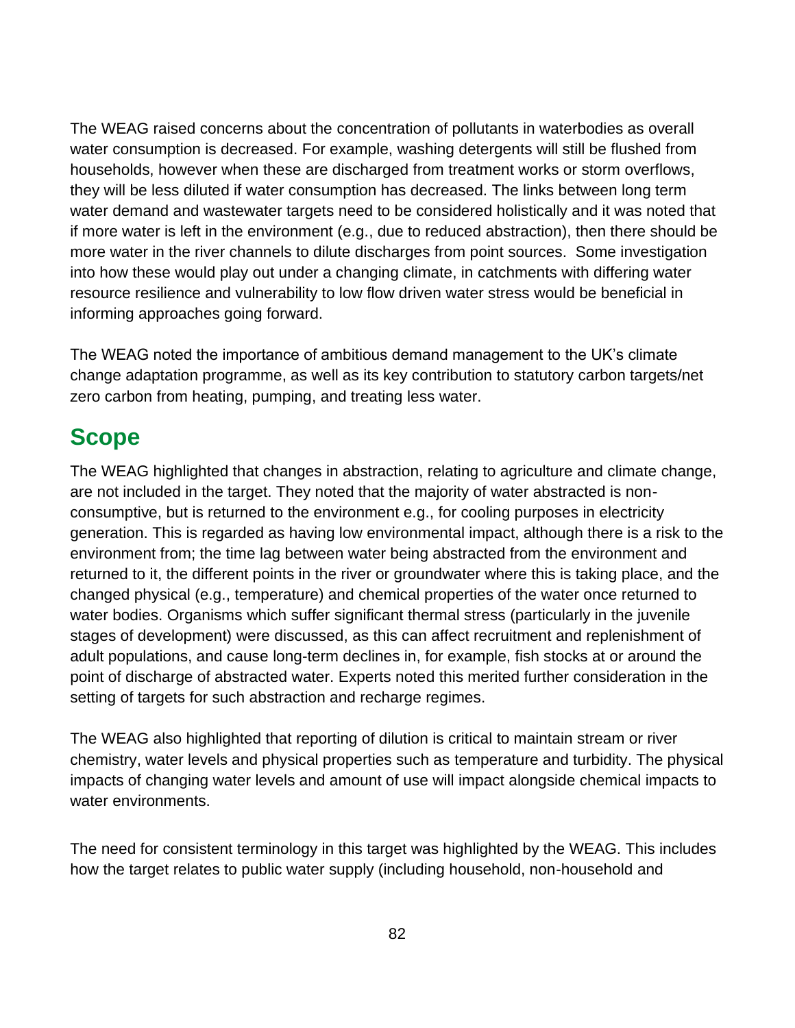The WEAG raised concerns about the concentration of pollutants in waterbodies as overall water consumption is decreased. For example, washing detergents will still be flushed from households, however when these are discharged from treatment works or storm overflows, they will be less diluted if water consumption has decreased. The links between long term water demand and wastewater targets need to be considered holistically and it was noted that if more water is left in the environment (e.g., due to reduced abstraction), then there should be more water in the river channels to dilute discharges from point sources. Some investigation into how these would play out under a changing climate, in catchments with differing water resource resilience and vulnerability to low flow driven water stress would be beneficial in informing approaches going forward.

The WEAG noted the importance of ambitious demand management to the UK's climate change adaptation programme, as well as its key contribution to statutory carbon targets/net zero carbon from heating, pumping, and treating less water.

## Scope

The WEAG highlighted that changes in abstraction, relating to agriculture and climate change, are not included in the target. They noted that the majority of water abstracted is non-consumptive, but is returned to the environment e.g., for cooling purposes in electricity generation. This is regarded as having low environmental impact, although there is a risk to the environment from; the time lag between water being abstracted from the environment and returned to it, the different points in the river or groundwater where this is taking place, and the changed physical (e.g., temperature) and chemical properties of the water once returned to water bodies. Organisms which suffer significant thermal stress (particularly in the juvenile stages of development) were discussed, as this can affect recruitment and replenishment of adult populations, and cause long-term declines in, for example, fish stocks at or around the point of discharge of abstracted water. Experts noted this merited further consideration in the setting of targets for such abstraction and recharge regimes.

The WEAG also highlighted that reporting of dilution is critical to maintain stream or river chemistry, water levels and physical properties such as temperature and turbidity. The physical impacts of changing water levels and amount of use will impact alongside chemical impacts to water environments.

The need for consistent terminology in this target was highlighted by the WEAG. This includes how the target relates to public water supply (including household, non-household and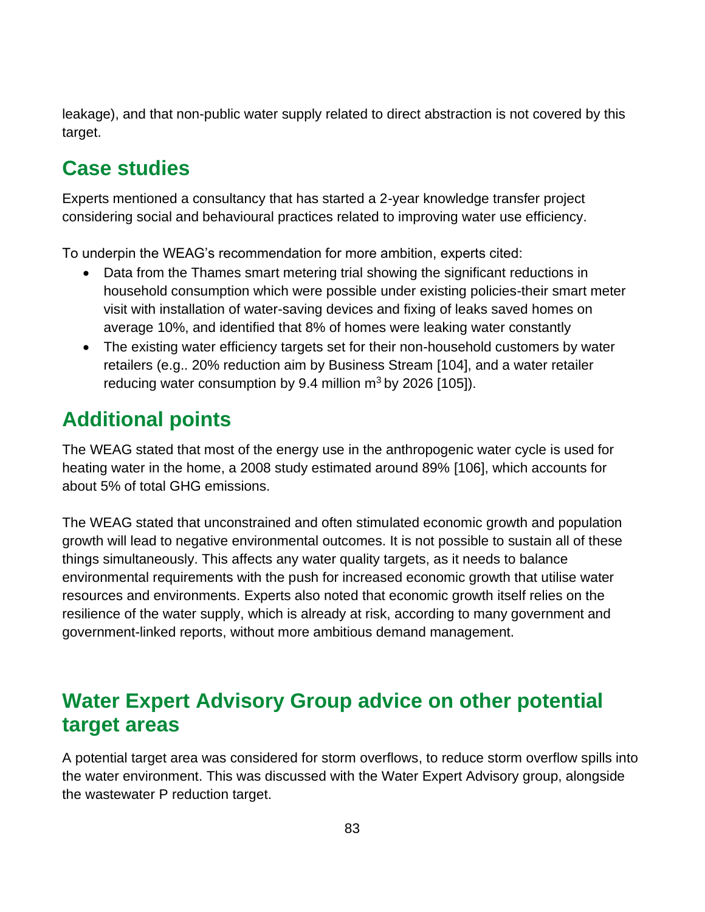leakage), and that non-public water supply related to direct abstraction is not covered by this target.

## Case studies

Experts mentioned a consultancy that has started a 2-year knowledge transfer project considering social and behavioural practices related to improving water use efficiency.

To underpin the WEAG's recommendation for more ambition, experts cited:

- Data from the Thames smart metering trial showing the significant reductions in household consumption which were possible under existing policies-their smart meter visit with installation of water-saving devices and fixing of leaks saved homes on average 10%, and identified that 8% of homes were leaking water constantly
- The existing water efficiency targets set for their non-household customers by water retailers (e.g.. 20% reduction aim by Business Stream [104], and a water retailer reducing water consumption by 9.4 million $m^3$ by 2026 [105]).

## Additional points

The WEAG stated that most of the energy use in the anthropogenic water cycle is used for heating water in the home, a 2008 study estimated around 89% [106], which accounts for about 5% of total GHG emissions.

The WEAG stated that unconstrained and often stimulated economic growth and population growth will lead to negative environmental outcomes. It is not possible to sustain all of these things simultaneously. This affects any water quality targets, as it needs to balance environmental requirements with the push for increased economic growth that utilise water resources and environments. Experts also noted that economic growth itself relies on the resilience of the water supply, which is already at risk, according to many government and government-linked reports, without more ambitious demand management.

## Water Expert Advisory Group advice on other potential target areas

A potential target area was considered for storm overflows, to reduce storm overflow spills into the water environment. This was discussed with the Water Expert Advisory group, alongside the wastewater P reduction target.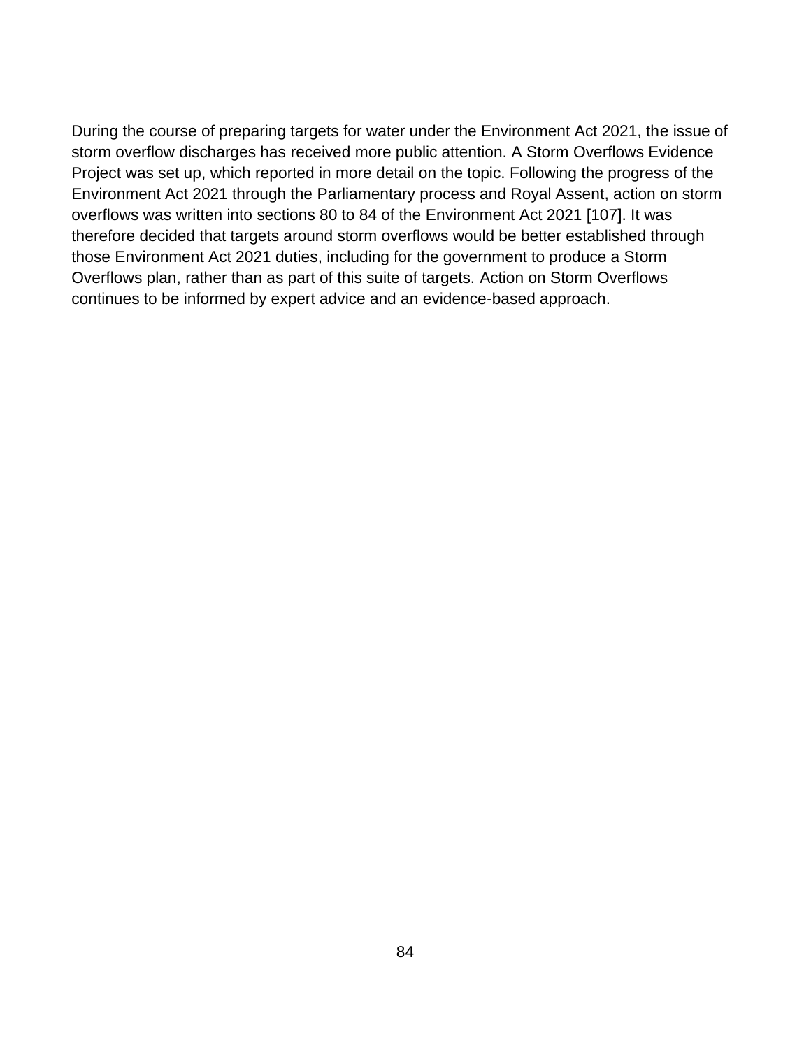During the course of preparing targets for water under the Environment Act 2021, the issue of storm overflow discharges has received more public attention. A Storm Overflows Evidence Project was set up, which reported in more detail on the topic. Following the progress of the Environment Act 2021 through the Parliamentary process and Royal Assent, action on storm overflows was written into sections 80 to 84 of the Environment Act 2021 [107]. It was therefore decided that targets around storm overflows would be better established through those Environment Act 2021 duties, including for the government to produce a Storm Overflows plan, rather than as part of this suite of targets. Action on Storm Overflows continues to be informed by expert advice and an evidence-based approach.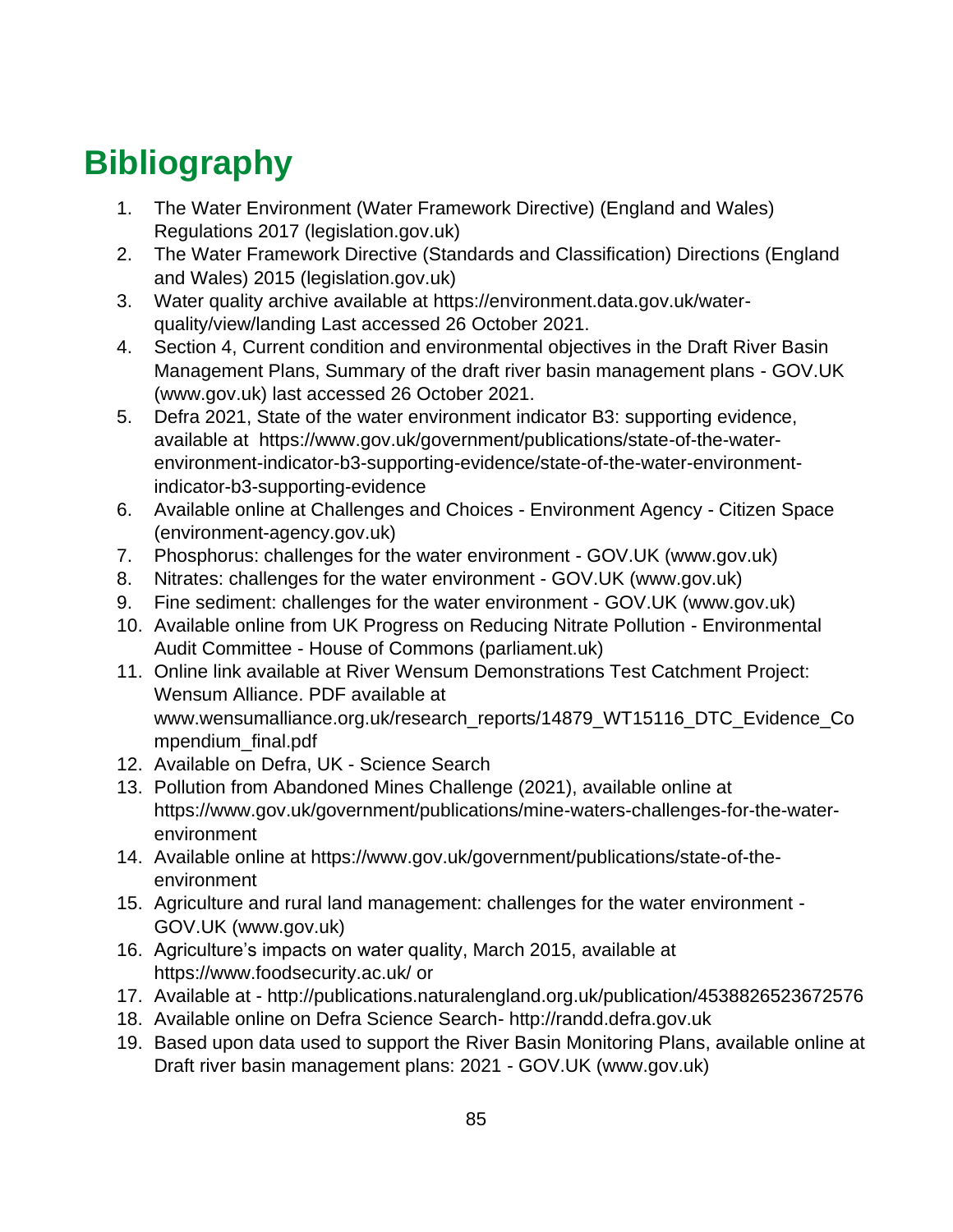# Bibliography

1. The Water Environment (Water Framework Directive) (England and Wales) Regulations 2017 (legislation.gov.uk)
2. The Water Framework Directive (Standards and Classification) Directions (England and Wales) 2015 (legislation.gov.uk)
3. Water quality archive available at https://environment.data.gov.uk/water-quality/view/landing Last accessed 26 October 2021.
4. Section 4, Current condition and environmental objectives in the Draft River Basin Management Plans, Summary of the draft river basin management plans - GOV.UK (www.gov.uk) last accessed 26 October 2021.
5. Defra 2021, State of the water environment indicator B3: supporting evidence, available at https://www.gov.uk/government/publications/state-of-the-water-environment-indicator-b3-supporting-evidence/state-of-the-water-environment-indicator-b3-supporting-evidence
6. Available online at Challenges and Choices - Environment Agency - Citizen Space (environment-agency.gov.uk)
7. Phosphorus: challenges for the water environment - GOV.UK (www.gov.uk)
8. Nitrates: challenges for the water environment - GOV.UK (www.gov.uk)
9. Fine sediment: challenges for the water environment - GOV.UK (www.gov.uk)
10. Available online from UK Progress on Reducing Nitrate Pollution - Environmental Audit Committee - House of Commons (parliament.uk)
11. Online link available at River Wensum Demonstrations Test Catchment Project: Wensum Alliance. PDF available at www.wensumalliance.org.uk/research_reports/14879_WT15116_DTC_Evidence_Compendium_final.pdf
12. Available on Defra, UK - Science Search
13. Pollution from Abandoned Mines Challenge (2021), available online at https://www.gov.uk/government/publications/mine-waters-challenges-for-the-water-environment
14. Available online at https://www.gov.uk/government/publications/state-of-the-environment
15. Agriculture and rural land management: challenges for the water environment - GOV.UK (www.gov.uk)
16. Agriculture's impacts on water quality, March 2015, available at https://www.foodsecurity.ac.uk/ or
17. Available at - http://publications.naturalengland.org.uk/publication/4538826523672576
18. Available online on Defra Science Search- http://randd.defra.gov.uk
19. Based upon data used to support the River Basin Monitoring Plans, available online at Draft river basin management plans: 2021 - GOV.UK (www.gov.uk)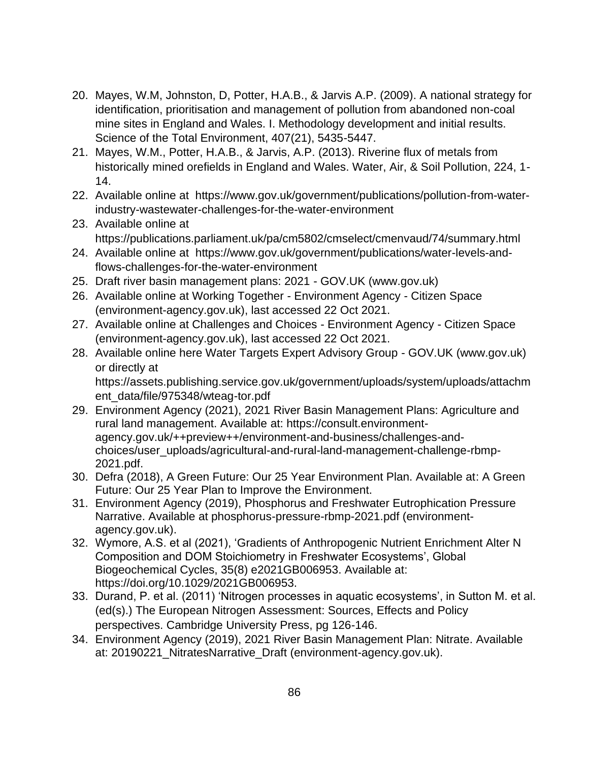20. Mayes, W.M, Johnston, D, Potter, H.A.B., & Jarvis A.P. (2009). A national strategy for identification, prioritisation and management of pollution from abandoned non-coal mine sites in England and Wales. I. Methodology development and initial results. Science of the Total Environment, 407(21), 5435-5447.
21. Mayes, W.M., Potter, H.A.B., & Jarvis, A.P. (2013). Riverine flux of metals from historically mined orefields in England and Wales. Water, Air, & Soil Pollution, 224, 1-14.
22. Available online at https://www.gov.uk/government/publications/pollution-from-water-industry-wastewater-challenges-for-the-water-environment
23. Available online at https://publications.parliament.uk/pa/cm5802/cmselect/cmenvaud/74/summary.html
24. Available online at https://www.gov.uk/government/publications/water-levels-and-flows-challenges-for-the-water-environment
25. Draft river basin management plans: 2021 - GOV.UK (www.gov.uk)
26. Available online at Working Together - Environment Agency - Citizen Space (environment-agency.gov.uk), last accessed 22 Oct 2021.
27. Available online at Challenges and Choices - Environment Agency - Citizen Space (environment-agency.gov.uk), last accessed 22 Oct 2021.
28. Available online here Water Targets Expert Advisory Group - GOV.UK (www.gov.uk) or directly at https://assets.publishing.service.gov.uk/government/uploads/system/uploads/attachment_data/file/975348/wteag-tor.pdf
29. Environment Agency (2021), 2021 River Basin Management Plans: Agriculture and rural land management. Available at: https://consult.environment-agency.gov.uk/++preview++/environment-and-business/challenges-and-choices/user_uploads/agricultural-and-rural-land-management-challenge-rbmp-2021.pdf.
30. Defra (2018), A Green Future: Our 25 Year Environment Plan. Available at: A Green Future: Our 25 Year Plan to Improve the Environment.
31. Environment Agency (2019), Phosphorus and Freshwater Eutrophication Pressure Narrative. Available at phosphorus-pressure-rbmp-2021.pdf (environment-agency.gov.uk).
32. Wymore, A.S. et al (2021), 'Gradients of Anthropogenic Nutrient Enrichment Alter N Composition and DOM Stoichiometry in Freshwater Ecosystems', Global Biogeochemical Cycles, 35(8) e2021GB006953. Available at: https://doi.org/10.1029/2021GB006953.
33. Durand, P. et al. (2011) 'Nitrogen processes in aquatic ecosystems', in Sutton M. et al. (ed(s).) The European Nitrogen Assessment: Sources, Effects and Policy perspectives. Cambridge University Press, pg 126-146.
34. Environment Agency (2019), 2021 River Basin Management Plan: Nitrate. Available at: 20190221_NitratesNarrative_Draft (environment-agency.gov.uk).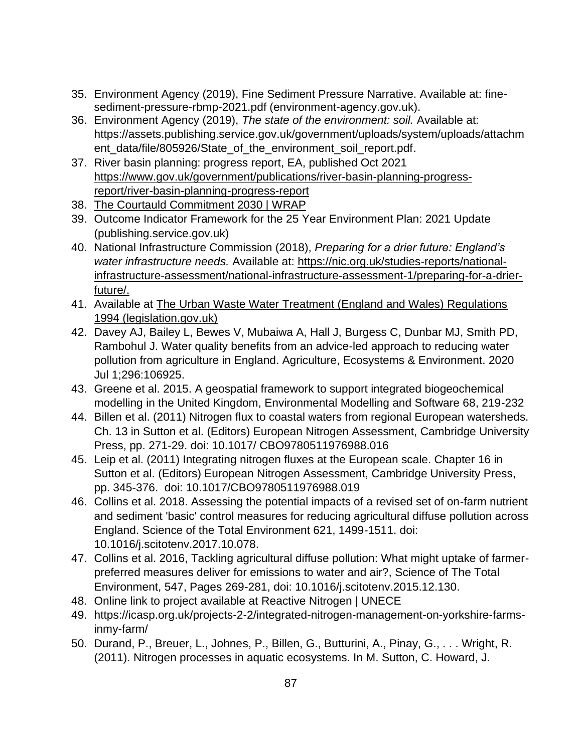35. Environment Agency (2019), Fine Sediment Pressure Narrative. Available at: fine-sediment-pressure-rbmp-2021.pdf (environment-agency.gov.uk).
36. Environment Agency (2019), *The state of the environment: soil.* Available at: https://assets.publishing.service.gov.uk/government/uploads/system/uploads/attachment_data/file/805926/State_of_the_environment_soil_report.pdf.
37. River basin planning: progress report, EA, published Oct 2021 https://www.gov.uk/government/publications/river-basin-planning-progress-report/river-basin-planning-progress-report
38. The Courtauld Commitment 2030 | WRAP
39. Outcome Indicator Framework for the 25 Year Environment Plan: 2021 Update (publishing.service.gov.uk)
40. National Infrastructure Commission (2018), *Preparing for a drier future: England's water infrastructure needs.* Available at: https://nic.org.uk/studies-reports/national-infrastructure-assessment/national-infrastructure-assessment-1/preparing-for-a-drier-future/.
41. Available at The Urban Waste Water Treatment (England and Wales) Regulations 1994 (legislation.gov.uk)
42. Davey AJ, Bailey L, Bewes V, Mubaiwa A, Hall J, Burgess C, Dunbar MJ, Smith PD, Rambohul J. Water quality benefits from an advice-led approach to reducing water pollution from agriculture in England. Agriculture, Ecosystems & Environment. 2020 Jul 1;296:106925.
43. Greene et al. 2015. A geospatial framework to support integrated biogeochemical modelling in the United Kingdom, Environmental Modelling and Software 68, 219-232
44. Billen et al. (2011) Nitrogen flux to coastal waters from regional European watersheds. Ch. 13 in Sutton et al. (Editors) European Nitrogen Assessment, Cambridge University Press, pp. 271-29. doi: 10.1017/ CBO9780511976988.016
45. Leip et al. (2011) Integrating nitrogen fluxes at the European scale. Chapter 16 in Sutton et al. (Editors) European Nitrogen Assessment, Cambridge University Press, pp. 345-376. doi: 10.1017/CBO9780511976988.019
46. Collins et al. 2018. Assessing the potential impacts of a revised set of on-farm nutrient and sediment 'basic' control measures for reducing agricultural diffuse pollution across England. Science of the Total Environment 621, 1499-1511. doi: 10.1016/j.scitotenv.2017.10.078.
47. Collins et al. 2016, Tackling agricultural diffuse pollution: What might uptake of farmer-preferred measures deliver for emissions to water and air?, Science of The Total Environment, 547, Pages 269-281, doi: 10.1016/j.scitotenv.2015.12.130.
48. Online link to project available at Reactive Nitrogen | UNECE
49. https://icasp.org.uk/projects-2-2/integrated-nitrogen-management-on-yorkshire-farms-inmy-farm/
50. Durand, P., Breuer, L., Johnes, P., Billen, G., Butturini, A., Pinay, G., . . . Wright, R. (2011). Nitrogen processes in aquatic ecosystems. In M. Sutton, C. Howard, J.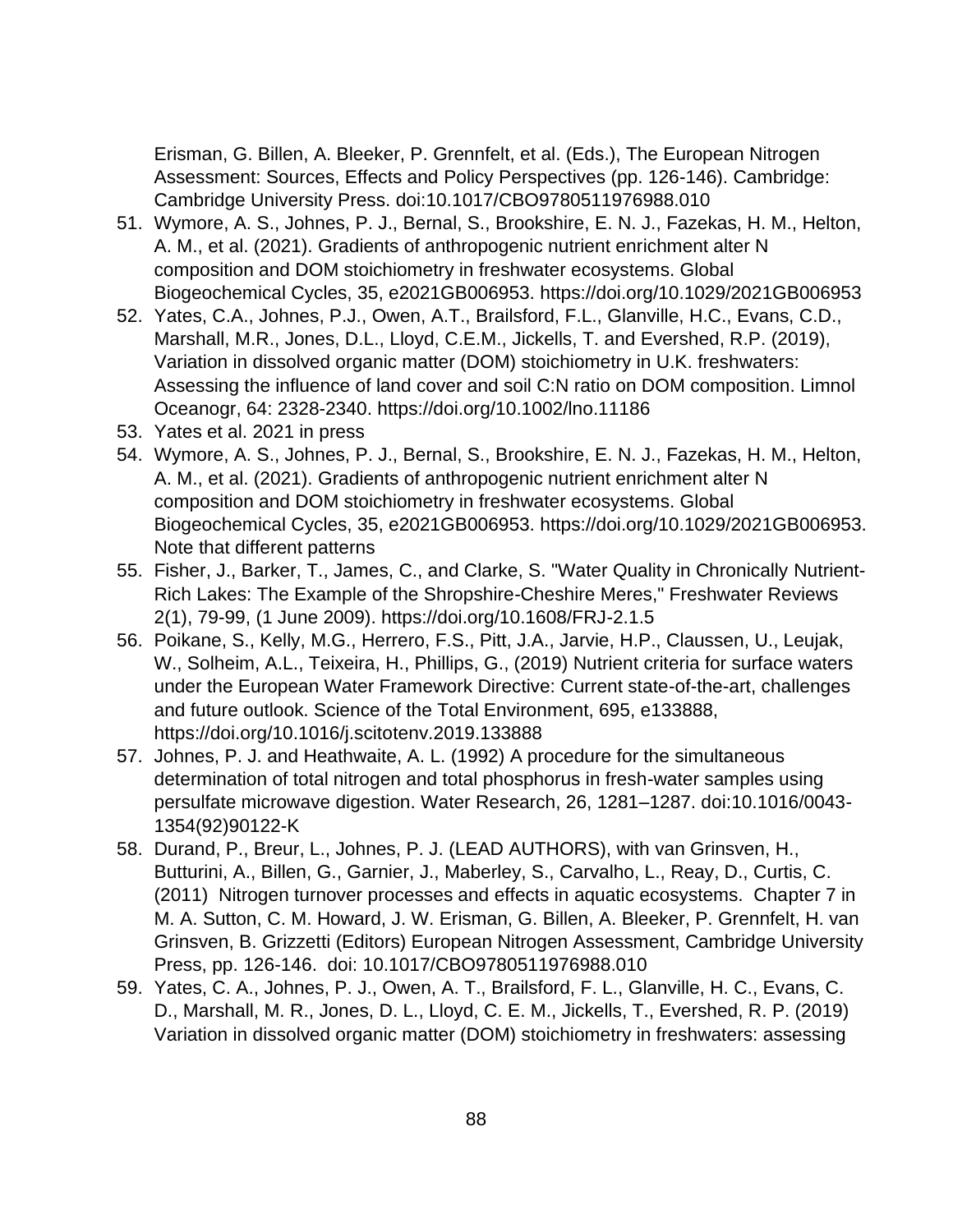Erisman, G. Billen, A. Bleeker, P. Grennfelt, et al. (Eds.), The European Nitrogen Assessment: Sources, Effects and Policy Perspectives (pp. 126-146). Cambridge: Cambridge University Press. doi:10.1017/CBO9780511976988.010

51. Wymore, A. S., Johnes, P. J., Bernal, S., Brookshire, E. N. J., Fazekas, H. M., Helton, A. M., et al. (2021). Gradients of anthropogenic nutrient enrichment alter N composition and DOM stoichiometry in freshwater ecosystems. Global Biogeochemical Cycles, 35, e2021GB006953. https://doi.org/10.1029/2021GB006953
52. Yates, C.A., Johnes, P.J., Owen, A.T., Brailsford, F.L., Glanville, H.C., Evans, C.D., Marshall, M.R., Jones, D.L., Lloyd, C.E.M., Jickells, T. and Evershed, R.P. (2019), Variation in dissolved organic matter (DOM) stoichiometry in U.K. freshwaters: Assessing the influence of land cover and soil C:N ratio on DOM composition. Limnol Oceanogr, 64: 2328-2340. https://doi.org/10.1002/lno.11186
53. Yates et al. 2021 in press
54. Wymore, A. S., Johnes, P. J., Bernal, S., Brookshire, E. N. J., Fazekas, H. M., Helton, A. M., et al. (2021). Gradients of anthropogenic nutrient enrichment alter N composition and DOM stoichiometry in freshwater ecosystems. Global Biogeochemical Cycles, 35, e2021GB006953. https://doi.org/10.1029/2021GB006953. Note that different patterns
55. Fisher, J., Barker, T., James, C., and Clarke, S. "Water Quality in Chronically Nutrient-Rich Lakes: The Example of the Shropshire-Cheshire Meres," Freshwater Reviews 2(1), 79-99, (1 June 2009). https://doi.org/10.1608/FRJ-2.1.5
56. Poikane, S., Kelly, M.G., Herrero, F.S., Pitt, J.A., Jarvie, H.P., Claussen, U., Leujak, W., Solheim, A.L., Teixeira, H., Phillips, G., (2019) Nutrient criteria for surface waters under the European Water Framework Directive: Current state-of-the-art, challenges and future outlook. Science of the Total Environment, 695, e133888, https://doi.org/10.1016/j.scitotenv.2019.133888
57. Johnes, P. J. and Heathwaite, A. L. (1992) A procedure for the simultaneous determination of total nitrogen and total phosphorus in fresh-water samples using persulfate microwave digestion. Water Research, 26, 1281–1287. doi:10.1016/0043-1354(92)90122-K
58. Durand, P., Breur, L., Johnes, P. J. (LEAD AUTHORS), with van Grinsven, H., Butturini, A., Billen, G., Garnier, J., Maberley, S., Carvalho, L., Reay, D., Curtis, C. (2011) Nitrogen turnover processes and effects in aquatic ecosystems. Chapter 7 in M. A. Sutton, C. M. Howard, J. W. Erisman, G. Billen, A. Bleeker, P. Grennfelt, H. van Grinsven, B. Grizzetti (Editors) European Nitrogen Assessment, Cambridge University Press, pp. 126-146. doi: 10.1017/CBO9780511976988.010
59. Yates, C. A., Johnes, P. J., Owen, A. T., Brailsford, F. L., Glanville, H. C., Evans, C. D., Marshall, M. R., Jones, D. L., Lloyd, C. E. M., Jickells, T., Evershed, R. P. (2019) Variation in dissolved organic matter (DOM) stoichiometry in freshwaters: assessing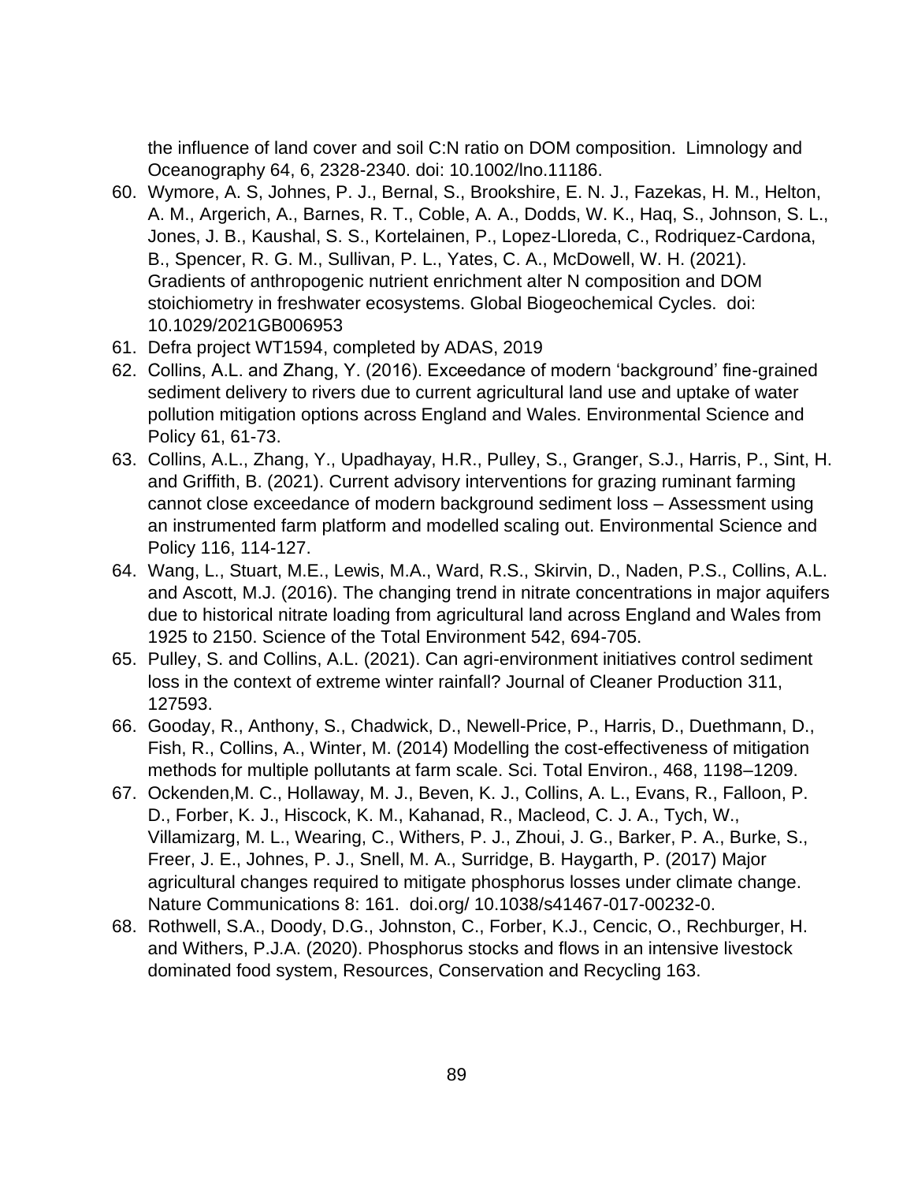the influence of land cover and soil C:N ratio on DOM composition. Limnology and Oceanography 64, 6, 2328-2340. doi: 10.1002/lno.11186.

60. Wymore, A. S, Johnes, P. J., Bernal, S., Brookshire, E. N. J., Fazekas, H. M., Helton, A. M., Argerich, A., Barnes, R. T., Coble, A. A., Dodds, W. K., Haq, S., Johnson, S. L., Jones, J. B., Kaushal, S. S., Kortelainen, P., Lopez-Lloreda, C., Rodriquez-Cardona, B., Spencer, R. G. M., Sullivan, P. L., Yates, C. A., McDowell, W. H. (2021). Gradients of anthropogenic nutrient enrichment alter N composition and DOM stoichiometry in freshwater ecosystems. Global Biogeochemical Cycles. doi: 10.1029/2021GB006953
61. Defra project WT1594, completed by ADAS, 2019
62. Collins, A.L. and Zhang, Y. (2016). Exceedance of modern 'background' fine-grained sediment delivery to rivers due to current agricultural land use and uptake of water pollution mitigation options across England and Wales. Environmental Science and Policy 61, 61-73.
63. Collins, A.L., Zhang, Y., Upadhayay, H.R., Pulley, S., Granger, S.J., Harris, P., Sint, H. and Griffith, B. (2021). Current advisory interventions for grazing ruminant farming cannot close exceedance of modern background sediment loss – Assessment using an instrumented farm platform and modelled scaling out. Environmental Science and Policy 116, 114-127.
64. Wang, L., Stuart, M.E., Lewis, M.A., Ward, R.S., Skirvin, D., Naden, P.S., Collins, A.L. and Ascott, M.J. (2016). The changing trend in nitrate concentrations in major aquifers due to historical nitrate loading from agricultural land across England and Wales from 1925 to 2150. Science of the Total Environment 542, 694-705.
65. Pulley, S. and Collins, A.L. (2021). Can agri-environment initiatives control sediment loss in the context of extreme winter rainfall? Journal of Cleaner Production 311, 127593.
66. Gooday, R., Anthony, S., Chadwick, D., Newell-Price, P., Harris, D., Duethmann, D., Fish, R., Collins, A., Winter, M. (2014) Modelling the cost-effectiveness of mitigation methods for multiple pollutants at farm scale. Sci. Total Environ., 468, 1198–1209.
67. Ockenden,M. C., Hollaway, M. J., Beven, K. J., Collins, A. L., Evans, R., Falloon, P. D., Forber, K. J., Hiscock, K. M., Kahanad, R., Macleod, C. J. A., Tych, W., Villamizarg, M. L., Wearing, C., Withers, P. J., Zhoui, J. G., Barker, P. A., Burke, S., Freer, J. E., Johnes, P. J., Snell, M. A., Surridge, B. Haygarth, P. (2017) Major agricultural changes required to mitigate phosphorus losses under climate change. Nature Communications 8: 161. doi.org/ 10.1038/s41467-017-00232-0.
68. Rothwell, S.A., Doody, D.G., Johnston, C., Forber, K.J., Cencic, O., Rechburger, H. and Withers, P.J.A. (2020). Phosphorus stocks and flows in an intensive livestock dominated food system, Resources, Conservation and Recycling 163.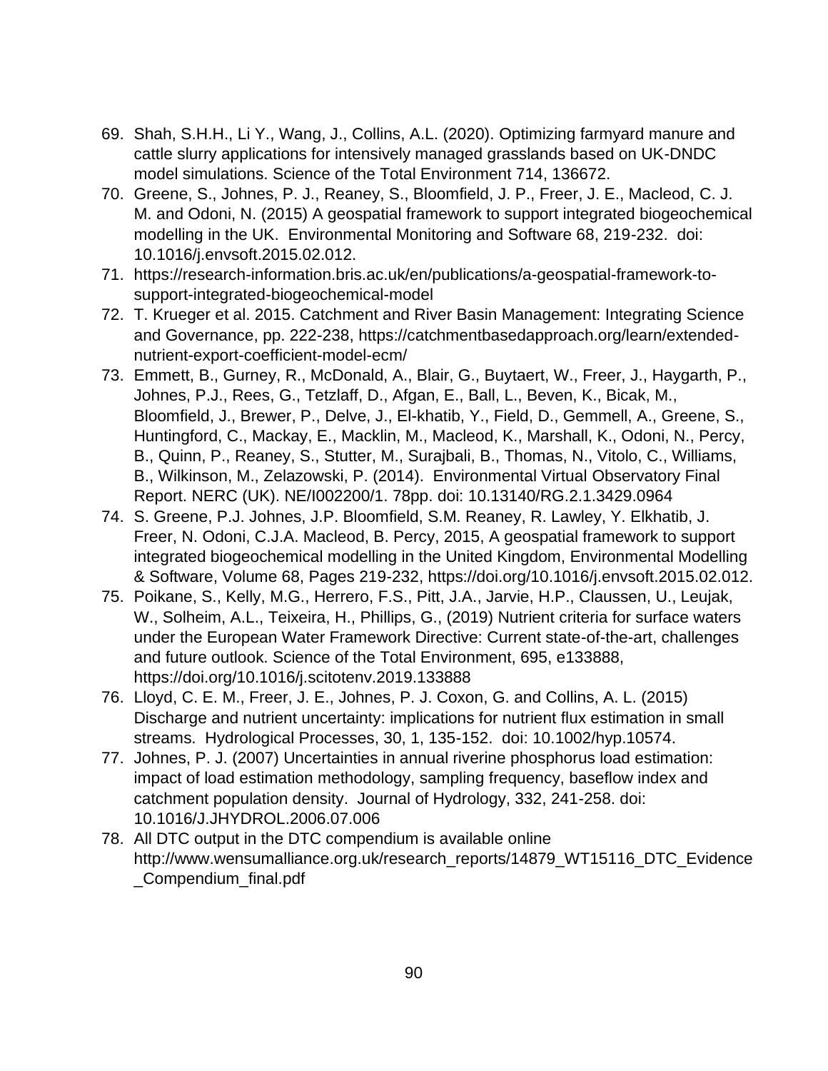69. Shah, S.H.H., Li Y., Wang, J., Collins, A.L. (2020). Optimizing farmyard manure and cattle slurry applications for intensively managed grasslands based on UK-DNDC model simulations. Science of the Total Environment 714, 136672.
70. Greene, S., Johnes, P. J., Reaney, S., Bloomfield, J. P., Freer, J. E., Macleod, C. J. M. and Odoni, N. (2015) A geospatial framework to support integrated biogeochemical modelling in the UK. Environmental Monitoring and Software 68, 219-232. doi: 10.1016/j.envsoft.2015.02.012.
71. https://research-information.bris.ac.uk/en/publications/a-geospatial-framework-to-support-integrated-biogeochemical-model
72. T. Krueger et al. 2015. Catchment and River Basin Management: Integrating Science and Governance, pp. 222-238, https://catchmentbasedapproach.org/learn/extended-nutrient-export-coefficient-model-ecm/
73. Emmett, B., Gurney, R., McDonald, A., Blair, G., Buytaert, W., Freer, J., Haygarth, P., Johnes, P.J., Rees, G., Tetzlaff, D., Afgan, E., Ball, L., Beven, K., Bicak, M., Bloomfield, J., Brewer, P., Delve, J., El-khatib, Y., Field, D., Gemmell, A., Greene, S., Huntingford, C., Mackay, E., Macklin, M., Macleod, K., Marshall, K., Odoni, N., Percy, B., Quinn, P., Reaney, S., Stutter, M., Surajbali, B., Thomas, N., Vitolo, C., Williams, B., Wilkinson, M., Zelazowski, P. (2014). Environmental Virtual Observatory Final Report. NERC (UK). NE/I002200/1. 78pp. doi: 10.13140/RG.2.1.3429.0964
74. S. Greene, P.J. Johnes, J.P. Bloomfield, S.M. Reaney, R. Lawley, Y. Elkhatib, J. Freer, N. Odoni, C.J.A. Macleod, B. Percy, 2015, A geospatial framework to support integrated biogeochemical modelling in the United Kingdom, Environmental Modelling & Software, Volume 68, Pages 219-232, https://doi.org/10.1016/j.envsoft.2015.02.012.
75. Poikane, S., Kelly, M.G., Herrero, F.S., Pitt, J.A., Jarvie, H.P., Claussen, U., Leujak, W., Solheim, A.L., Teixeira, H., Phillips, G., (2019) Nutrient criteria for surface waters under the European Water Framework Directive: Current state-of-the-art, challenges and future outlook. Science of the Total Environment, 695, e133888, https://doi.org/10.1016/j.scitotenv.2019.133888
76. Lloyd, C. E. M., Freer, J. E., Johnes, P. J. Coxon, G. and Collins, A. L. (2015) Discharge and nutrient uncertainty: implications for nutrient flux estimation in small streams. Hydrological Processes, 30, 1, 135-152. doi: 10.1002/hyp.10574.
77. Johnes, P. J. (2007) Uncertainties in annual riverine phosphorus load estimation: impact of load estimation methodology, sampling frequency, baseflow index and catchment population density. Journal of Hydrology, 332, 241-258. doi: 10.1016/J.JHYDROL.2006.07.006
78. All DTC output in the DTC compendium is available online http://www.wensumalliance.org.uk/research_reports/14879_WT15116_DTC_Evidence_Compendium_final.pdf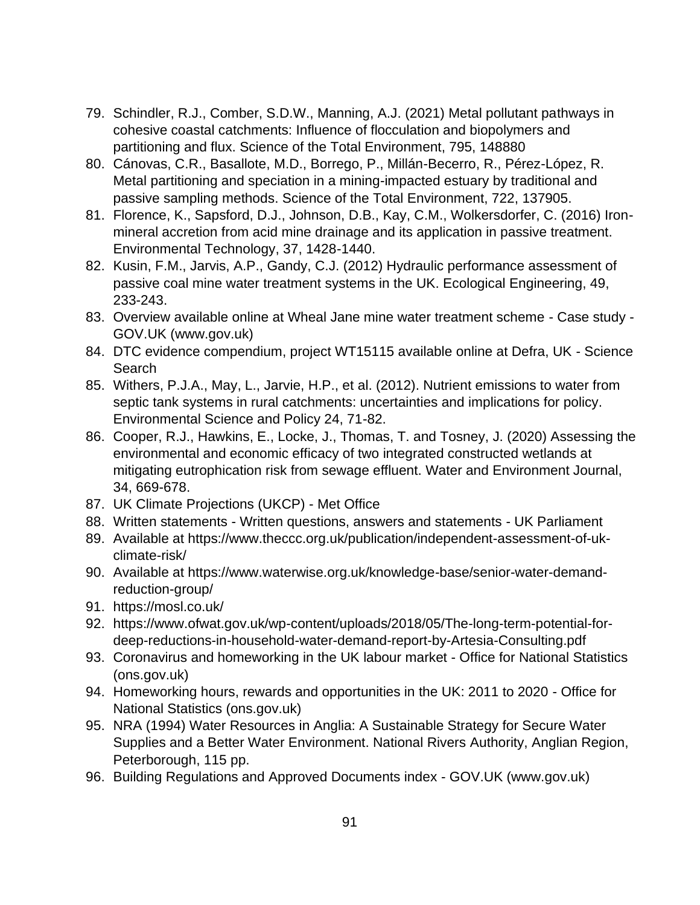79. Schindler, R.J., Comber, S.D.W., Manning, A.J. (2021) Metal pollutant pathways in cohesive coastal catchments: Influence of flocculation and biopolymers and partitioning and flux. Science of the Total Environment, 795, 148880
80. Cánovas, C.R., Basallote, M.D., Borrego, P., Millán-Becerro, R., Pérez-López, R. Metal partitioning and speciation in a mining-impacted estuary by traditional and passive sampling methods. Science of the Total Environment, 722, 137905.
81. Florence, K., Sapsford, D.J., Johnson, D.B., Kay, C.M., Wolkersdorfer, C. (2016) Iron-mineral accretion from acid mine drainage and its application in passive treatment. Environmental Technology, 37, 1428-1440.
82. Kusin, F.M., Jarvis, A.P., Gandy, C.J. (2012) Hydraulic performance assessment of passive coal mine water treatment systems in the UK. Ecological Engineering, 49, 233-243.
83. Overview available online at Wheal Jane mine water treatment scheme - Case study - GOV.UK (www.gov.uk)
84. DTC evidence compendium, project WT15115 available online at Defra, UK - Science Search
85. Withers, P.J.A., May, L., Jarvie, H.P., et al. (2012). Nutrient emissions to water from septic tank systems in rural catchments: uncertainties and implications for policy. Environmental Science and Policy 24, 71-82.
86. Cooper, R.J., Hawkins, E., Locke, J., Thomas, T. and Tosney, J. (2020) Assessing the environmental and economic efficacy of two integrated constructed wetlands at mitigating eutrophication risk from sewage effluent. Water and Environment Journal, 34, 669-678.
87. UK Climate Projections (UKCP) - Met Office
88. Written statements - Written questions, answers and statements - UK Parliament
89. Available at https://www.theccc.org.uk/publication/independent-assessment-of-uk-climate-risk/
90. Available at https://www.waterwise.org.uk/knowledge-base/senior-water-demand-reduction-group/
91. https://mosl.co.uk/
92. https://www.ofwat.gov.uk/wp-content/uploads/2018/05/The-long-term-potential-for-deep-reductions-in-household-water-demand-report-by-Artesia-Consulting.pdf
93. Coronavirus and homeworking in the UK labour market - Office for National Statistics (ons.gov.uk)
94. Homeworking hours, rewards and opportunities in the UK: 2011 to 2020 - Office for National Statistics (ons.gov.uk)
95. NRA (1994) Water Resources in Anglia: A Sustainable Strategy for Secure Water Supplies and a Better Water Environment. National Rivers Authority, Anglian Region, Peterborough, 115 pp.
96. Building Regulations and Approved Documents index - GOV.UK (www.gov.uk)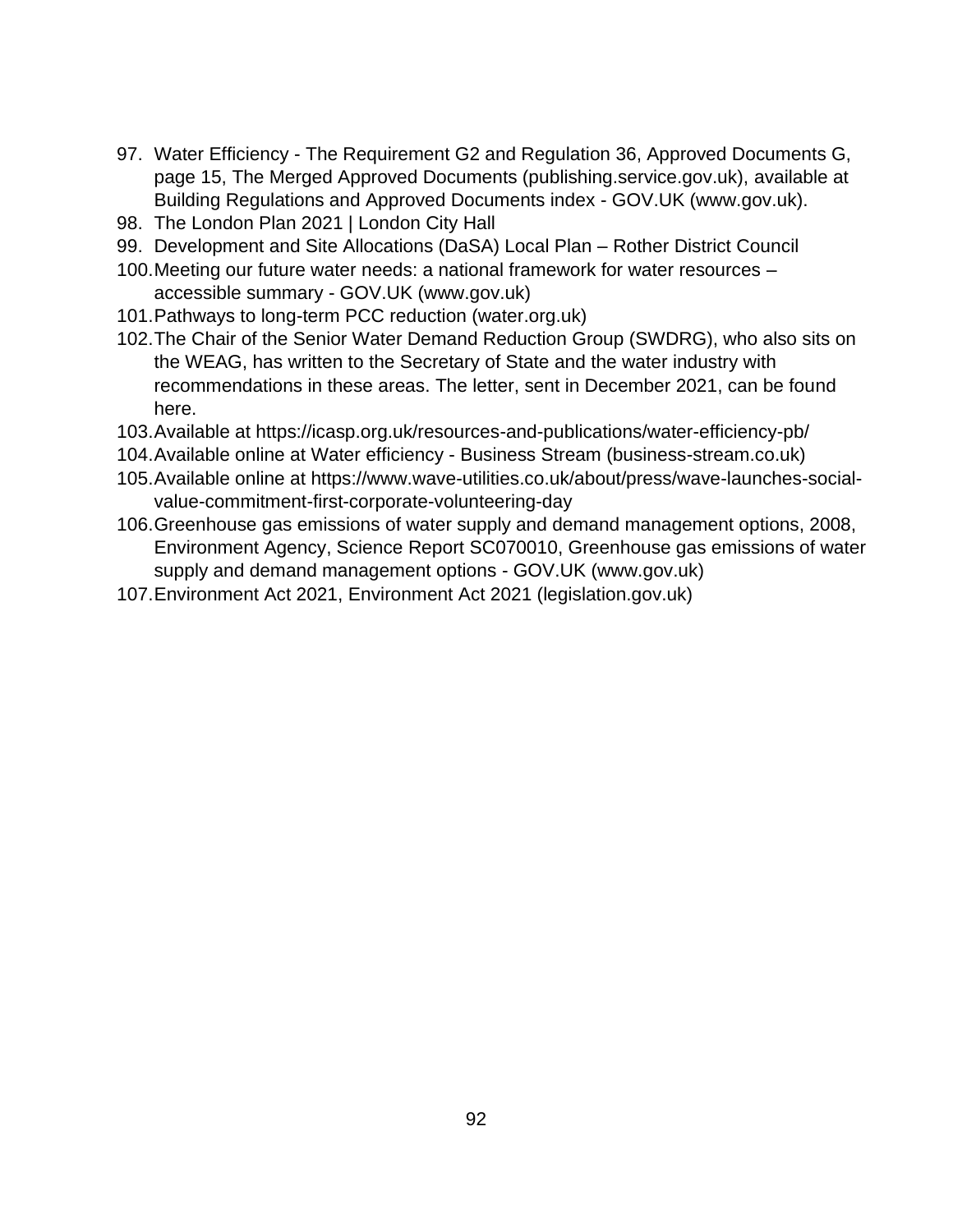97. Water Efficiency - The Requirement G2 and Regulation 36, Approved Documents G, page 15, The Merged Approved Documents (publishing.service.gov.uk), available at Building Regulations and Approved Documents index - GOV.UK (www.gov.uk).
98. The London Plan 2021 | London City Hall
99. Development and Site Allocations (DaSA) Local Plan – Rother District Council
100. Meeting our future water needs: a national framework for water resources – accessible summary - GOV.UK (www.gov.uk)
101. Pathways to long-term PCC reduction (water.org.uk)
102. The Chair of the Senior Water Demand Reduction Group (SWDRG), who also sits on the WEAG, has written to the Secretary of State and the water industry with recommendations in these areas. The letter, sent in December 2021, can be found here.
103. Available at https://icasp.org.uk/resources-and-publications/water-efficiency-pb/
104. Available online at Water efficiency - Business Stream (business-stream.co.uk)
105. Available online at https://www.wave-utilities.co.uk/about/press/wave-launches-social-value-commitment-first-corporate-volunteering-day
106. Greenhouse gas emissions of water supply and demand management options, 2008, Environment Agency, Science Report SC070010, Greenhouse gas emissions of water supply and demand management options - GOV.UK (www.gov.uk)
107. Environment Act 2021, Environment Act 2021 (legislation.gov.uk)